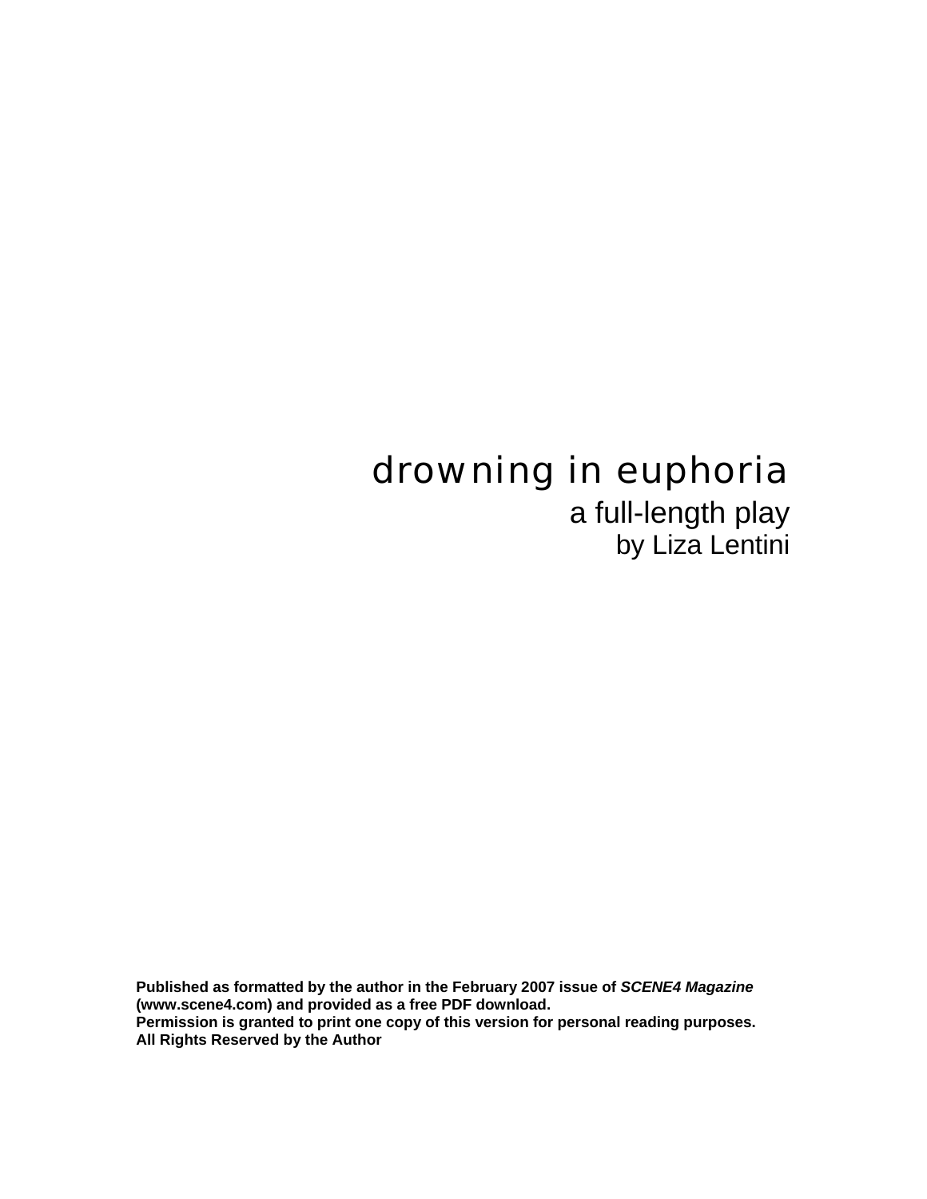# drowning in euphoria

a full-length play

by Liza Lentini

**Published as formatted by the author in the February 2007 issue of *SCENE4 Magazine* (www.scene4.com) and provided as a free PDF download.**
**Permission is granted to print one copy of this version for personal reading purposes.**
**All Rights Reserved by the Author**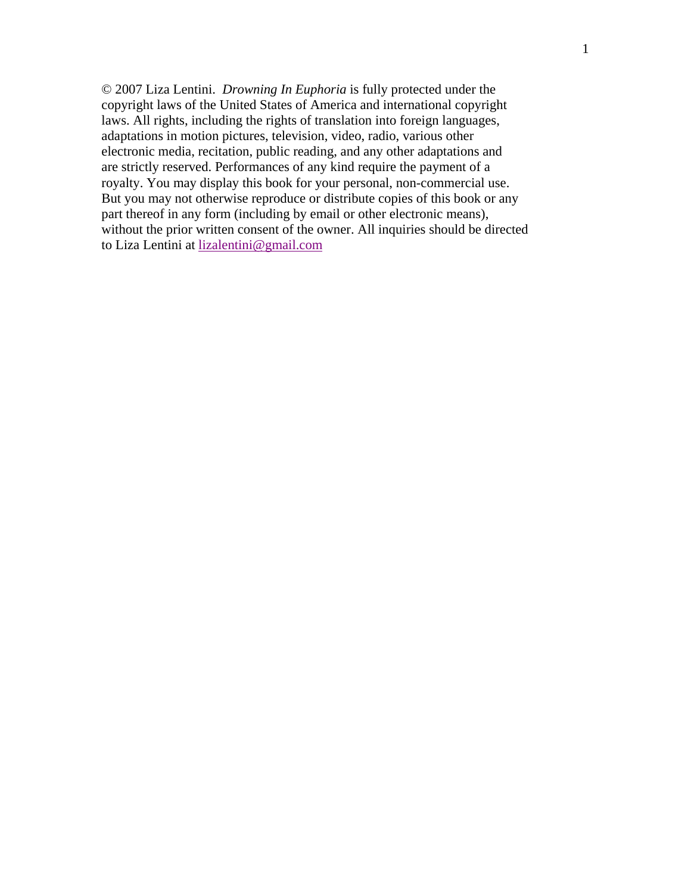© 2007 Liza Lentini. *Drowning In Euphoria* is fully protected under the copyright laws of the United States of America and international copyright laws. All rights, including the rights of translation into foreign languages, adaptations in motion pictures, television, video, radio, various other electronic media, recitation, public reading, and any other adaptations and are strictly reserved. Performances of any kind require the payment of a royalty. You may display this book for your personal, non-commercial use. But you may not otherwise reproduce or distribute copies of this book or any part thereof in any form (including by email or other electronic means), without the prior written consent of the owner. All inquiries should be directed to Liza Lentini at lizalentini@gmail.com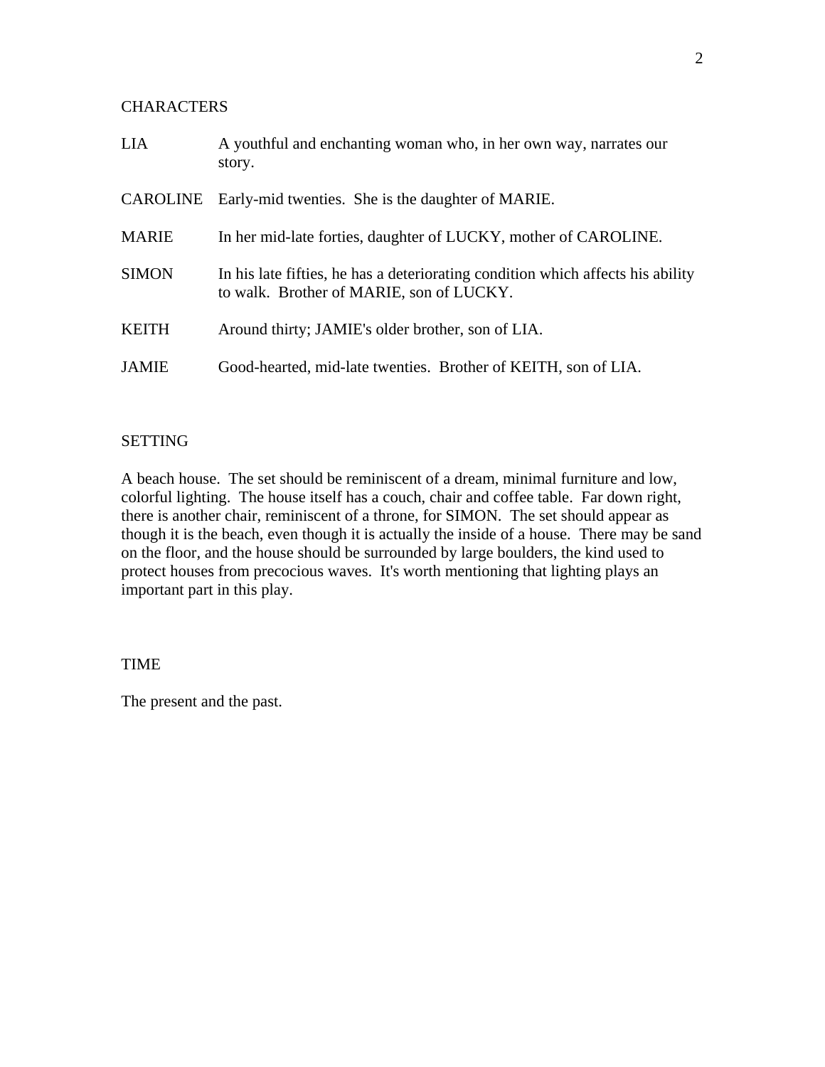## CHARACTERS

| | |
|---|---|
| LIA | A youthful and enchanting woman who, in her own way, narrates our story. |
| CAROLINE | Early-mid twenties. She is the daughter of MARIE. |
| MARIE | In her mid-late forties, daughter of LUCKY, mother of CAROLINE. |
| SIMON | In his late fifties, he has a deteriorating condition which affects his ability to walk. Brother of MARIE, son of LUCKY. |
| KEITH | Around thirty; JAMIE's older brother, son of LIA. |
| JAMIE | Good-hearted, mid-late twenties. Brother of KEITH, son of LIA. |

## SETTING

A beach house. The set should be reminiscent of a dream, minimal furniture and low, colorful lighting. The house itself has a couch, chair and coffee table. Far down right, there is another chair, reminiscent of a throne, for SIMON. The set should appear as though it is the beach, even though it is actually the inside of a house. There may be sand on the floor, and the house should be surrounded by large boulders, the kind used to protect houses from precocious waves. It's worth mentioning that lighting plays an important part in this play.

## TIME

The present and the past.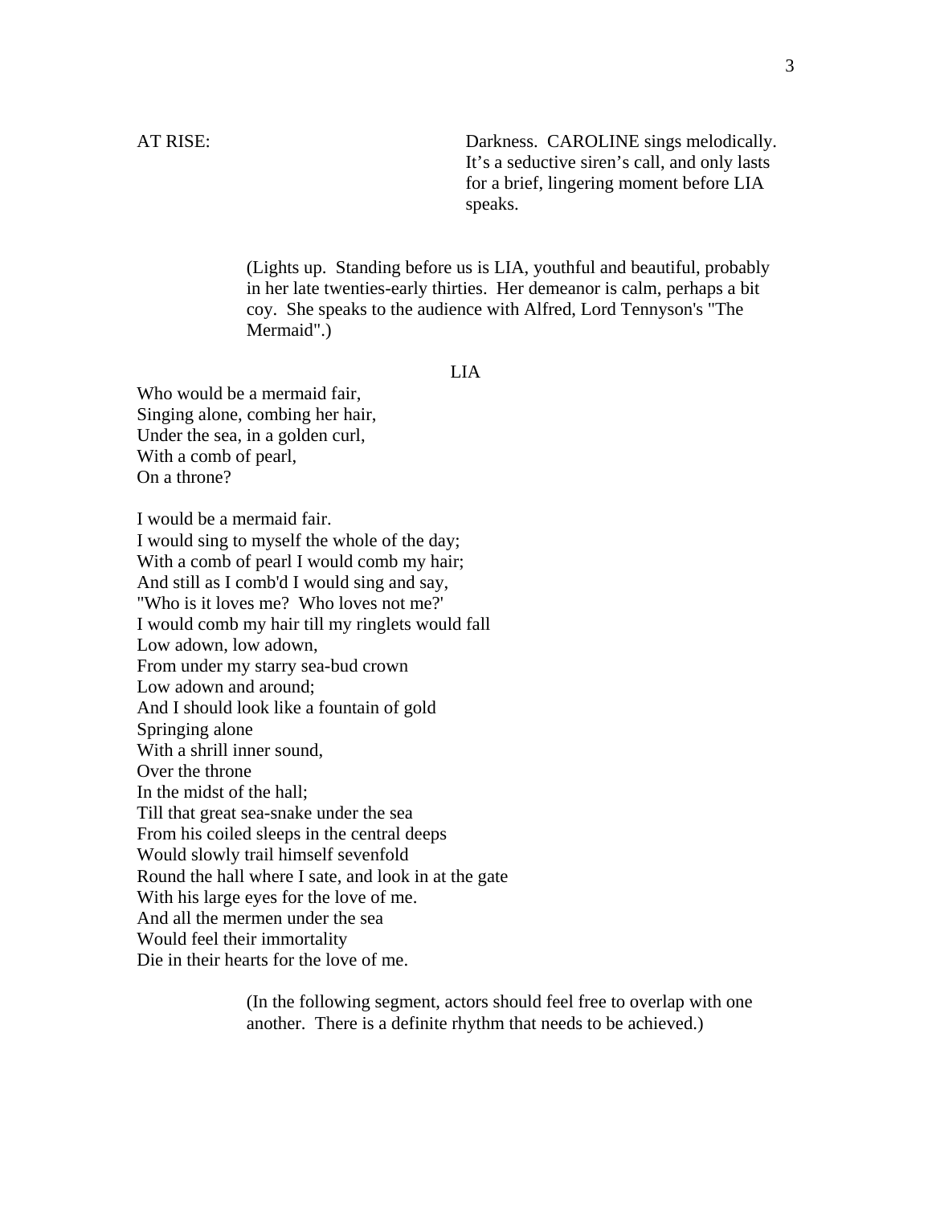AT RISE: Darkness. CAROLINE sings melodically. It's a seductive siren's call, and only lasts for a brief, lingering moment before LIA speaks.

(Lights up. Standing before us is LIA, youthful and beautiful, probably in her late twenties-early thirties. Her demeanor is calm, perhaps a bit coy. She speaks to the audience with Alfred, Lord Tennyson's "The Mermaid".)

LIA

Who would be a mermaid fair,
Singing alone, combing her hair,
Under the sea, in a golden curl,
With a comb of pearl,
On a throne?

I would be a mermaid fair.
I would sing to myself the whole of the day;
With a comb of pearl I would comb my hair;
And still as I comb'd I would sing and say,
"Who is it loves me? Who loves not me?'
I would comb my hair till my ringlets would fall
Low adown, low adown,
From under my starry sea-bud crown
Low adown and around;
And I should look like a fountain of gold
Springing alone
With a shrill inner sound,
Over the throne
In the midst of the hall;
Till that great sea-snake under the sea
From his coiled sleeps in the central deeps
Would slowly trail himself sevenfold
Round the hall where I sate, and look in at the gate
With his large eyes for the love of me.
And all the mermen under the sea
Would feel their immortality
Die in their hearts for the love of me.

(In the following segment, actors should feel free to overlap with one another. There is a definite rhythm that needs to be achieved.)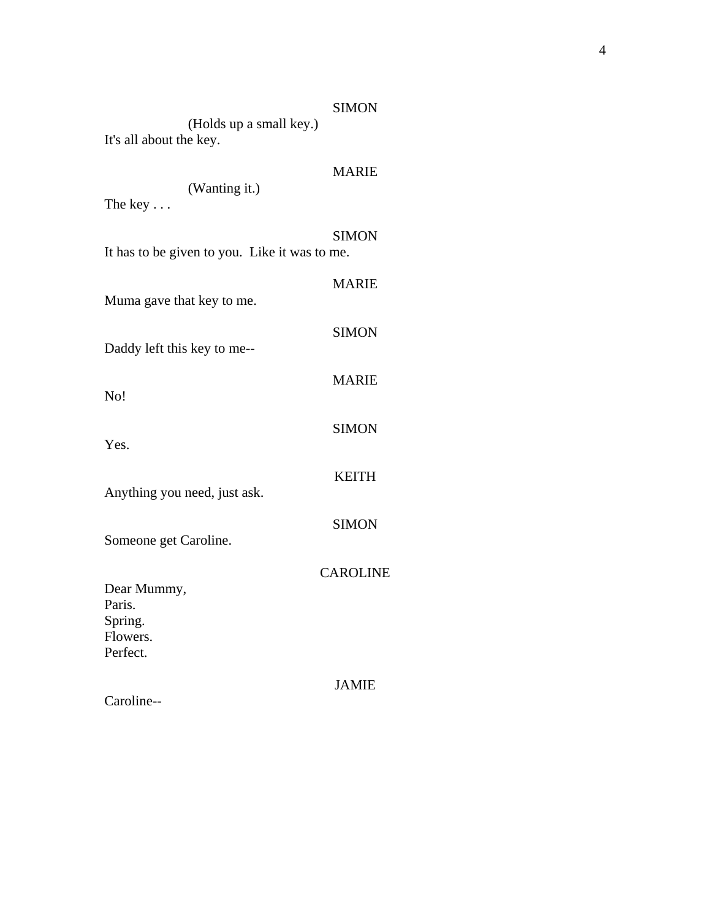SIMON

(Holds up a small key.)

It's all about the key.

MARIE

(Wanting it.)

The key . . .

SIMON

It has to be given to you. Like it was to me.

MARIE

Muma gave that key to me.

SIMON

Daddy left this key to me--

MARIE

No!

SIMON

Yes.

KEITH

Anything you need, just ask.

SIMON

Someone get Caroline.

CAROLINE

Dear Mummy,
Paris.
Spring.
Flowers.
Perfect.

JAMIE

Caroline--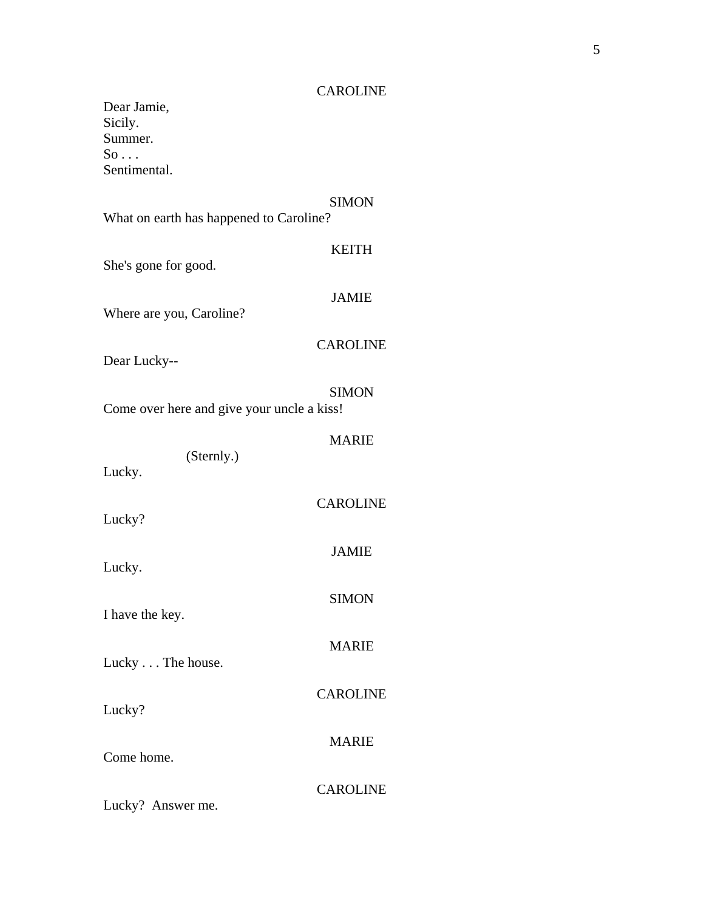CAROLINE

Dear Jamie,
Sicily.
Summer.
So . . .
Sentimental.

SIMON

What on earth has happened to Caroline?

KEITH

She's gone for good.

JAMIE

Where are you, Caroline?

CAROLINE

Dear Lucky--

SIMON

Come over here and give your uncle a kiss!

MARIE

(Sternly.)

Lucky.

CAROLINE

Lucky?

JAMIE

Lucky.

SIMON

I have the key.

MARIE

Lucky . . . The house.

CAROLINE

Lucky?

MARIE

Come home.

CAROLINE

Lucky? Answer me.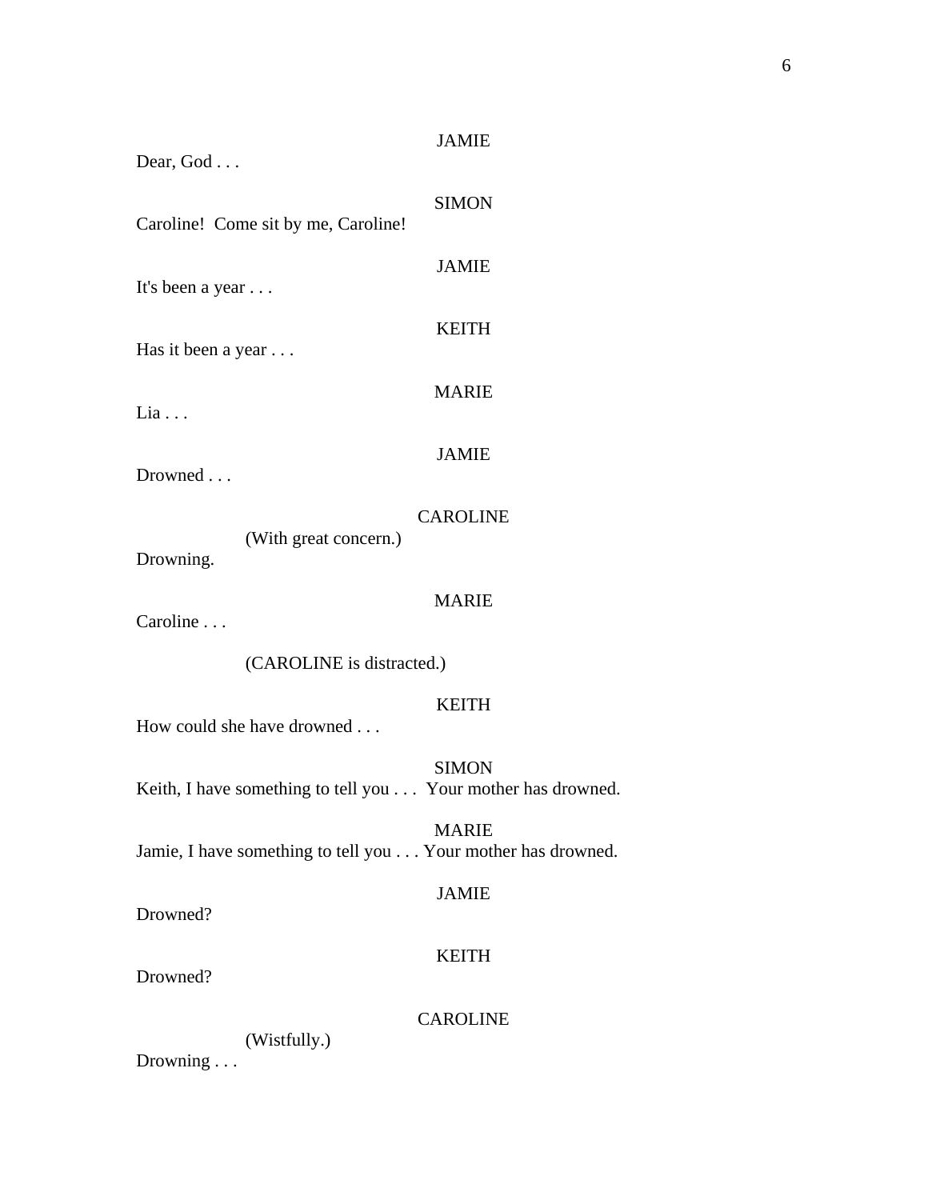JAMIE

Dear, God . . .

SIMON

Caroline!  Come sit by me, Caroline!

JAMIE

It's been a year . . .

KEITH

Has it been a year . . .

MARIE

Lia . . .

JAMIE

Drowned . . .

CAROLINE

(With great concern.)

Drowning.

MARIE

Caroline . . .

(CAROLINE is distracted.)

KEITH

How could she have drowned . . .

SIMON

Keith, I have something to tell you . . .  Your mother has drowned.

MARIE

Jamie, I have something to tell you . . . Your mother has drowned.

JAMIE

Drowned?

KEITH

Drowned?

CAROLINE

(Wistfully.)

Drowning . . .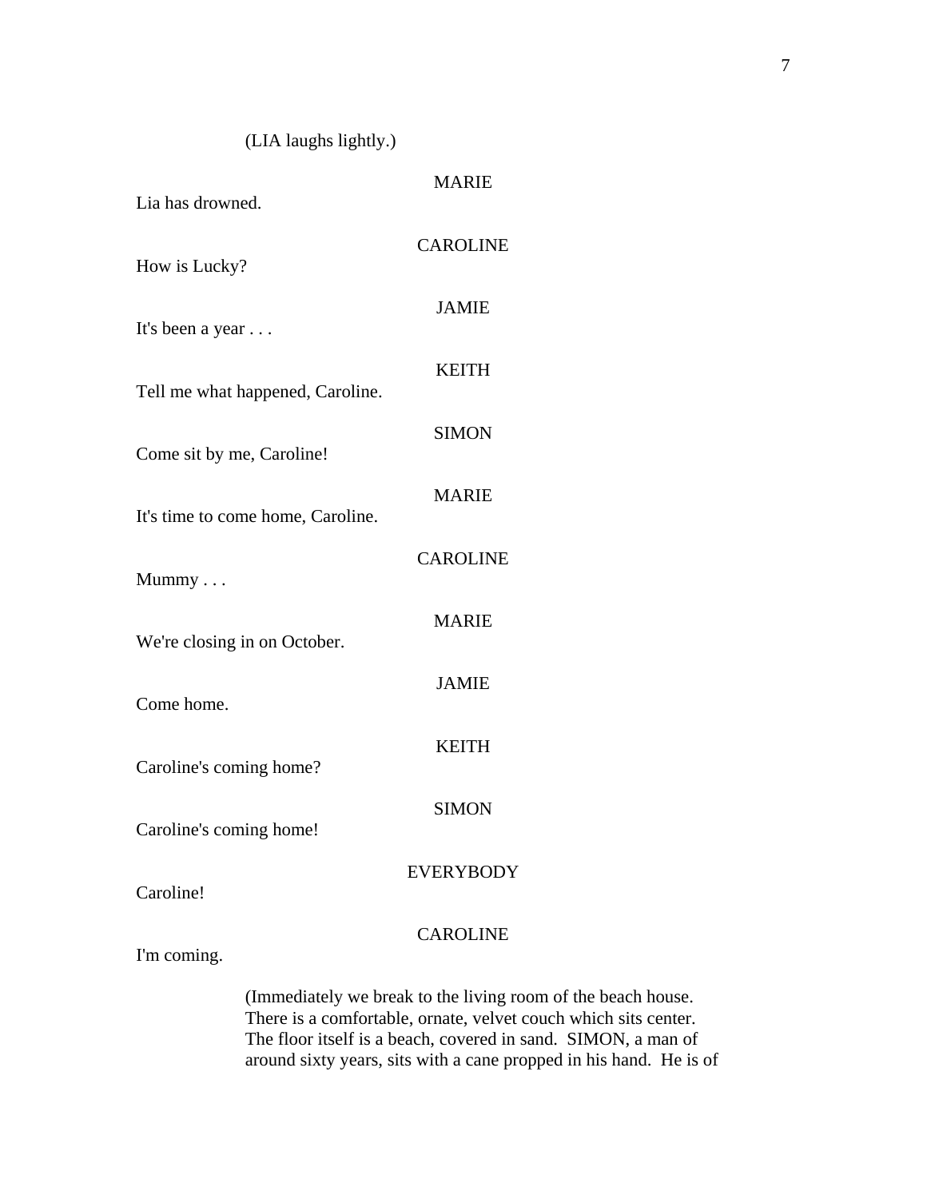(LIA laughs lightly.)

MARIE

Lia has drowned.

CAROLINE

How is Lucky?

JAMIE

It's been a year . . .

KEITH

Tell me what happened, Caroline.

SIMON

Come sit by me, Caroline!

MARIE

It's time to come home, Caroline.

CAROLINE

Mummy . . .

MARIE

We're closing in on October.

JAMIE

Come home.

KEITH

Caroline's coming home?

SIMON

Caroline's coming home!

EVERYBODY

Caroline!

CAROLINE

I'm coming.

(Immediately we break to the living room of the beach house. There is a comfortable, ornate, velvet couch which sits center. The floor itself is a beach, covered in sand. SIMON, a man of around sixty years, sits with a cane propped in his hand. He is of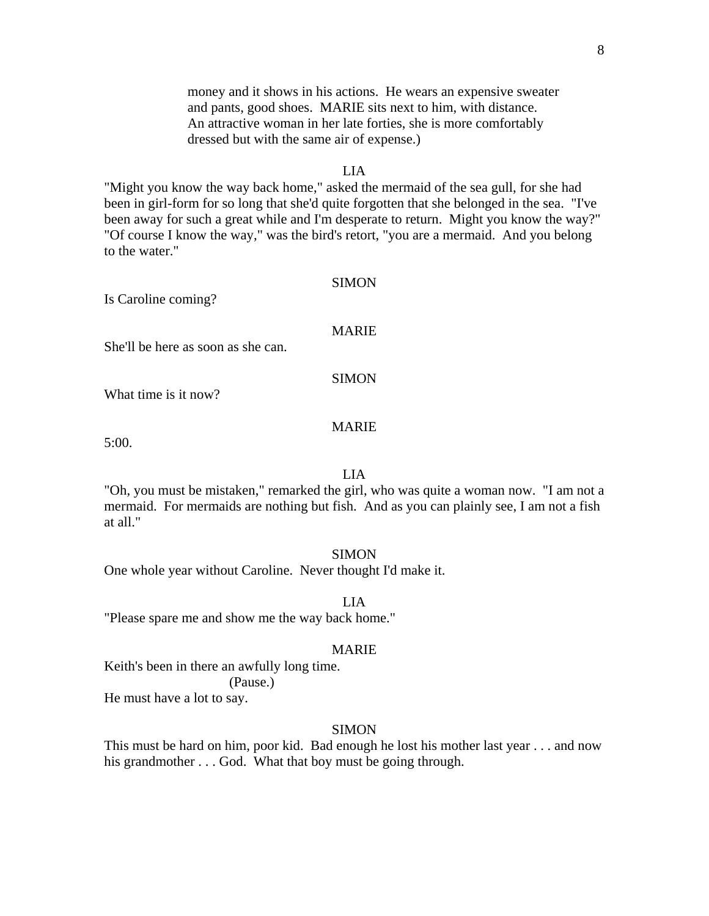money and it shows in his actions. He wears an expensive sweater and pants, good shoes. MARIE sits next to him, with distance. An attractive woman in her late forties, she is more comfortably dressed but with the same air of expense.)

LIA

"Might you know the way back home," asked the mermaid of the sea gull, for she had been in girl-form for so long that she'd quite forgotten that she belonged in the sea. "I've been away for such a great while and I'm desperate to return. Might you know the way?" "Of course I know the way," was the bird's retort, "you are a mermaid. And you belong to the water."

SIMON

Is Caroline coming?

MARIE

She'll be here as soon as she can.

SIMON

What time is it now?

MARIE

5:00.

LIA

"Oh, you must be mistaken," remarked the girl, who was quite a woman now. "I am not a mermaid. For mermaids are nothing but fish. And as you can plainly see, I am not a fish at all."

SIMON

One whole year without Caroline. Never thought I'd make it.

LIA

"Please spare me and show me the way back home."

MARIE

Keith's been in there an awfully long time.

(Pause.)

He must have a lot to say.

SIMON

This must be hard on him, poor kid. Bad enough he lost his mother last year . . . and now his grandmother . . . God. What that boy must be going through.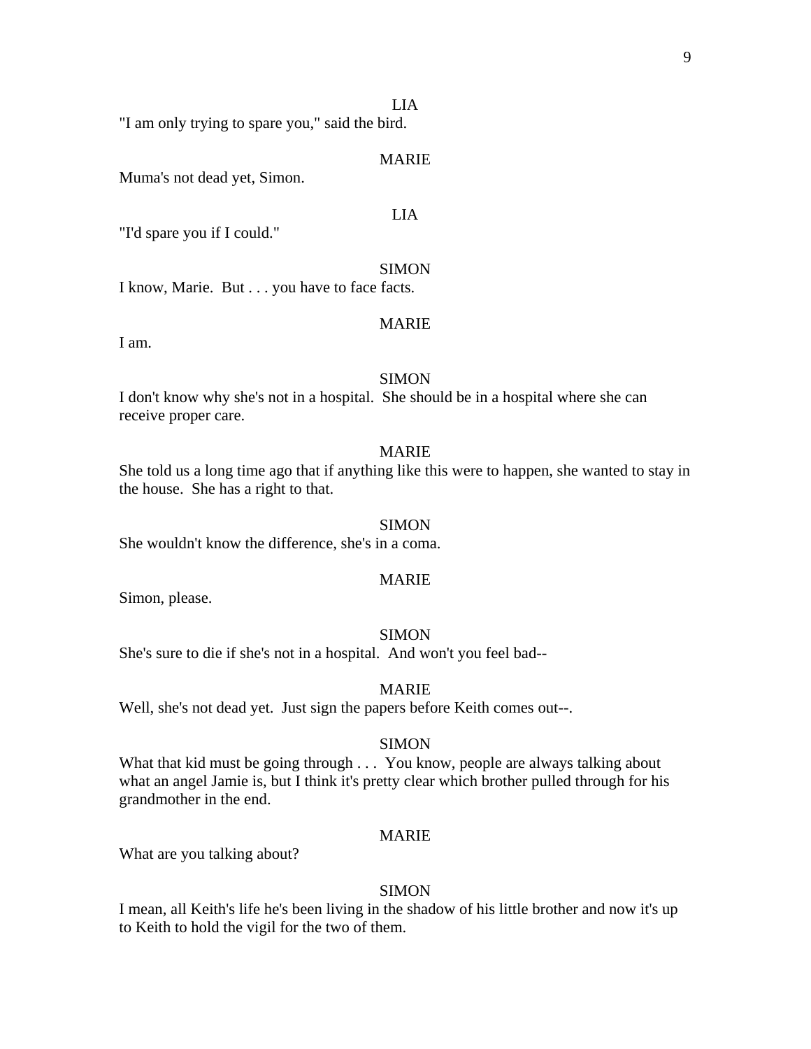LIA

"I am only trying to spare you," said the bird.

MARIE

Muma's not dead yet, Simon.

LIA

"I'd spare you if I could."

SIMON

I know, Marie. But . . . you have to face facts.

MARIE

I am.

SIMON

I don't know why she's not in a hospital. She should be in a hospital where she can receive proper care.

MARIE

She told us a long time ago that if anything like this were to happen, she wanted to stay in the house. She has a right to that.

SIMON

She wouldn't know the difference, she's in a coma.

MARIE

Simon, please.

SIMON

She's sure to die if she's not in a hospital. And won't you feel bad--

MARIE

Well, she's not dead yet. Just sign the papers before Keith comes out--.

SIMON

What that kid must be going through . . . You know, people are always talking about what an angel Jamie is, but I think it's pretty clear which brother pulled through for his grandmother in the end.

MARIE

What are you talking about?

SIMON

I mean, all Keith's life he's been living in the shadow of his little brother and now it's up to Keith to hold the vigil for the two of them.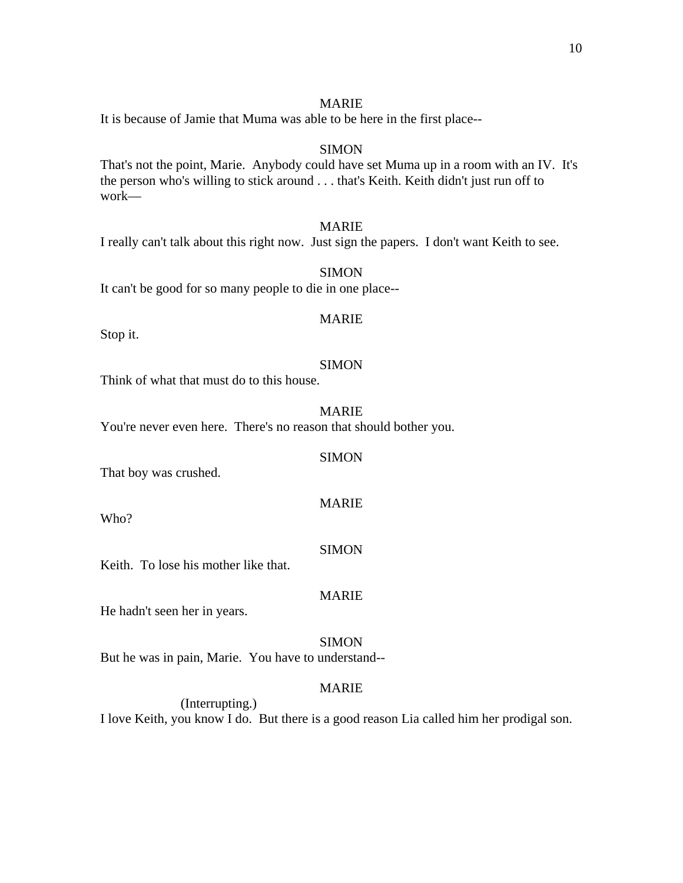MARIE

It is because of Jamie that Muma was able to be here in the first place--

SIMON

That's not the point, Marie. Anybody could have set Muma up in a room with an IV. It's the person who's willing to stick around . . . that's Keith. Keith didn't just run off to work—

MARIE

I really can't talk about this right now. Just sign the papers. I don't want Keith to see.

SIMON

It can't be good for so many people to die in one place--

MARIE

Stop it.

SIMON

Think of what that must do to this house.

MARIE

You're never even here. There's no reason that should bother you.

SIMON

That boy was crushed.

MARIE

Who?

SIMON

Keith. To lose his mother like that.

MARIE

He hadn't seen her in years.

SIMON

But he was in pain, Marie. You have to understand--

MARIE

(Interrupting.)

I love Keith, you know I do. But there is a good reason Lia called him her prodigal son.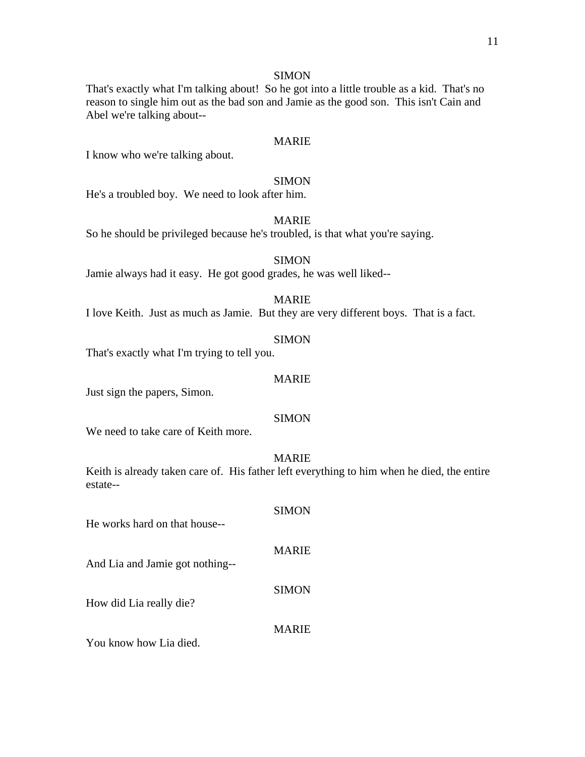SIMON

That's exactly what I'm talking about!  So he got into a little trouble as a kid.  That's no reason to single him out as the bad son and Jamie as the good son.  This isn't Cain and Abel we're talking about--

MARIE

I know who we're talking about.

SIMON

He's a troubled boy.  We need to look after him.

MARIE

So he should be privileged because he's troubled, is that what you're saying.

SIMON

Jamie always had it easy.  He got good grades, he was well liked--

MARIE

I love Keith.  Just as much as Jamie.  But they are very different boys.  That is a fact.

SIMON

That's exactly what I'm trying to tell you.

MARIE

Just sign the papers, Simon.

SIMON

We need to take care of Keith more.

MARIE

Keith is already taken care of.  His father left everything to him when he died, the entire estate--

SIMON

He works hard on that house--

MARIE

And Lia and Jamie got nothing--

SIMON

How did Lia really die?

MARIE

You know how Lia died.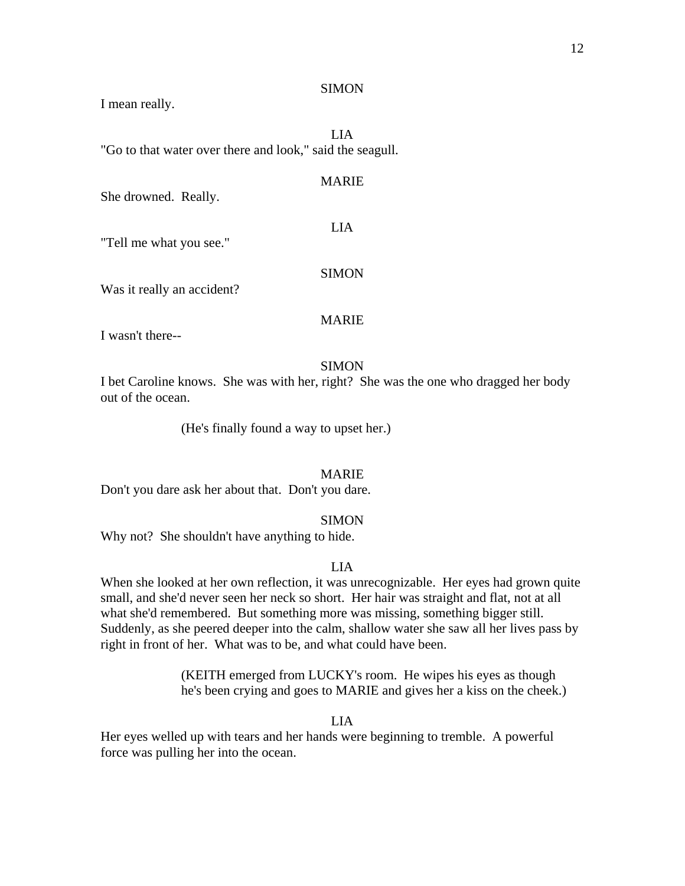SIMON

I mean really.

LIA

"Go to that water over there and look," said the seagull.

MARIE

She drowned. Really.

LIA

"Tell me what you see."

SIMON

Was it really an accident?

MARIE

I wasn't there--

SIMON

I bet Caroline knows. She was with her, right? She was the one who dragged her body out of the ocean.

(He's finally found a way to upset her.)

MARIE

Don't you dare ask her about that. Don't you dare.

SIMON

Why not? She shouldn't have anything to hide.

LIA

When she looked at her own reflection, it was unrecognizable. Her eyes had grown quite small, and she'd never seen her neck so short. Her hair was straight and flat, not at all what she'd remembered. But something more was missing, something bigger still. Suddenly, as she peered deeper into the calm, shallow water she saw all her lives pass by right in front of her. What was to be, and what could have been.

(KEITH emerged from LUCKY's room. He wipes his eyes as though he's been crying and goes to MARIE and gives her a kiss on the cheek.)

LIA

Her eyes welled up with tears and her hands were beginning to tremble. A powerful force was pulling her into the ocean.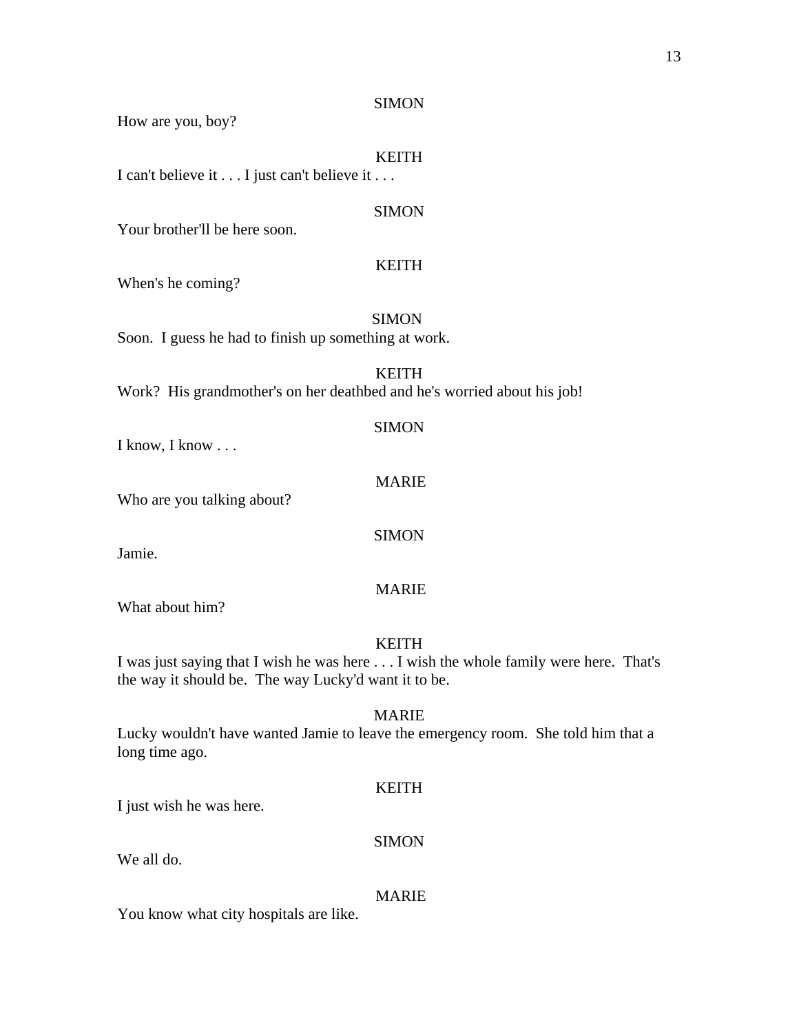SIMON

How are you, boy?

KEITH

I can't believe it . . . I just can't believe it . . .

SIMON

Your brother'll be here soon.

KEITH

When's he coming?

SIMON

Soon. I guess he had to finish up something at work.

KEITH

Work? His grandmother's on her deathbed and he's worried about his job!

SIMON

I know, I know . . .

MARIE

Who are you talking about?

SIMON

Jamie.

MARIE

What about him?

KEITH

I was just saying that I wish he was here . . . I wish the whole family were here. That's the way it should be. The way Lucky'd want it to be.

MARIE

Lucky wouldn't have wanted Jamie to leave the emergency room. She told him that a long time ago.

KEITH

I just wish he was here.

SIMON

We all do.

MARIE

You know what city hospitals are like.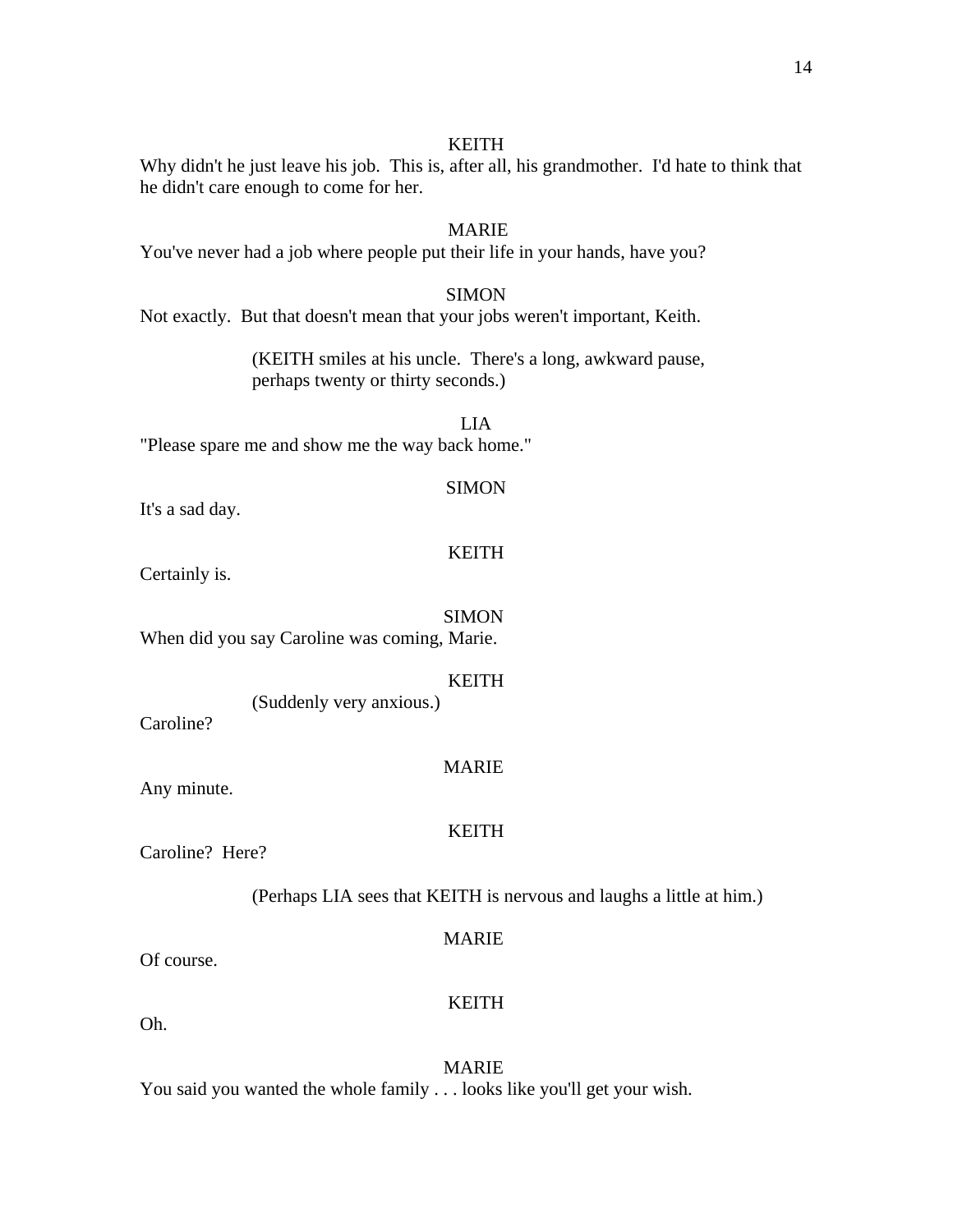KEITH

Why didn't he just leave his job. This is, after all, his grandmother. I'd hate to think that he didn't care enough to come for her.

MARIE

You've never had a job where people put their life in your hands, have you?

SIMON

Not exactly. But that doesn't mean that your jobs weren't important, Keith.

(KEITH smiles at his uncle. There's a long, awkward pause, perhaps twenty or thirty seconds.)

LIA

"Please spare me and show me the way back home."

SIMON

It's a sad day.

KEITH

Certainly is.

SIMON

When did you say Caroline was coming, Marie.

KEITH

(Suddenly very anxious.)

Caroline?

MARIE

Any minute.

KEITH

Caroline? Here?

(Perhaps LIA sees that KEITH is nervous and laughs a little at him.)

MARIE

Of course.

KEITH

Oh.

MARIE

You said you wanted the whole family . . . looks like you'll get your wish.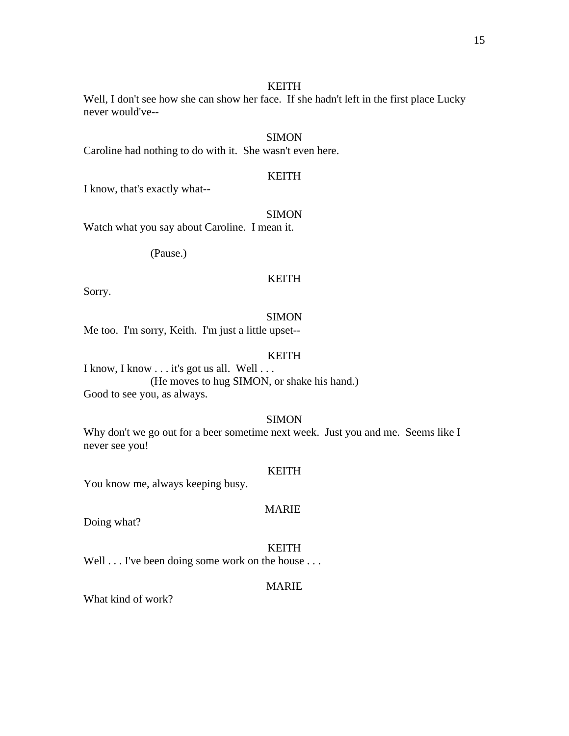KEITH

Well, I don't see how she can show her face. If she hadn't left in the first place Lucky never would've--

SIMON

Caroline had nothing to do with it. She wasn't even here.

KEITH

I know, that's exactly what--

SIMON

Watch what you say about Caroline. I mean it.

(Pause.)

KEITH

Sorry.

SIMON

Me too. I'm sorry, Keith. I'm just a little upset--

KEITH

I know, I know . . . it's got us all. Well . . .

(He moves to hug SIMON, or shake his hand.)

Good to see you, as always.

SIMON

Why don't we go out for a beer sometime next week. Just you and me. Seems like I never see you!

KEITH

You know me, always keeping busy.

MARIE

Doing what?

KEITH

Well . . . I've been doing some work on the house . . .

MARIE

What kind of work?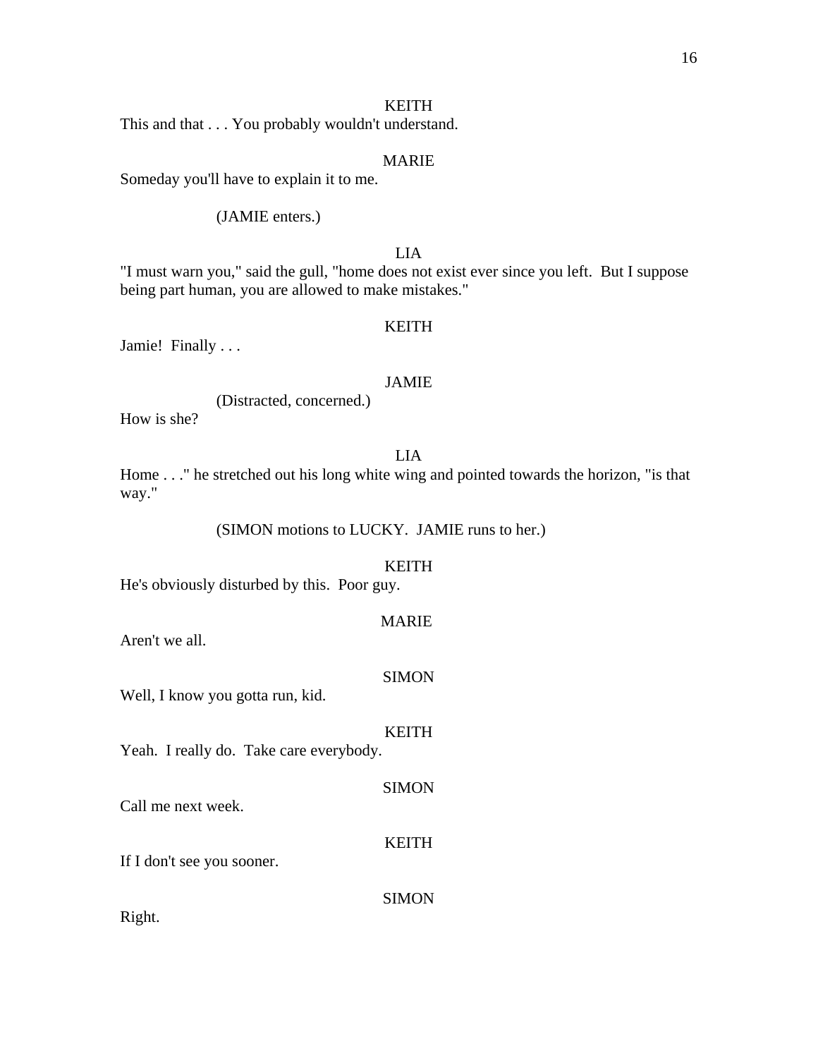KEITH

This and that . . . You probably wouldn't understand.

MARIE

Someday you'll have to explain it to me.

(JAMIE enters.)

LIA

"I must warn you," said the gull, "home does not exist ever since you left. But I suppose being part human, you are allowed to make mistakes."

KEITH

Jamie! Finally . . .

JAMIE

(Distracted, concerned.)

How is she?

LIA

Home . . ." he stretched out his long white wing and pointed towards the horizon, "is that way."

(SIMON motions to LUCKY. JAMIE runs to her.)

KEITH

He's obviously disturbed by this. Poor guy.

MARIE

Aren't we all.

SIMON

Well, I know you gotta run, kid.

KEITH

Yeah. I really do. Take care everybody.

SIMON

Call me next week.

KEITH

If I don't see you sooner.

SIMON

Right.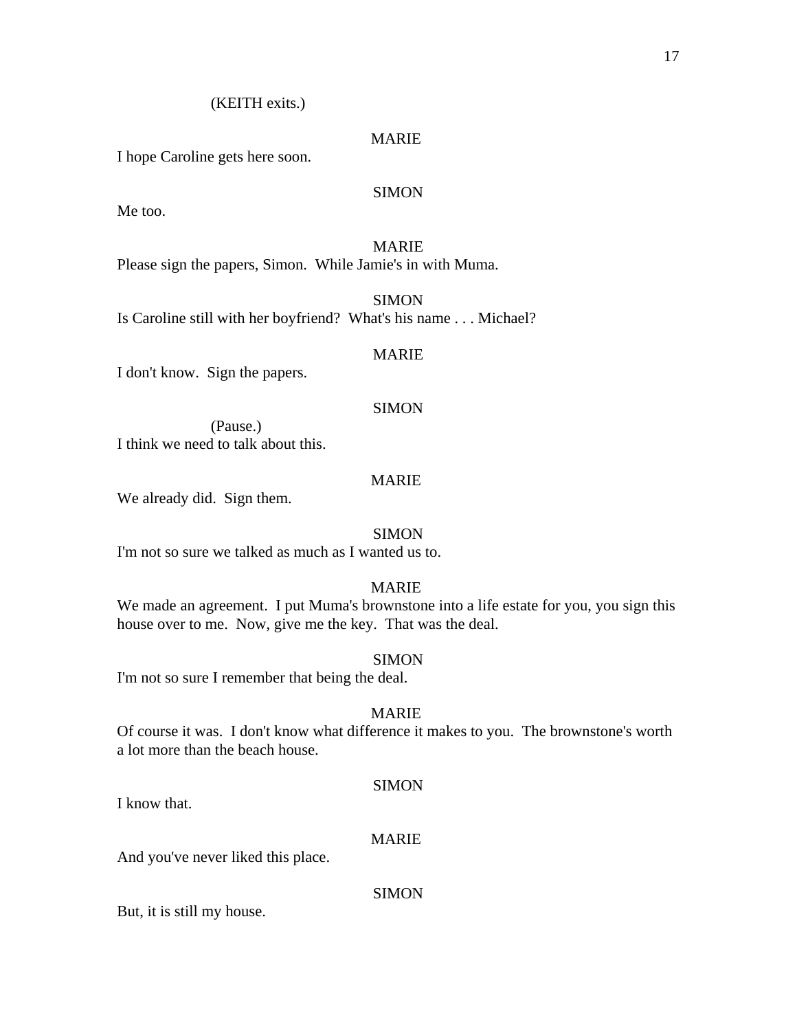(KEITH exits.)

MARIE

I hope Caroline gets here soon.

SIMON

Me too.

MARIE

Please sign the papers, Simon. While Jamie's in with Muma.

SIMON

Is Caroline still with her boyfriend? What's his name . . . Michael?

MARIE

I don't know. Sign the papers.

SIMON

(Pause.)

I think we need to talk about this.

MARIE

We already did. Sign them.

SIMON

I'm not so sure we talked as much as I wanted us to.

MARIE

We made an agreement. I put Muma's brownstone into a life estate for you, you sign this house over to me. Now, give me the key. That was the deal.

SIMON

I'm not so sure I remember that being the deal.

MARIE

Of course it was. I don't know what difference it makes to you. The brownstone's worth a lot more than the beach house.

SIMON

I know that.

MARIE

And you've never liked this place.

SIMON

But, it is still my house.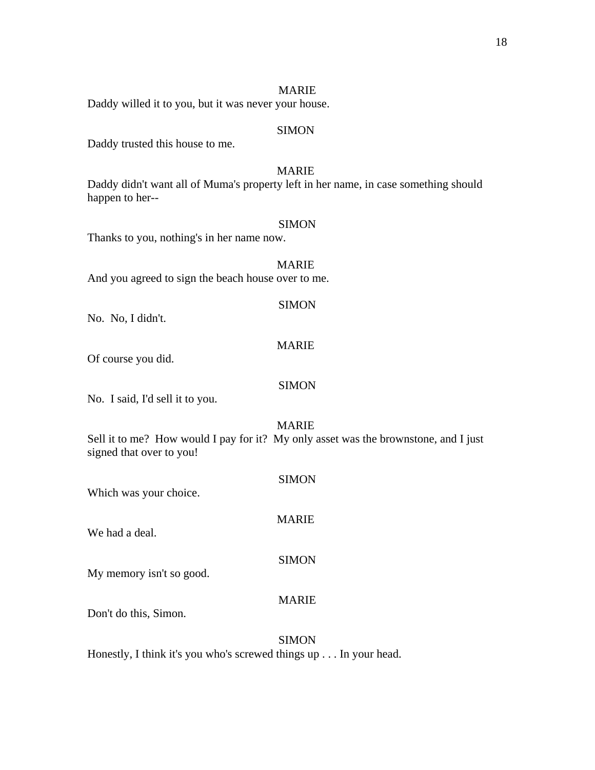MARIE

Daddy willed it to you, but it was never your house.

SIMON

Daddy trusted this house to me.

MARIE

Daddy didn't want all of Muma's property left in her name, in case something should happen to her--

SIMON

Thanks to you, nothing's in her name now.

MARIE

And you agreed to sign the beach house over to me.

SIMON

No. No, I didn't.

MARIE

Of course you did.

SIMON

No. I said, I'd sell it to you.

MARIE

Sell it to me? How would I pay for it? My only asset was the brownstone, and I just signed that over to you!

SIMON

Which was your choice.

MARIE

We had a deal.

SIMON

My memory isn't so good.

MARIE

Don't do this, Simon.

SIMON

Honestly, I think it's you who's screwed things up . . . In your head.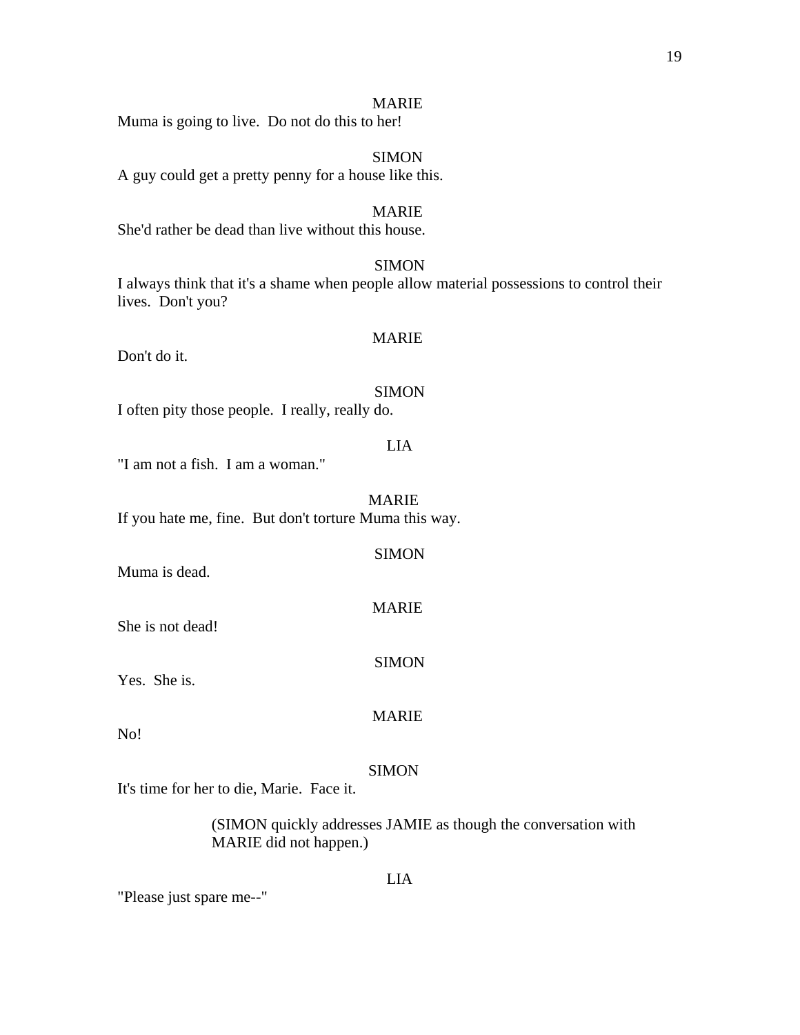MARIE

Muma is going to live.  Do not do this to her!

SIMON

A guy could get a pretty penny for a house like this.

MARIE

She'd rather be dead than live without this house.

SIMON

I always think that it's a shame when people allow material possessions to control their lives.  Don't you?

MARIE

Don't do it.

SIMON

I often pity those people.  I really, really do.

LIA

"I am not a fish.  I am a woman."

MARIE

If you hate me, fine.  But don't torture Muma this way.

SIMON

Muma is dead.

MARIE

She is not dead!

SIMON

Yes.  She is.

MARIE

No!

SIMON

It's time for her to die, Marie.  Face it.

(SIMON quickly addresses JAMIE as though the conversation with MARIE did not happen.)

LIA

"Please just spare me--"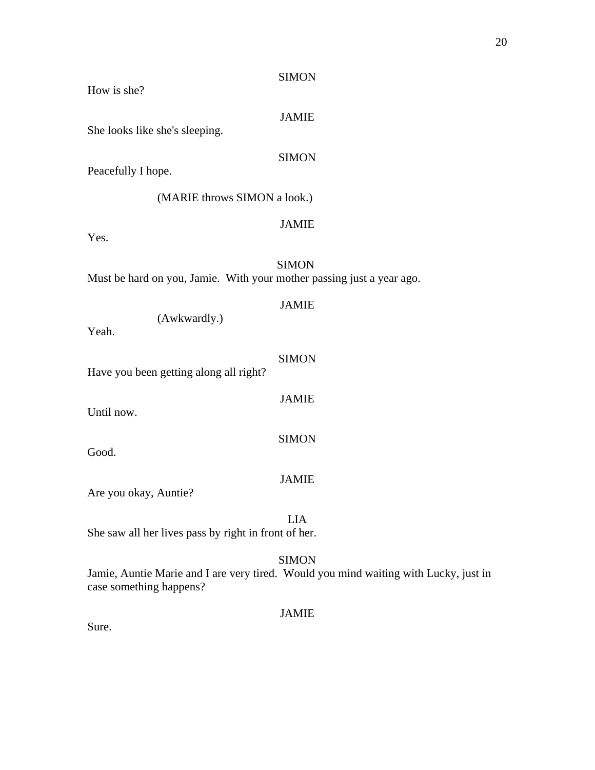SIMON

How is she?

JAMIE

She looks like she's sleeping.

SIMON

Peacefully I hope.

(MARIE throws SIMON a look.)

JAMIE

Yes.

SIMON

Must be hard on you, Jamie. With your mother passing just a year ago.

JAMIE

(Awkwardly.)

Yeah.

SIMON

Have you been getting along all right?

JAMIE

Until now.

SIMON

Good.

JAMIE

Are you okay, Auntie?

LIA

She saw all her lives pass by right in front of her.

SIMON

Jamie, Auntie Marie and I are very tired. Would you mind waiting with Lucky, just in case something happens?

JAMIE

Sure.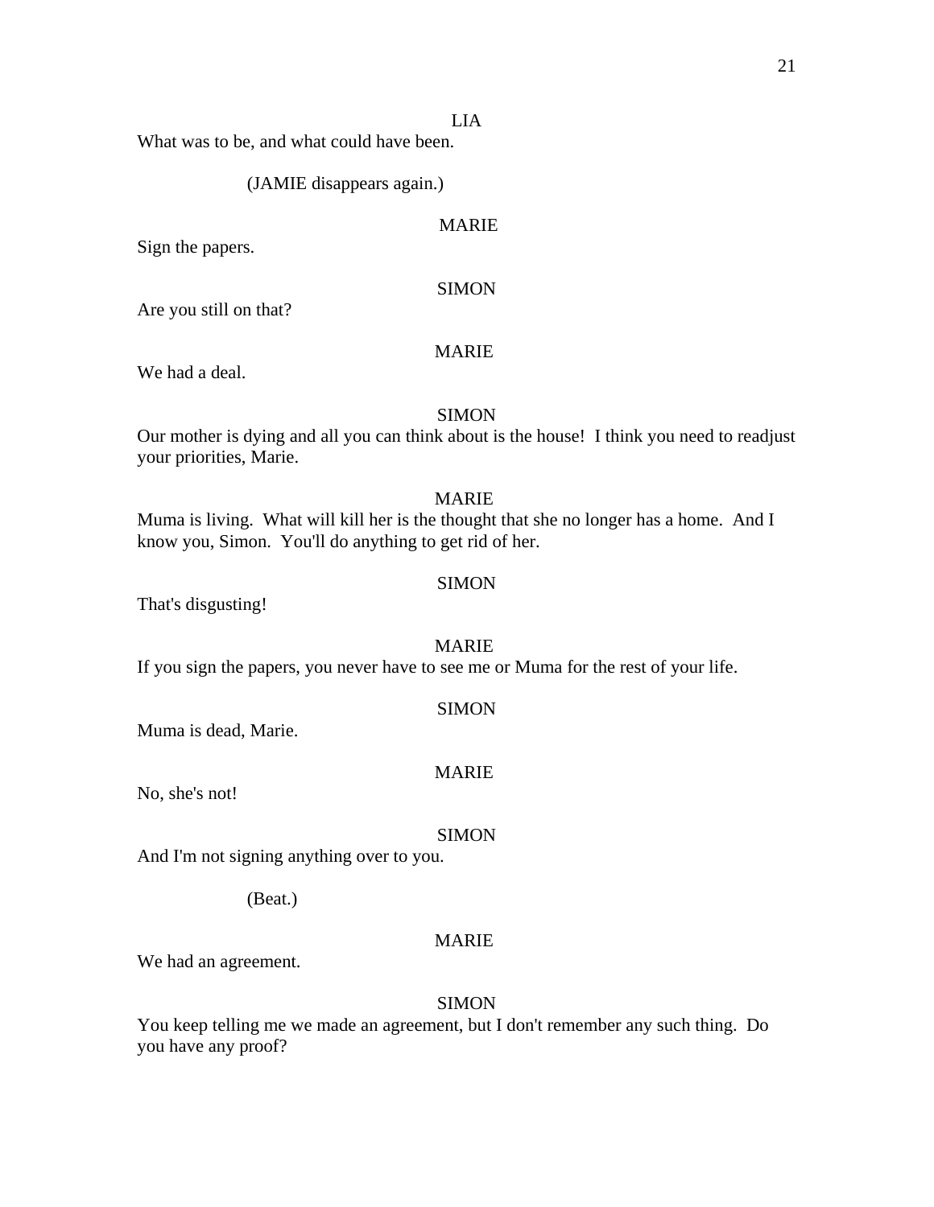LIA

What was to be, and what could have been.

(JAMIE disappears again.)

MARIE

Sign the papers.

SIMON

Are you still on that?

MARIE

We had a deal.

SIMON

Our mother is dying and all you can think about is the house! I think you need to readjust your priorities, Marie.

MARIE

Muma is living. What will kill her is the thought that she no longer has a home. And I know you, Simon. You'll do anything to get rid of her.

SIMON

That's disgusting!

MARIE

If you sign the papers, you never have to see me or Muma for the rest of your life.

SIMON

Muma is dead, Marie.

MARIE

No, she's not!

SIMON

And I'm not signing anything over to you.

(Beat.)

MARIE

We had an agreement.

SIMON

You keep telling me we made an agreement, but I don't remember any such thing. Do you have any proof?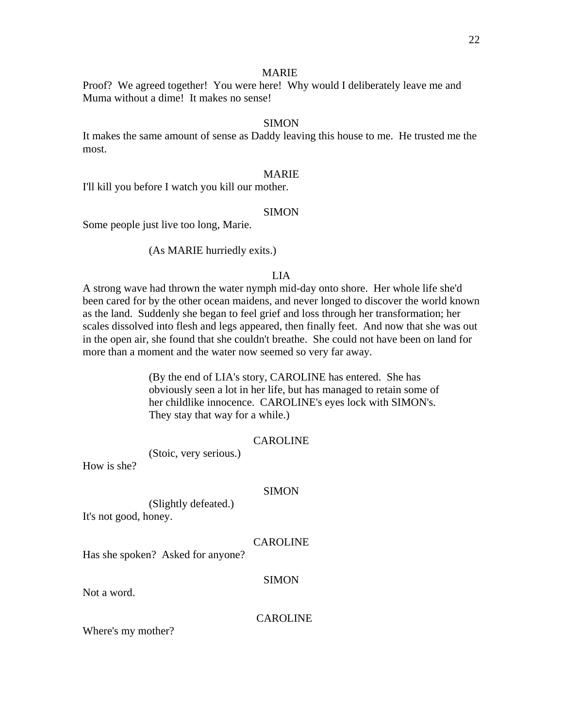MARIE

Proof? We agreed together! You were here! Why would I deliberately leave me and Muma without a dime! It makes no sense!

SIMON

It makes the same amount of sense as Daddy leaving this house to me. He trusted me the most.

MARIE

I'll kill you before I watch you kill our mother.

SIMON

Some people just live too long, Marie.

(As MARIE hurriedly exits.)

LIA

A strong wave had thrown the water nymph mid-day onto shore. Her whole life she'd been cared for by the other ocean maidens, and never longed to discover the world known as the land. Suddenly she began to feel grief and loss through her transformation; her scales dissolved into flesh and legs appeared, then finally feet. And now that she was out in the open air, she found that she couldn't breathe. She could not have been on land for more than a moment and the water now seemed so very far away.

(By the end of LIA's story, CAROLINE has entered. She has obviously seen a lot in her life, but has managed to retain some of her childlike innocence. CAROLINE's eyes lock with SIMON's. They stay that way for a while.)

CAROLINE

(Stoic, very serious.)

How is she?

SIMON

(Slightly defeated.)

It's not good, honey.

CAROLINE

Has she spoken? Asked for anyone?

SIMON

Not a word.

CAROLINE

Where's my mother?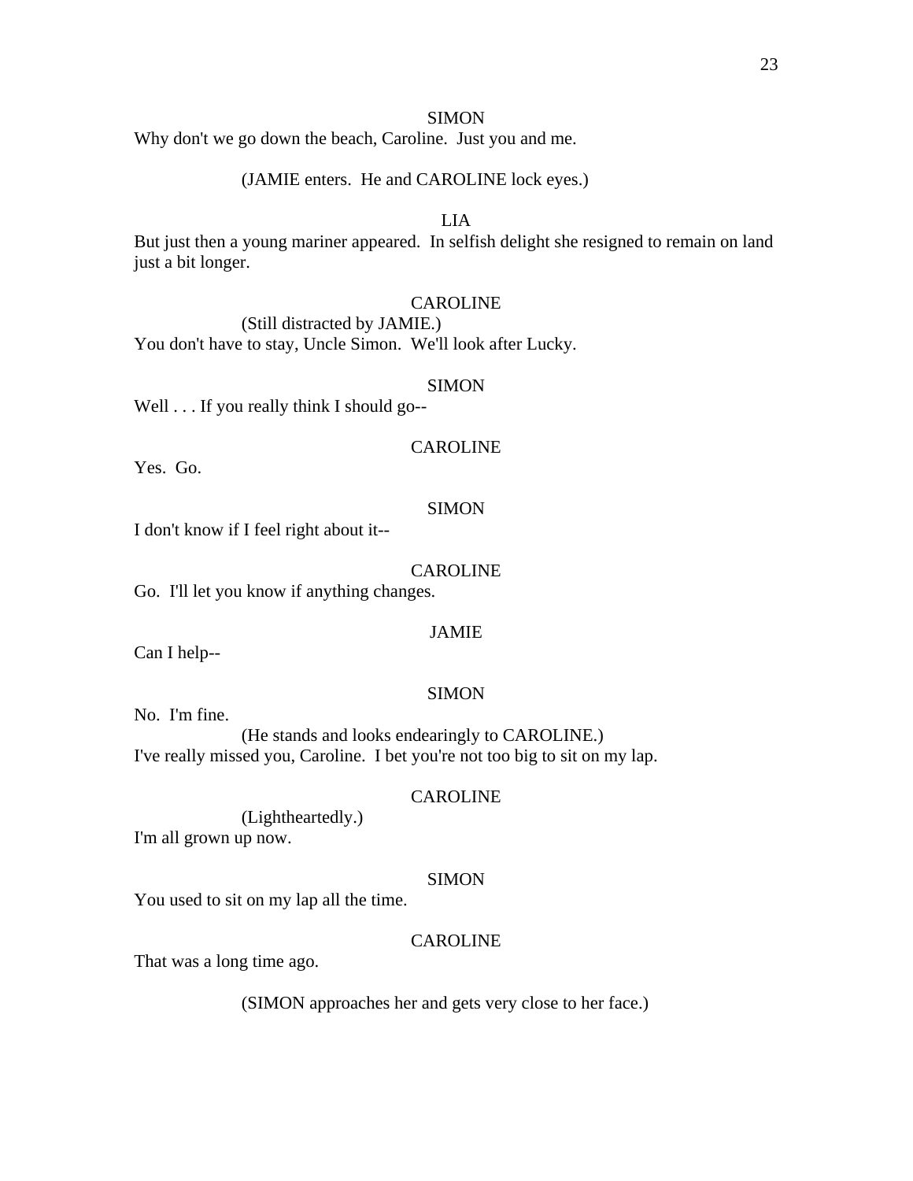SIMON

Why don't we go down the beach, Caroline. Just you and me.

(JAMIE enters. He and CAROLINE lock eyes.)

LIA

But just then a young mariner appeared. In selfish delight she resigned to remain on land just a bit longer.

CAROLINE

(Still distracted by JAMIE.)

You don't have to stay, Uncle Simon. We'll look after Lucky.

SIMON

Well . . . If you really think I should go--

CAROLINE

Yes. Go.

SIMON

I don't know if I feel right about it--

CAROLINE

Go. I'll let you know if anything changes.

JAMIE

Can I help--

SIMON

No. I'm fine.

(He stands and looks endearingly to CAROLINE.)

I've really missed you, Caroline. I bet you're not too big to sit on my lap.

CAROLINE

(Lightheartedly.)

I'm all grown up now.

SIMON

You used to sit on my lap all the time.

CAROLINE

That was a long time ago.

(SIMON approaches her and gets very close to her face.)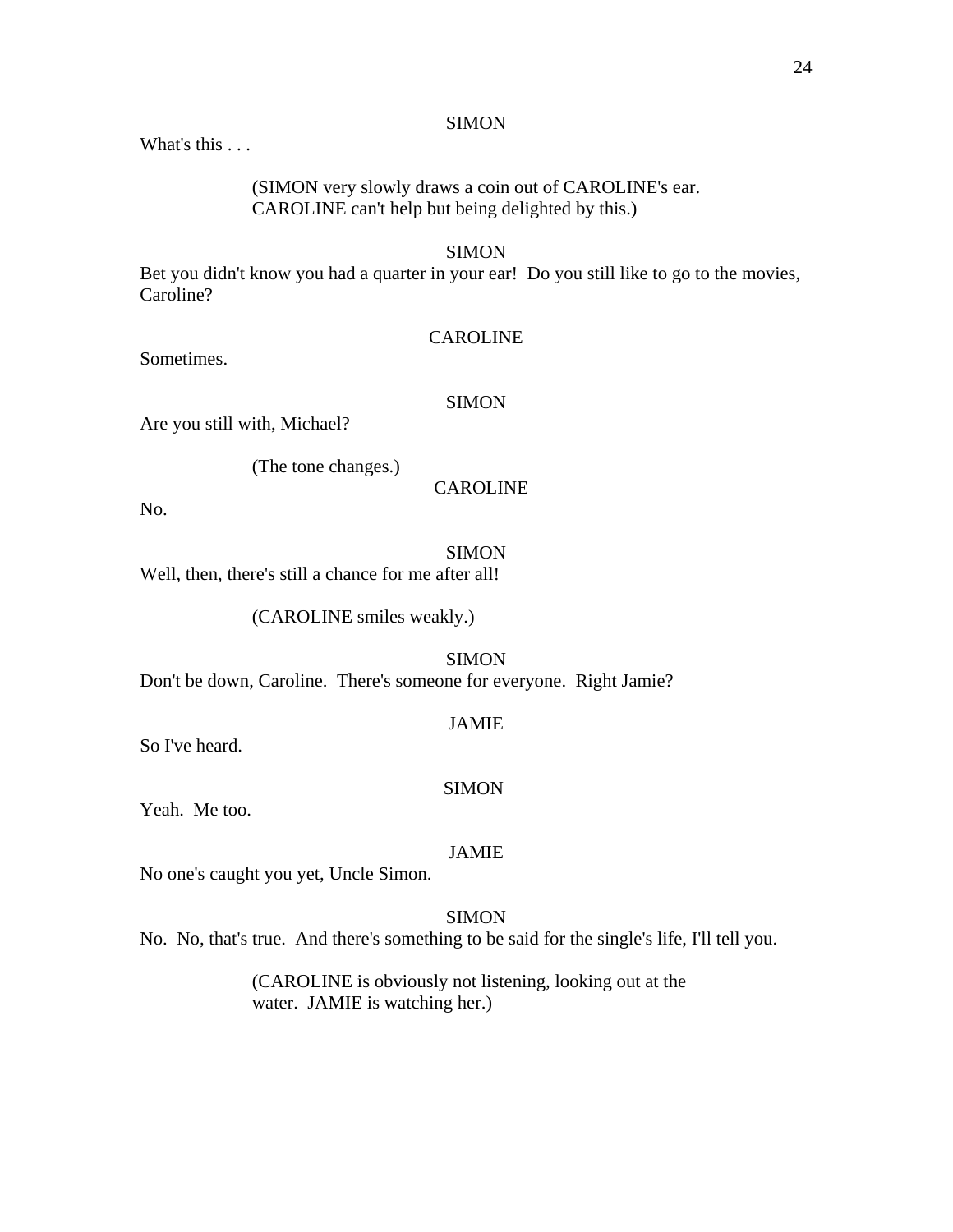SIMON

What's this . . .

(SIMON very slowly draws a coin out of CAROLINE's ear. CAROLINE can't help but being delighted by this.)

SIMON

Bet you didn't know you had a quarter in your ear!  Do you still like to go to the movies, Caroline?

CAROLINE

Sometimes.

SIMON

Are you still with, Michael?

(The tone changes.)

CAROLINE

No.

SIMON

Well, then, there's still a chance for me after all!

(CAROLINE smiles weakly.)

SIMON

Don't be down, Caroline.  There's someone for everyone.  Right Jamie?

JAMIE

So I've heard.

SIMON

Yeah.  Me too.

JAMIE

No one's caught you yet, Uncle Simon.

SIMON

No.  No, that's true.  And there's something to be said for the single's life, I'll tell you.

(CAROLINE is obviously not listening, looking out at the water.  JAMIE is watching her.)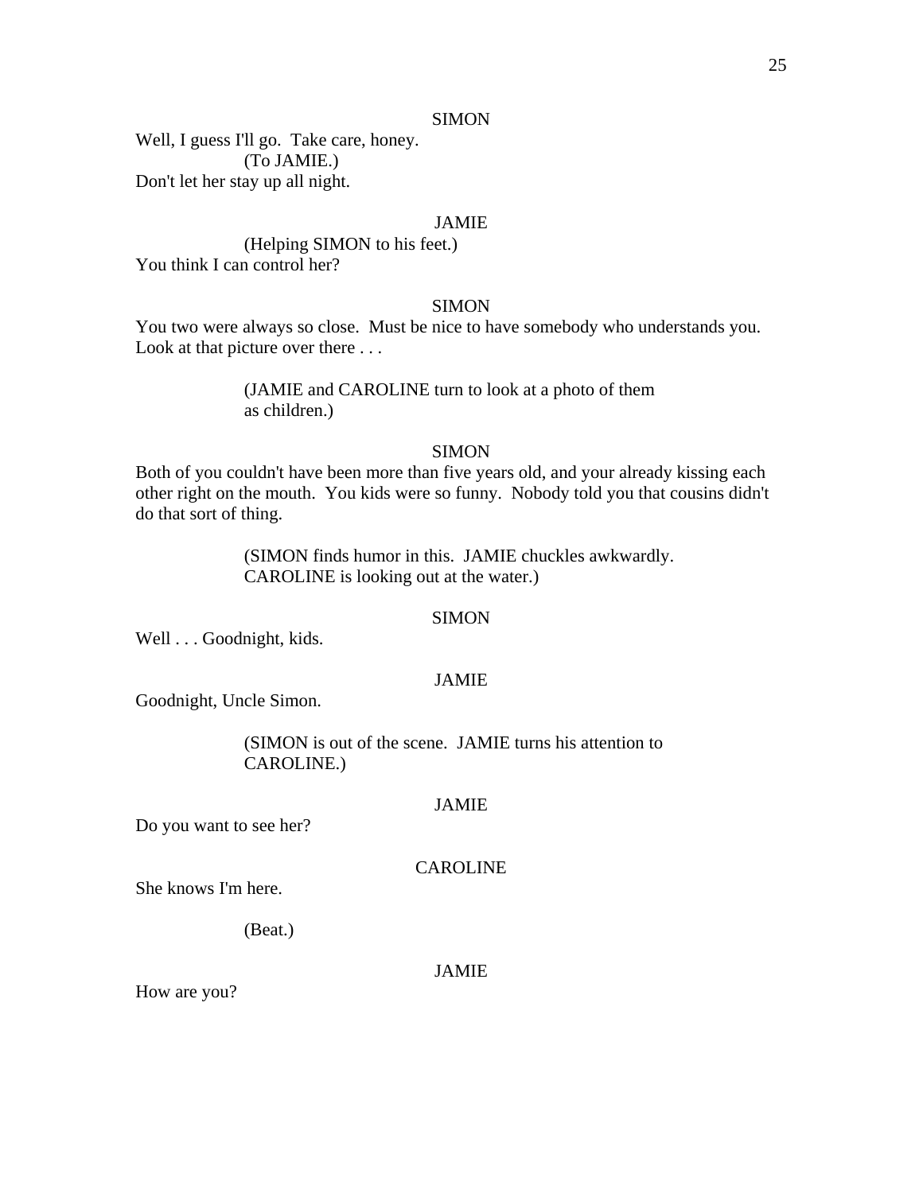SIMON

Well, I guess I'll go. Take care, honey.

(To JAMIE.)

Don't let her stay up all night.

JAMIE

(Helping SIMON to his feet.)

You think I can control her?

SIMON

You two were always so close. Must be nice to have somebody who understands you. Look at that picture over there . . .

(JAMIE and CAROLINE turn to look at a photo of them as children.)

SIMON

Both of you couldn't have been more than five years old, and your already kissing each other right on the mouth. You kids were so funny. Nobody told you that cousins didn't do that sort of thing.

(SIMON finds humor in this. JAMIE chuckles awkwardly. CAROLINE is looking out at the water.)

SIMON

Well . . . Goodnight, kids.

JAMIE

Goodnight, Uncle Simon.

(SIMON is out of the scene. JAMIE turns his attention to CAROLINE.)

JAMIE

Do you want to see her?

CAROLINE

She knows I'm here.

(Beat.)

JAMIE

How are you?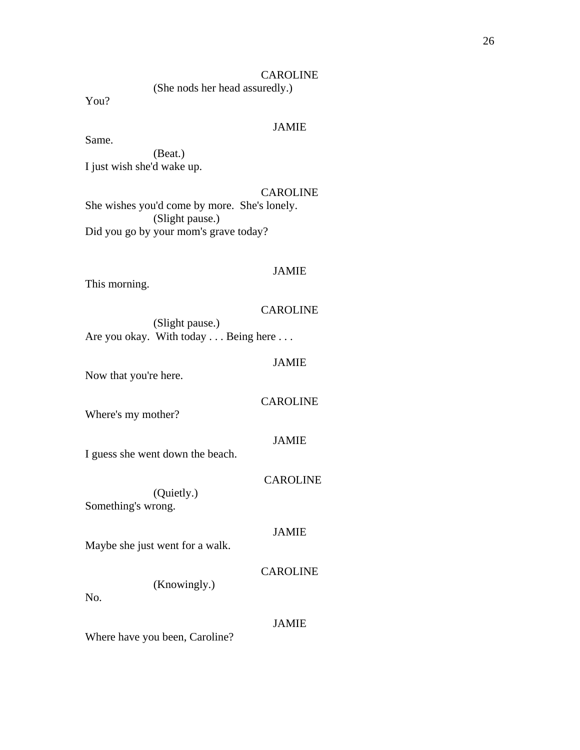CAROLINE

(She nods her head assuredly.)

You?

JAMIE

Same.

(Beat.)

I just wish she'd wake up.

CAROLINE

She wishes you'd come by more.  She's lonely.

(Slight pause.)

Did you go by your mom's grave today?

JAMIE

This morning.

CAROLINE

(Slight pause.)

Are you okay.  With today . . . Being here . . .

JAMIE

Now that you're here.

CAROLINE

Where's my mother?

JAMIE

I guess she went down the beach.

CAROLINE

(Quietly.)

Something's wrong.

JAMIE

Maybe she just went for a walk.

CAROLINE

(Knowingly.)

No.

JAMIE

Where have you been, Caroline?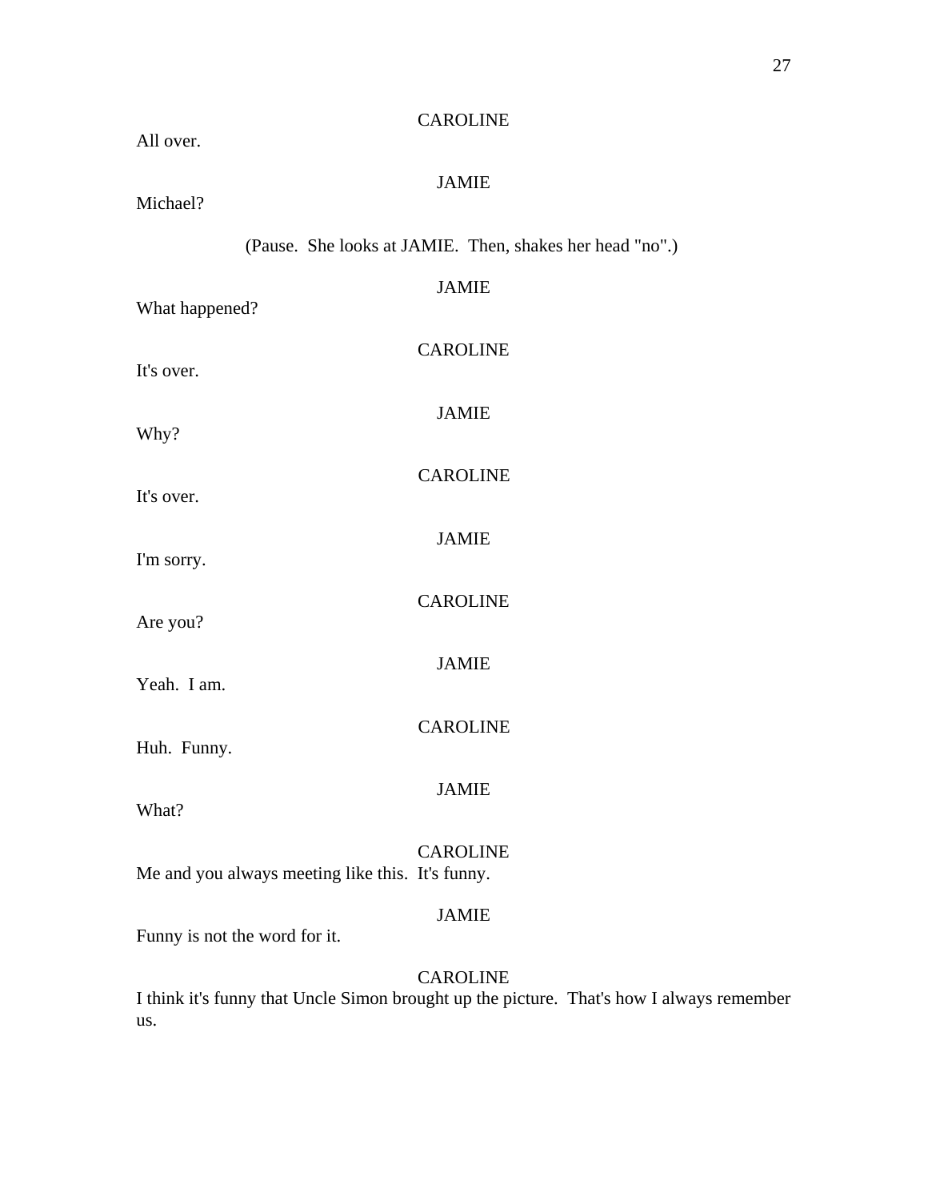CAROLINE

All over.

JAMIE

Michael?

(Pause. She looks at JAMIE. Then, shakes her head "no".)

JAMIE

What happened?

CAROLINE

It's over.

JAMIE

Why?

CAROLINE

It's over.

JAMIE

I'm sorry.

CAROLINE

Are you?

JAMIE

Yeah. I am.

CAROLINE

Huh. Funny.

JAMIE

What?

CAROLINE

Me and you always meeting like this. It's funny.

JAMIE

Funny is not the word for it.

CAROLINE

I think it's funny that Uncle Simon brought up the picture. That's how I always remember us.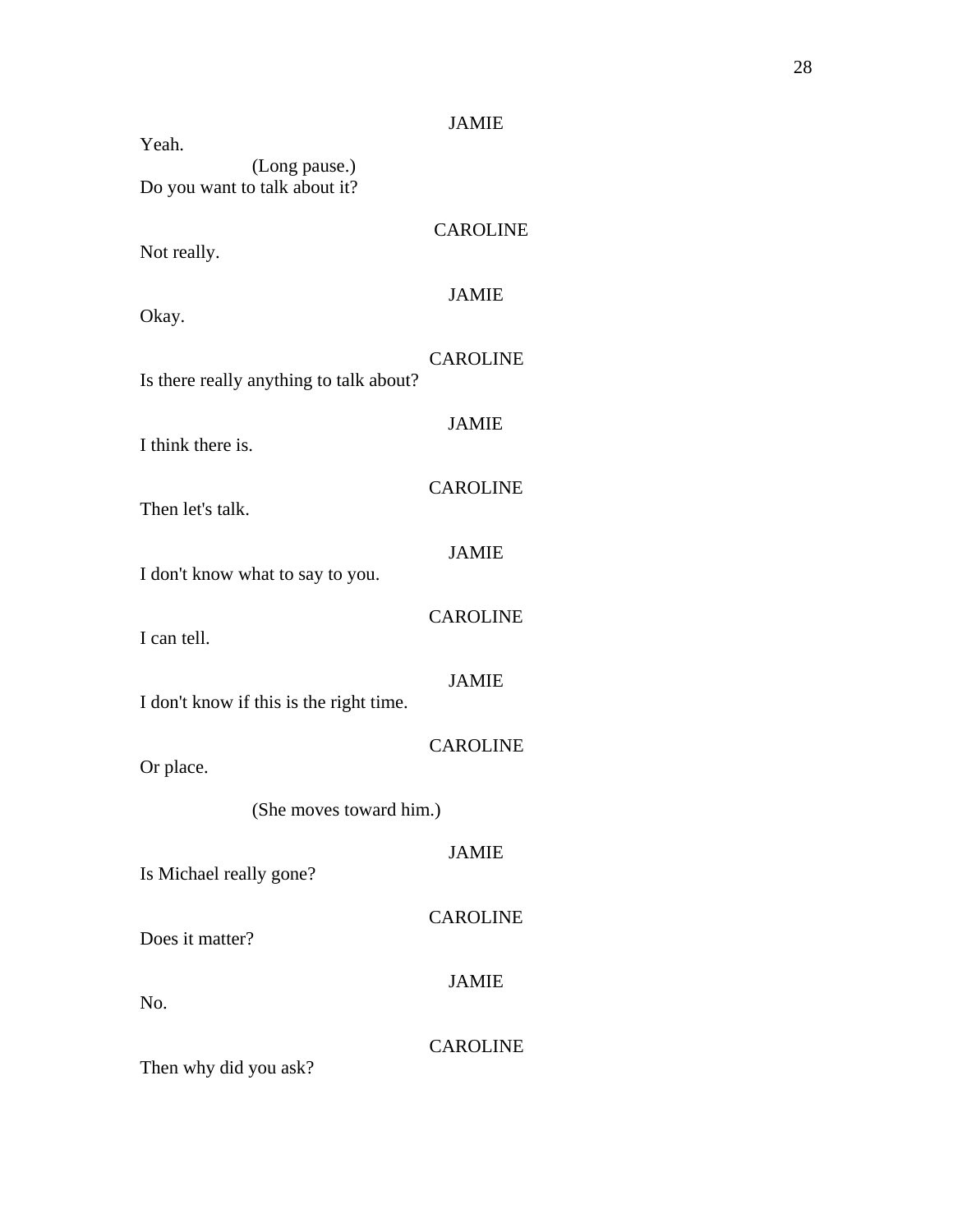JAMIE

Yeah.

(Long pause.)

Do you want to talk about it?

CAROLINE

Not really.

JAMIE

Okay.

CAROLINE

Is there really anything to talk about?

JAMIE

I think there is.

CAROLINE

Then let's talk.

JAMIE

I don't know what to say to you.

CAROLINE

I can tell.

JAMIE

I don't know if this is the right time.

CAROLINE

Or place.

(She moves toward him.)

JAMIE

Is Michael really gone?

CAROLINE

Does it matter?

JAMIE

No.

CAROLINE

Then why did you ask?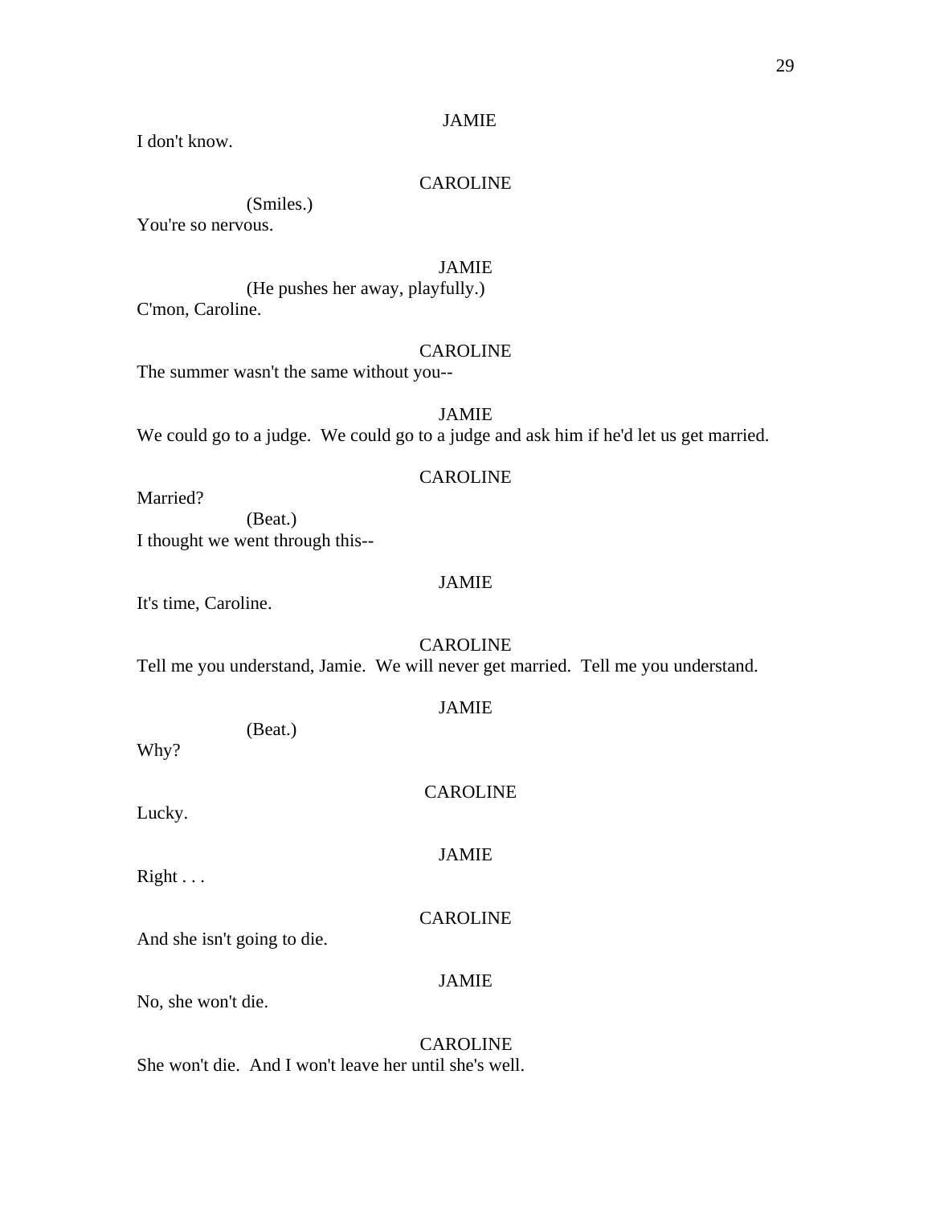JAMIE

I don't know.

CAROLINE

(Smiles.)

You're so nervous.

JAMIE

(He pushes her away, playfully.)

C'mon, Caroline.

CAROLINE

The summer wasn't the same without you--

JAMIE

We could go to a judge. We could go to a judge and ask him if he'd let us get married.

CAROLINE

Married?

(Beat.)

I thought we went through this--

JAMIE

It's time, Caroline.

CAROLINE

Tell me you understand, Jamie. We will never get married. Tell me you understand.

JAMIE

(Beat.)

Why?

CAROLINE

Lucky.

JAMIE

Right . . .

CAROLINE

And she isn't going to die.

JAMIE

No, she won't die.

CAROLINE

She won't die. And I won't leave her until she's well.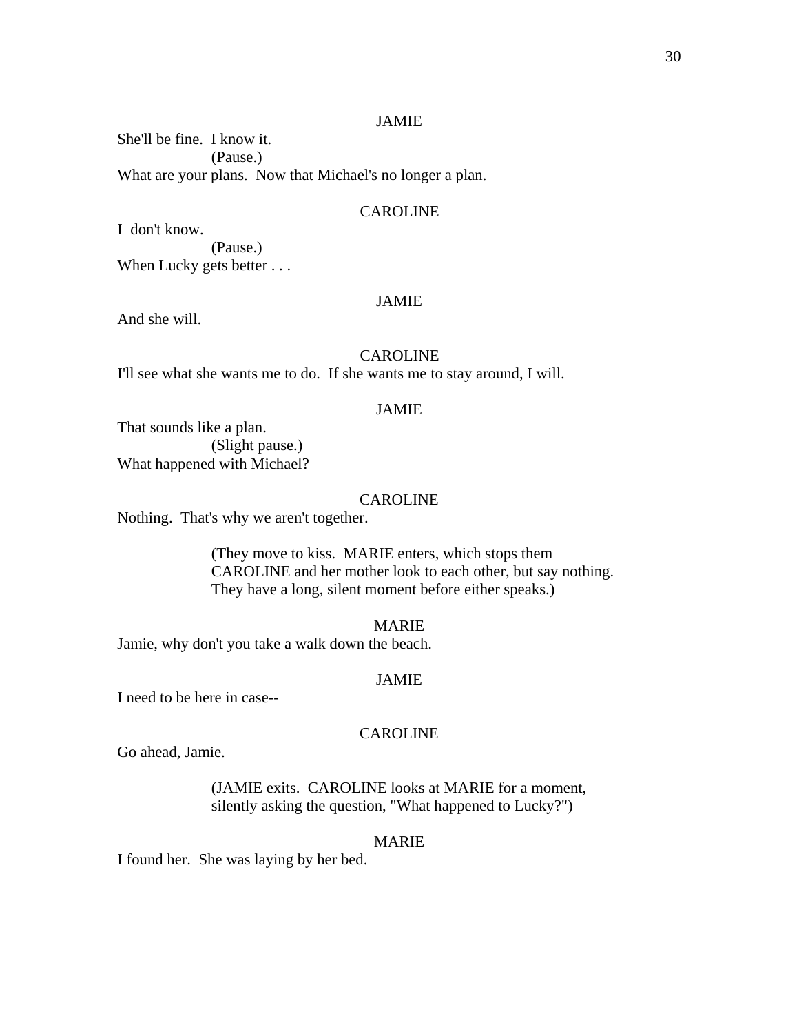JAMIE

She'll be fine. I know it.

(Pause.)

What are your plans. Now that Michael's no longer a plan.

CAROLINE

I don't know.

(Pause.)

When Lucky gets better . . .

JAMIE

And she will.

CAROLINE

I'll see what she wants me to do. If she wants me to stay around, I will.

JAMIE

That sounds like a plan.

(Slight pause.)

What happened with Michael?

CAROLINE

Nothing. That's why we aren't together.

(They move to kiss. MARIE enters, which stops them CAROLINE and her mother look to each other, but say nothing. They have a long, silent moment before either speaks.)

MARIE

Jamie, why don't you take a walk down the beach.

JAMIE

I need to be here in case--

CAROLINE

Go ahead, Jamie.

(JAMIE exits. CAROLINE looks at MARIE for a moment, silently asking the question, "What happened to Lucky?")

MARIE

I found her. She was laying by her bed.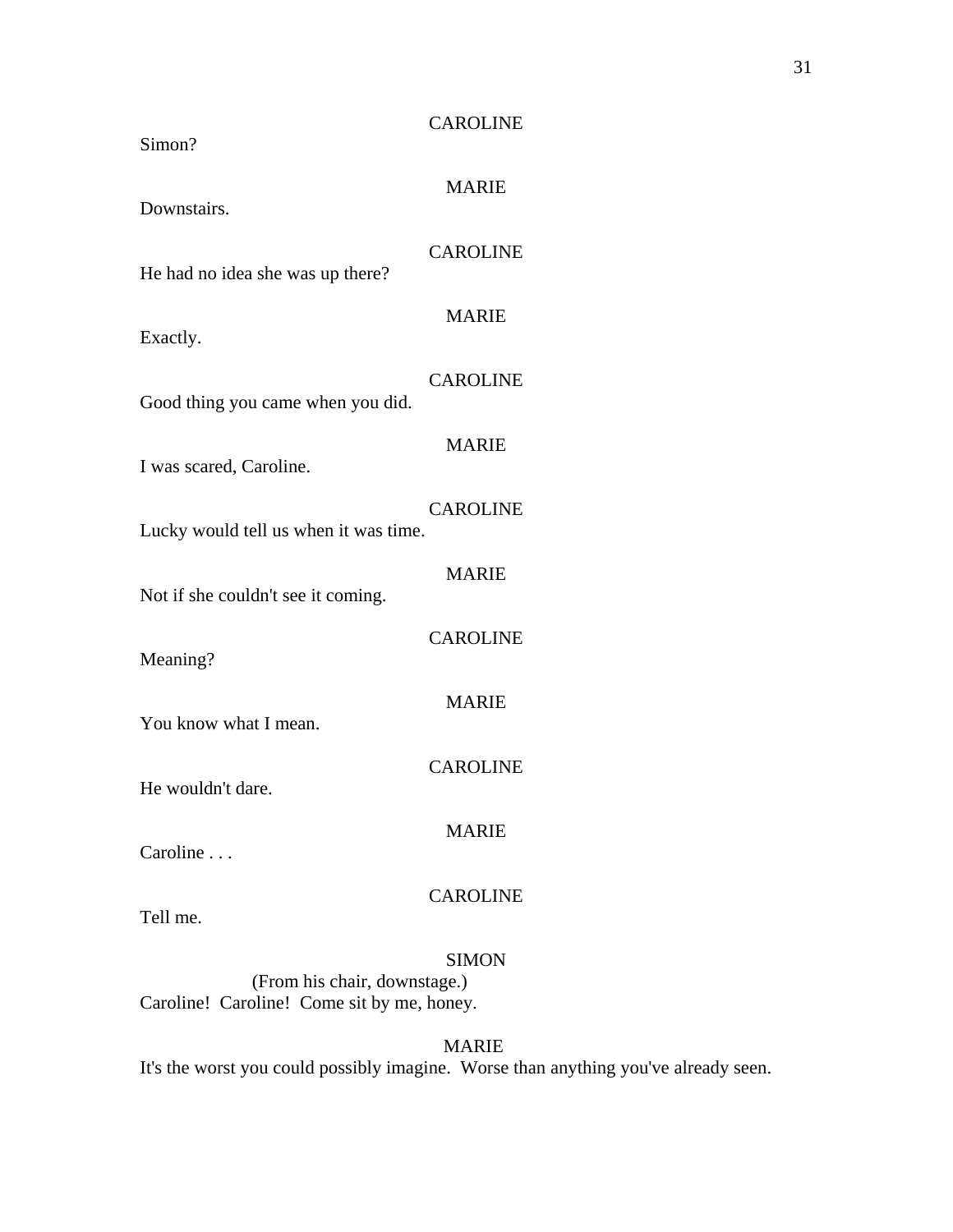CAROLINE

Simon?

MARIE

Downstairs.

CAROLINE

He had no idea she was up there?

MARIE

Exactly.

CAROLINE

Good thing you came when you did.

MARIE

I was scared, Caroline.

CAROLINE

Lucky would tell us when it was time.

MARIE

Not if she couldn't see it coming.

CAROLINE

Meaning?

MARIE

You know what I mean.

CAROLINE

He wouldn't dare.

MARIE

Caroline . . .

CAROLINE

Tell me.

SIMON

(From his chair, downstage.)

Caroline! Caroline! Come sit by me, honey.

MARIE

It's the worst you could possibly imagine. Worse than anything you've already seen.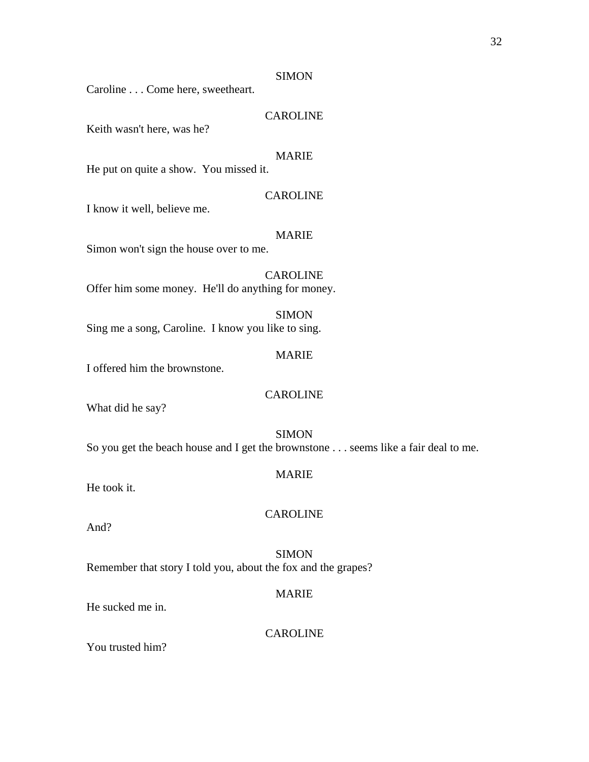SIMON

Caroline . . . Come here, sweetheart.

CAROLINE

Keith wasn't here, was he?

MARIE

He put on quite a show. You missed it.

CAROLINE

I know it well, believe me.

MARIE

Simon won't sign the house over to me.

CAROLINE

Offer him some money. He'll do anything for money.

SIMON

Sing me a song, Caroline. I know you like to sing.

MARIE

I offered him the brownstone.

CAROLINE

What did he say?

SIMON

So you get the beach house and I get the brownstone . . . seems like a fair deal to me.

MARIE

He took it.

CAROLINE

And?

SIMON

Remember that story I told you, about the fox and the grapes?

MARIE

He sucked me in.

CAROLINE

You trusted him?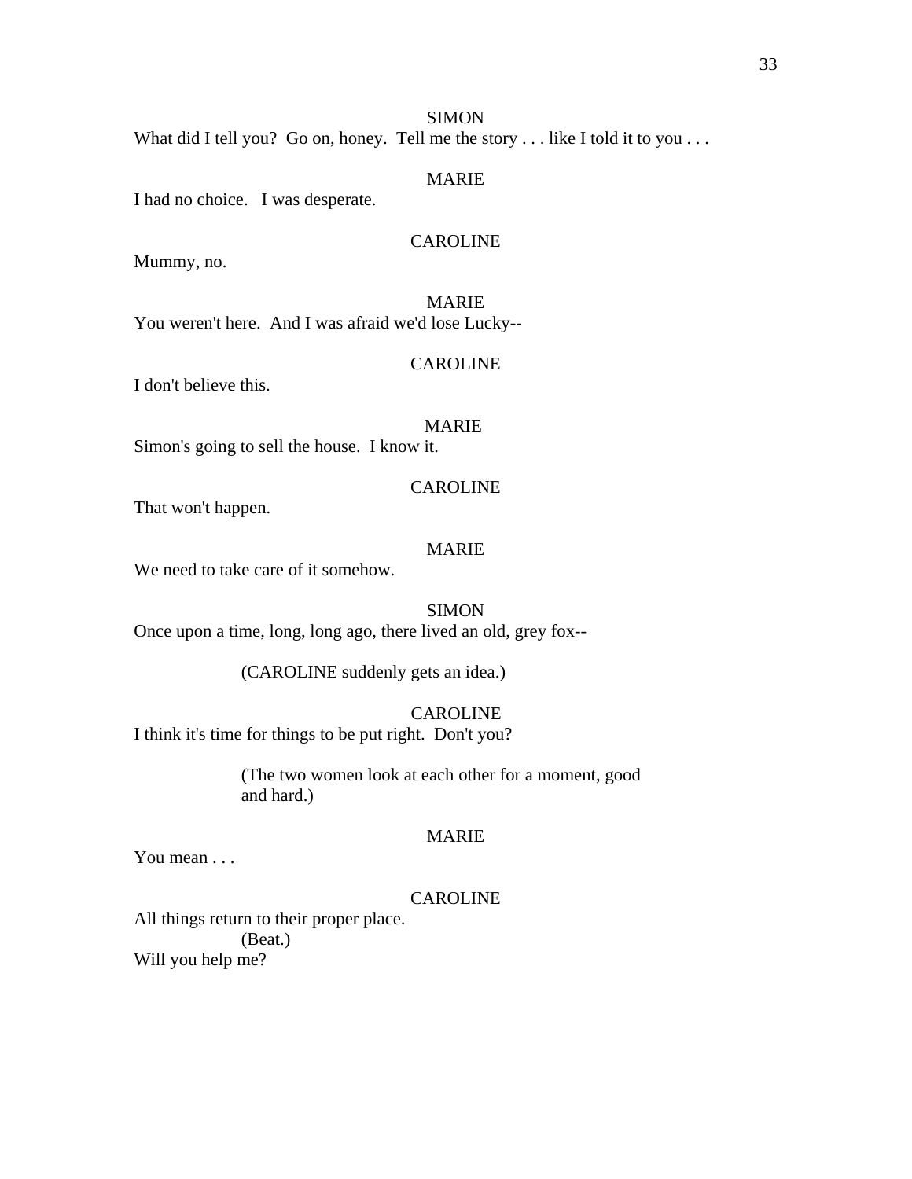SIMON

What did I tell you? Go on, honey. Tell me the story . . . like I told it to you . . .

MARIE

I had no choice. I was desperate.

CAROLINE

Mummy, no.

MARIE

You weren't here. And I was afraid we'd lose Lucky--

CAROLINE

I don't believe this.

MARIE

Simon's going to sell the house. I know it.

CAROLINE

That won't happen.

MARIE

We need to take care of it somehow.

SIMON

Once upon a time, long, long ago, there lived an old, grey fox--

(CAROLINE suddenly gets an idea.)

CAROLINE

I think it's time for things to be put right. Don't you?

(The two women look at each other for a moment, good and hard.)

MARIE

You mean . . .

CAROLINE

All things return to their proper place.

(Beat.)

Will you help me?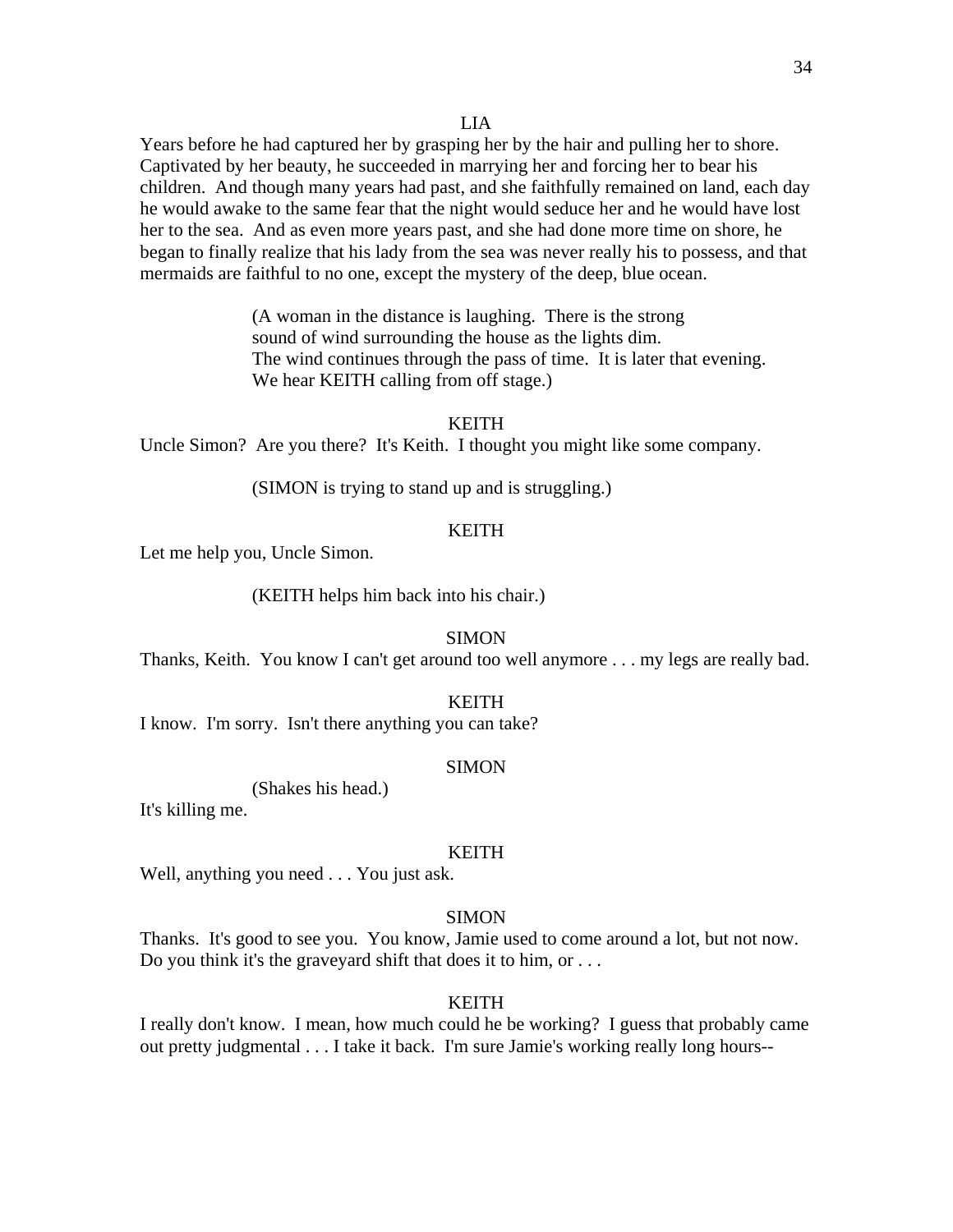LIA

Years before he had captured her by grasping her by the hair and pulling her to shore. Captivated by her beauty, he succeeded in marrying her and forcing her to bear his children. And though many years had past, and she faithfully remained on land, each day he would awake to the same fear that the night would seduce her and he would have lost her to the sea. And as even more years past, and she had done more time on shore, he began to finally realize that his lady from the sea was never really his to possess, and that mermaids are faithful to no one, except the mystery of the deep, blue ocean.

(A woman in the distance is laughing. There is the strong sound of wind surrounding the house as the lights dim. The wind continues through the pass of time. It is later that evening. We hear KEITH calling from off stage.)

KEITH

Uncle Simon? Are you there? It's Keith. I thought you might like some company.

(SIMON is trying to stand up and is struggling.)

KEITH

Let me help you, Uncle Simon.

(KEITH helps him back into his chair.)

SIMON

Thanks, Keith. You know I can't get around too well anymore . . . my legs are really bad.

KEITH

I know. I'm sorry. Isn't there anything you can take?

SIMON

(Shakes his head.)

It's killing me.

KEITH

Well, anything you need . . . You just ask.

SIMON

Thanks. It's good to see you. You know, Jamie used to come around a lot, but not now. Do you think it's the graveyard shift that does it to him, or . . .

KEITH

I really don't know. I mean, how much could he be working? I guess that probably came out pretty judgmental . . . I take it back. I'm sure Jamie's working really long hours--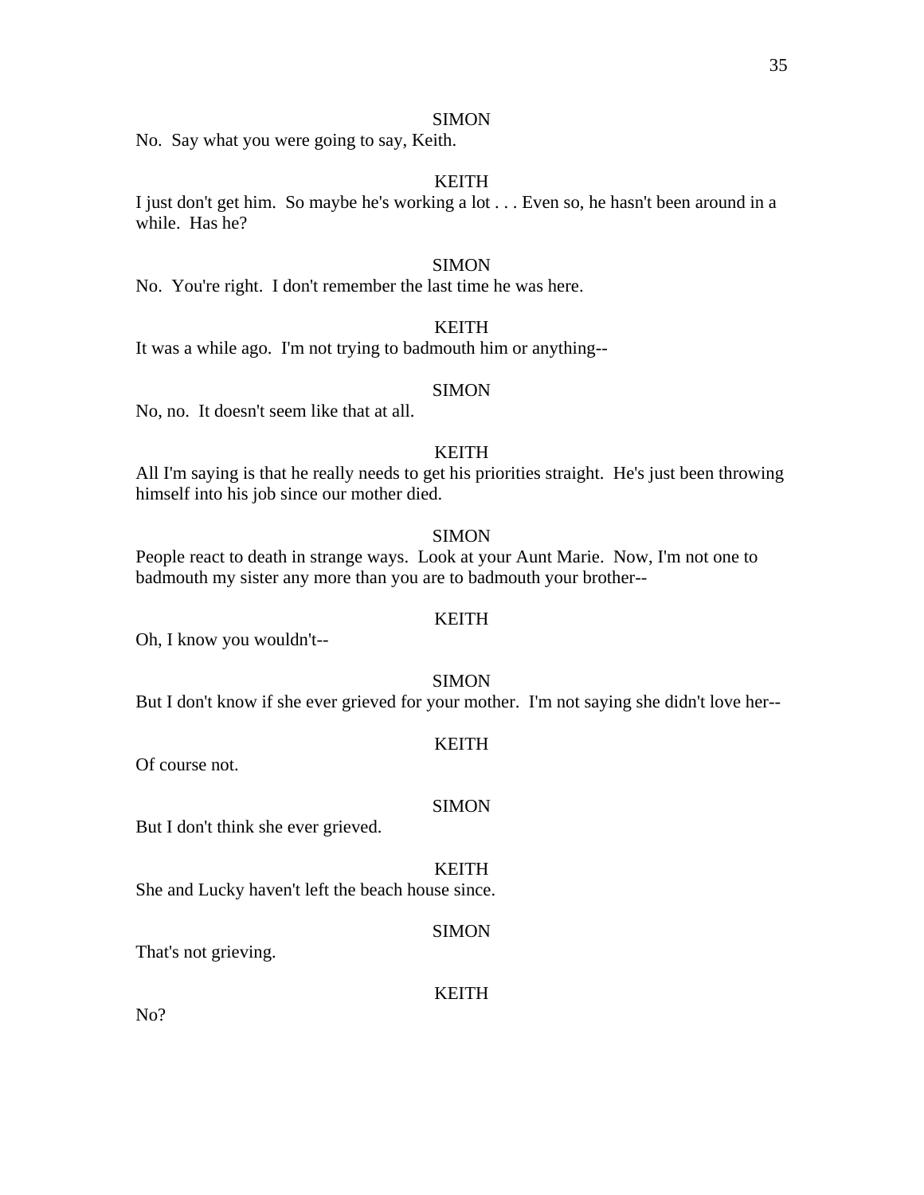SIMON

No. Say what you were going to say, Keith.

KEITH

I just don't get him. So maybe he's working a lot . . . Even so, he hasn't been around in a while. Has he?

SIMON

No. You're right. I don't remember the last time he was here.

KEITH

It was a while ago. I'm not trying to badmouth him or anything--

SIMON

No, no. It doesn't seem like that at all.

KEITH

All I'm saying is that he really needs to get his priorities straight. He's just been throwing himself into his job since our mother died.

SIMON

People react to death in strange ways. Look at your Aunt Marie. Now, I'm not one to badmouth my sister any more than you are to badmouth your brother--

KEITH

Oh, I know you wouldn't--

SIMON

But I don't know if she ever grieved for your mother. I'm not saying she didn't love her--

KEITH

Of course not.

SIMON

But I don't think she ever grieved.

KEITH

She and Lucky haven't left the beach house since.

SIMON

That's not grieving.

KEITH

No?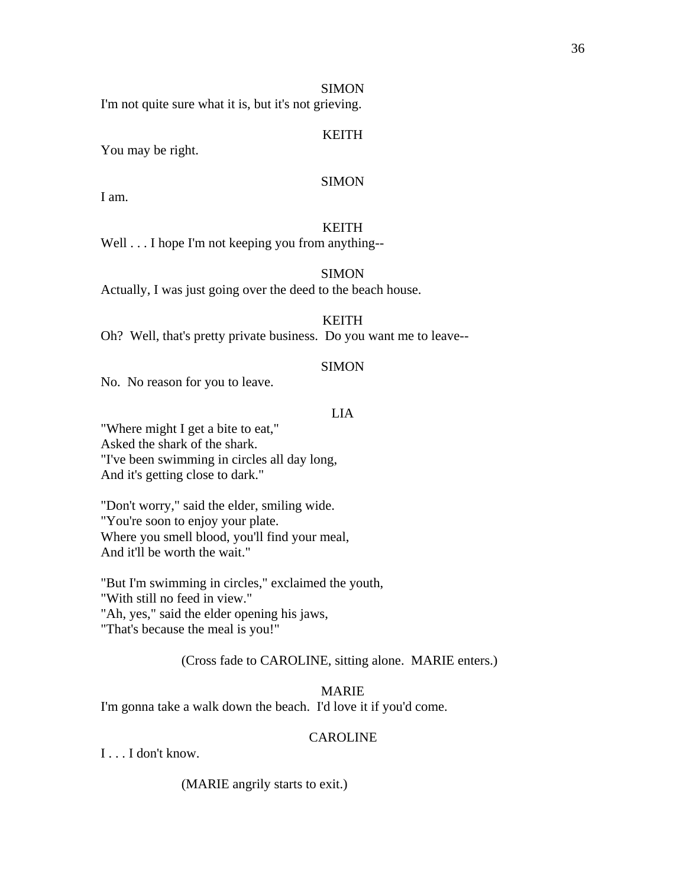SIMON

I'm not quite sure what it is, but it's not grieving.

KEITH

You may be right.

SIMON

I am.

KEITH

Well . . . I hope I'm not keeping you from anything--

SIMON

Actually, I was just going over the deed to the beach house.

KEITH

Oh? Well, that's pretty private business. Do you want me to leave--

SIMON

No. No reason for you to leave.

LIA

"Where might I get a bite to eat,"  
Asked the shark of the shark.  
"I've been swimming in circles all day long,  
And it's getting close to dark."

"Don't worry," said the elder, smiling wide.  
"You're soon to enjoy your plate.  
Where you smell blood, you'll find your meal,  
And it'll be worth the wait."

"But I'm swimming in circles," exclaimed the youth,  
"With still no feed in view."  
"Ah, yes," said the elder opening his jaws,  
"That's because the meal is you!"

(Cross fade to CAROLINE, sitting alone. MARIE enters.)

MARIE

I'm gonna take a walk down the beach. I'd love it if you'd come.

CAROLINE

I . . . I don't know.

(MARIE angrily starts to exit.)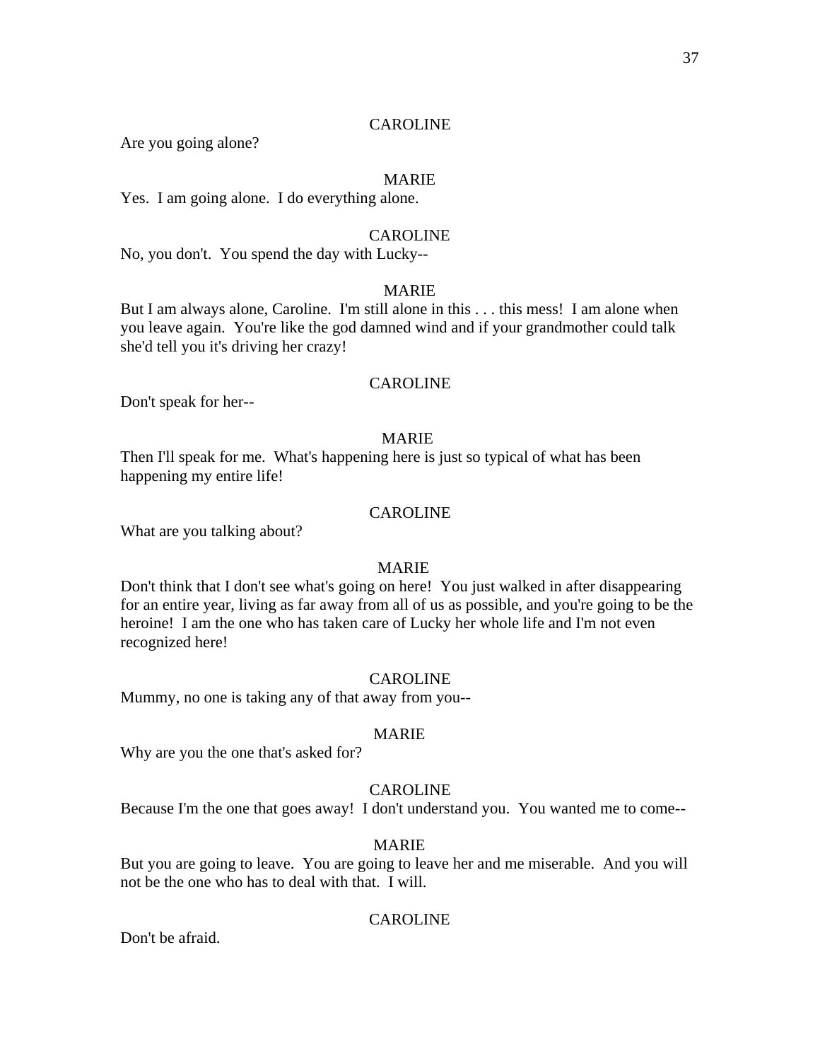CAROLINE

Are you going alone?

MARIE

Yes. I am going alone. I do everything alone.

CAROLINE

No, you don't. You spend the day with Lucky--

MARIE

But I am always alone, Caroline. I'm still alone in this . . . this mess! I am alone when you leave again. You're like the god damned wind and if your grandmother could talk she'd tell you it's driving her crazy!

CAROLINE

Don't speak for her--

MARIE

Then I'll speak for me. What's happening here is just so typical of what has been happening my entire life!

CAROLINE

What are you talking about?

MARIE

Don't think that I don't see what's going on here! You just walked in after disappearing for an entire year, living as far away from all of us as possible, and you're going to be the heroine! I am the one who has taken care of Lucky her whole life and I'm not even recognized here!

CAROLINE

Mummy, no one is taking any of that away from you--

MARIE

Why are you the one that's asked for?

CAROLINE

Because I'm the one that goes away! I don't understand you. You wanted me to come--

MARIE

But you are going to leave. You are going to leave her and me miserable. And you will not be the one who has to deal with that. I will.

CAROLINE

Don't be afraid.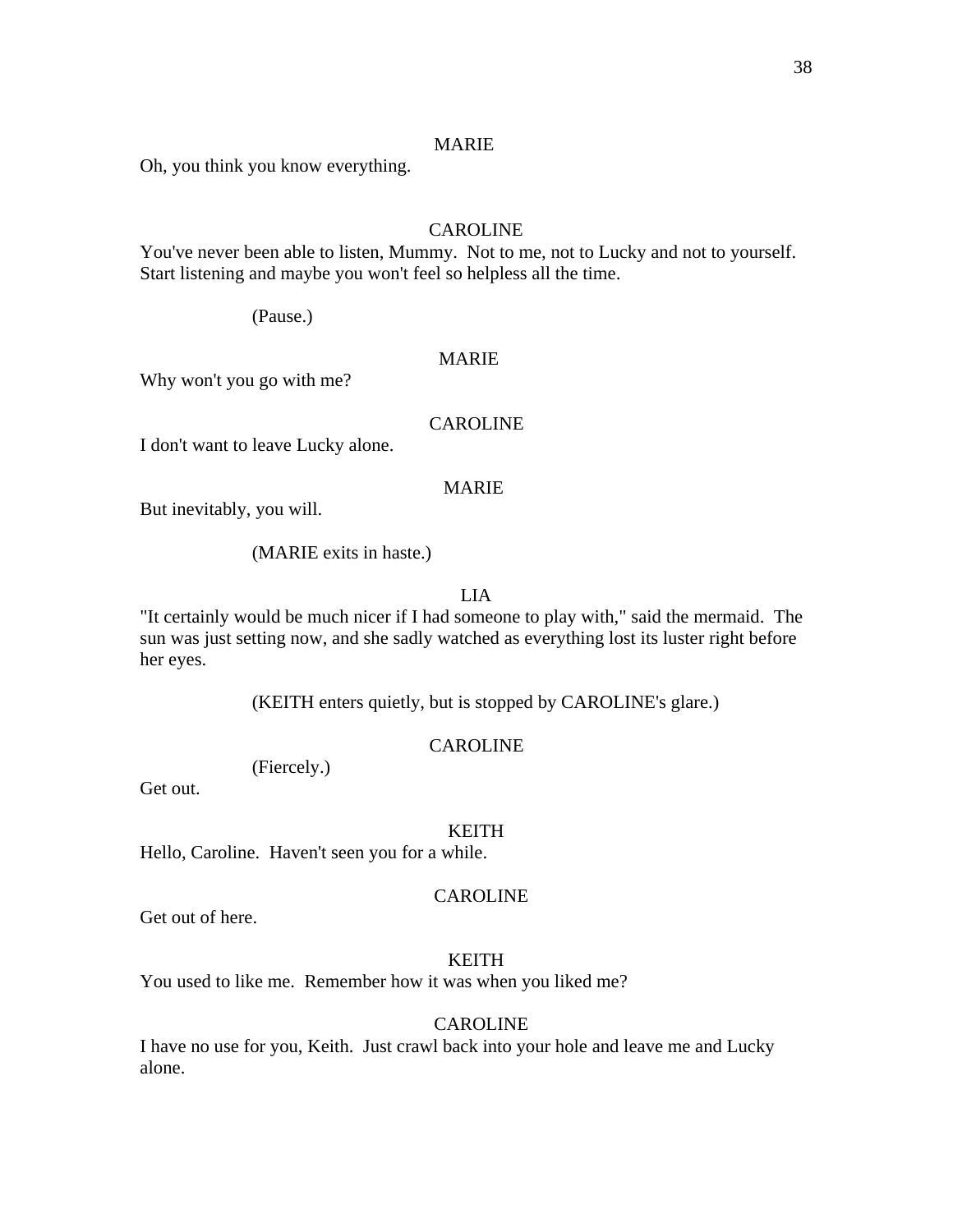MARIE

Oh, you think you know everything.

CAROLINE

You've never been able to listen, Mummy. Not to me, not to Lucky and not to yourself. Start listening and maybe you won't feel so helpless all the time.

(Pause.)

MARIE

Why won't you go with me?

CAROLINE

I don't want to leave Lucky alone.

MARIE

But inevitably, you will.

(MARIE exits in haste.)

LIA

"It certainly would be much nicer if I had someone to play with," said the mermaid. The sun was just setting now, and she sadly watched as everything lost its luster right before her eyes.

(KEITH enters quietly, but is stopped by CAROLINE's glare.)

CAROLINE

(Fiercely.)

Get out.

KEITH

Hello, Caroline. Haven't seen you for a while.

CAROLINE

Get out of here.

KEITH

You used to like me. Remember how it was when you liked me?

CAROLINE

I have no use for you, Keith. Just crawl back into your hole and leave me and Lucky alone.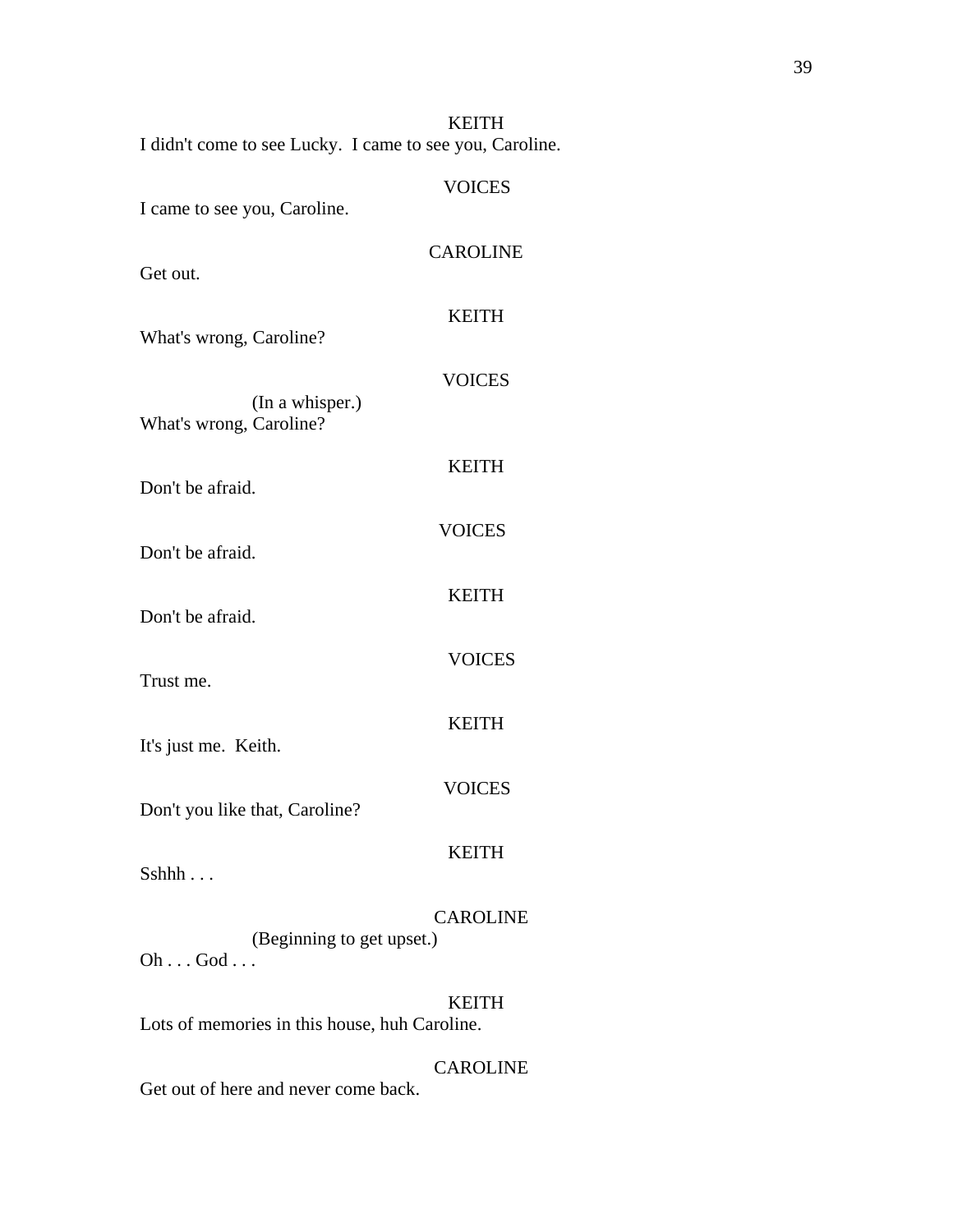KEITH

I didn't come to see Lucky. I came to see you, Caroline.

VOICES

I came to see you, Caroline.

CAROLINE

Get out.

KEITH

What's wrong, Caroline?

VOICES

(In a whisper.)

What's wrong, Caroline?

KEITH

Don't be afraid.

VOICES

Don't be afraid.

KEITH

Don't be afraid.

VOICES

Trust me.

KEITH

It's just me. Keith.

VOICES

Don't you like that, Caroline?

KEITH

Sshhh . . .

CAROLINE

(Beginning to get upset.)

Oh . . . God . . .

KEITH

Lots of memories in this house, huh Caroline.

CAROLINE

Get out of here and never come back.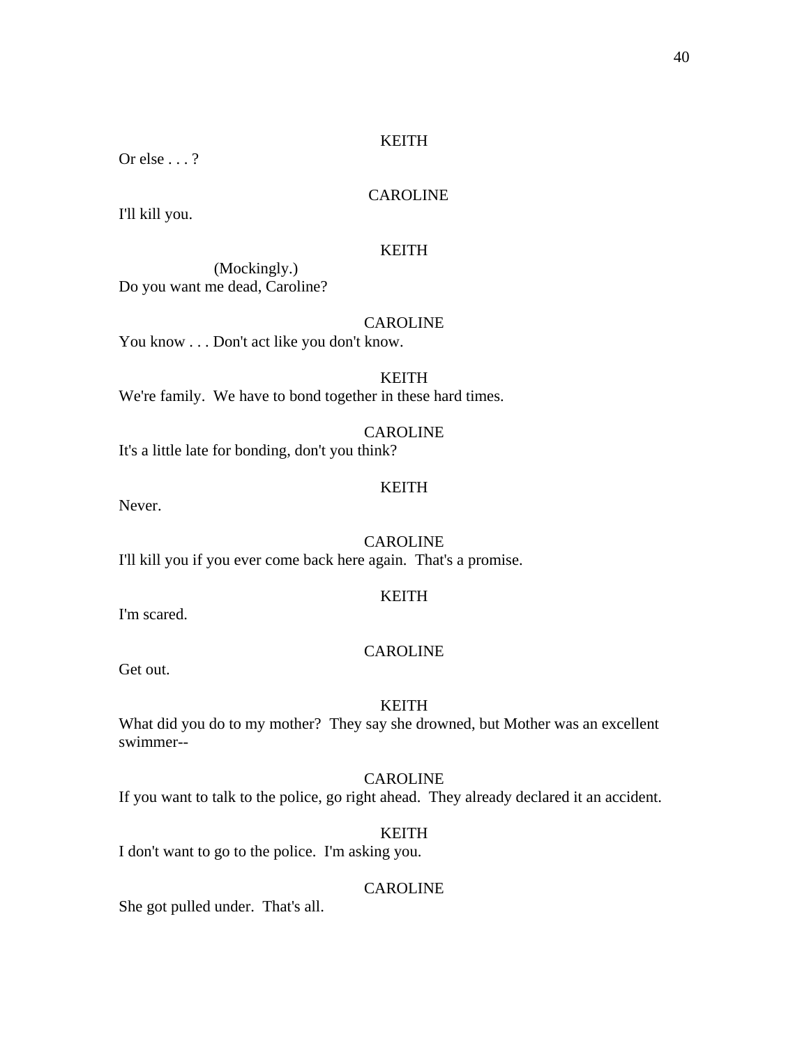KEITH

Or else . . . ?

CAROLINE

I'll kill you.

KEITH

(Mockingly.)

Do you want me dead, Caroline?

CAROLINE

You know . . . Don't act like you don't know.

KEITH

We're family.  We have to bond together in these hard times.

CAROLINE

It's a little late for bonding, don't you think?

KEITH

Never.

CAROLINE

I'll kill you if you ever come back here again.  That's a promise.

KEITH

I'm scared.

CAROLINE

Get out.

KEITH

What did you do to my mother?  They say she drowned, but Mother was an excellent swimmer--

CAROLINE

If you want to talk to the police, go right ahead.  They already declared it an accident.

KEITH

I don't want to go to the police.  I'm asking you.

CAROLINE

She got pulled under.  That's all.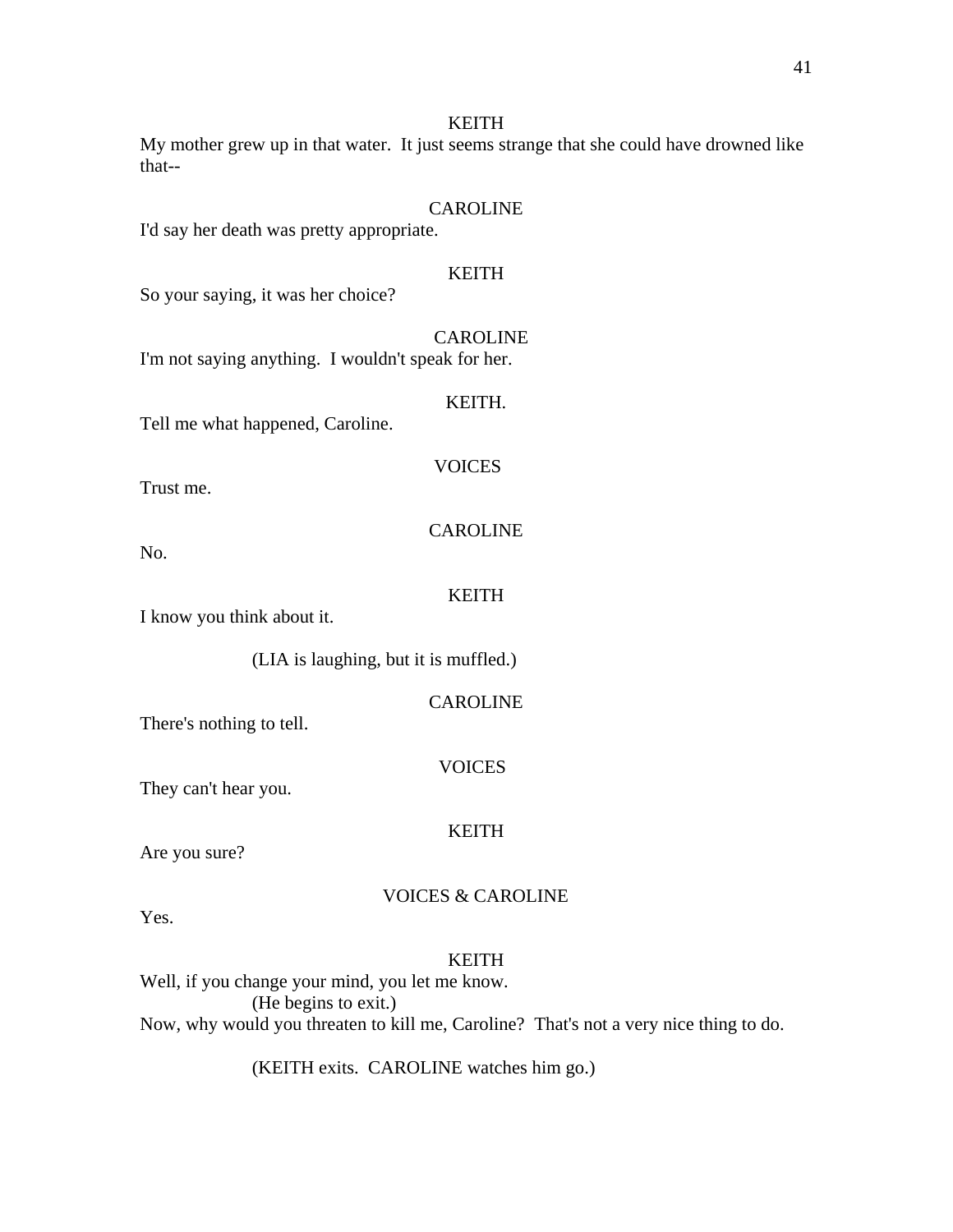KEITH

My mother grew up in that water. It just seems strange that she could have drowned like that--

CAROLINE

I'd say her death was pretty appropriate.

KEITH

So your saying, it was her choice?

CAROLINE

I'm not saying anything. I wouldn't speak for her.

KEITH.

Tell me what happened, Caroline.

VOICES

Trust me.

CAROLINE

No.

KEITH

I know you think about it.

(LIA is laughing, but it is muffled.)

CAROLINE

There's nothing to tell.

VOICES

They can't hear you.

KEITH

Are you sure?

VOICES & CAROLINE

Yes.

KEITH

Well, if you change your mind, you let me know.
(He begins to exit.)
Now, why would you threaten to kill me, Caroline? That's not a very nice thing to do.

(KEITH exits. CAROLINE watches him go.)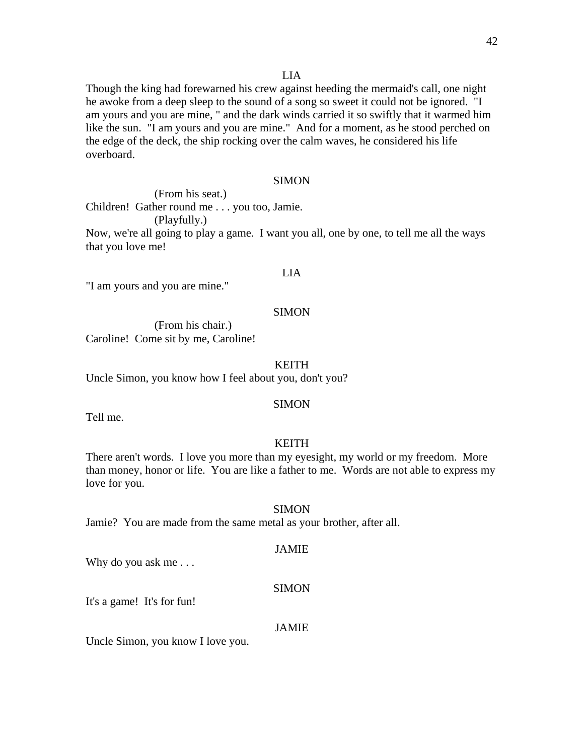LIA

Though the king had forewarned his crew against heeding the mermaid's call, one night he awoke from a deep sleep to the sound of a song so sweet it could not be ignored. "I am yours and you are mine, " and the dark winds carried it so swiftly that it warmed him like the sun. "I am yours and you are mine." And for a moment, as he stood perched on the edge of the deck, the ship rocking over the calm waves, he considered his life overboard.

SIMON

(From his seat.)

Children! Gather round me . . . you too, Jamie.

(Playfully.)

Now, we're all going to play a game. I want you all, one by one, to tell me all the ways that you love me!

LIA

"I am yours and you are mine."

SIMON

(From his chair.)

Caroline! Come sit by me, Caroline!

KEITH

Uncle Simon, you know how I feel about you, don't you?

SIMON

Tell me.

KEITH

There aren't words. I love you more than my eyesight, my world or my freedom. More than money, honor or life. You are like a father to me. Words are not able to express my love for you.

SIMON

Jamie? You are made from the same metal as your brother, after all.

JAMIE

Why do you ask me . . .

SIMON

It's a game! It's for fun!

JAMIE

Uncle Simon, you know I love you.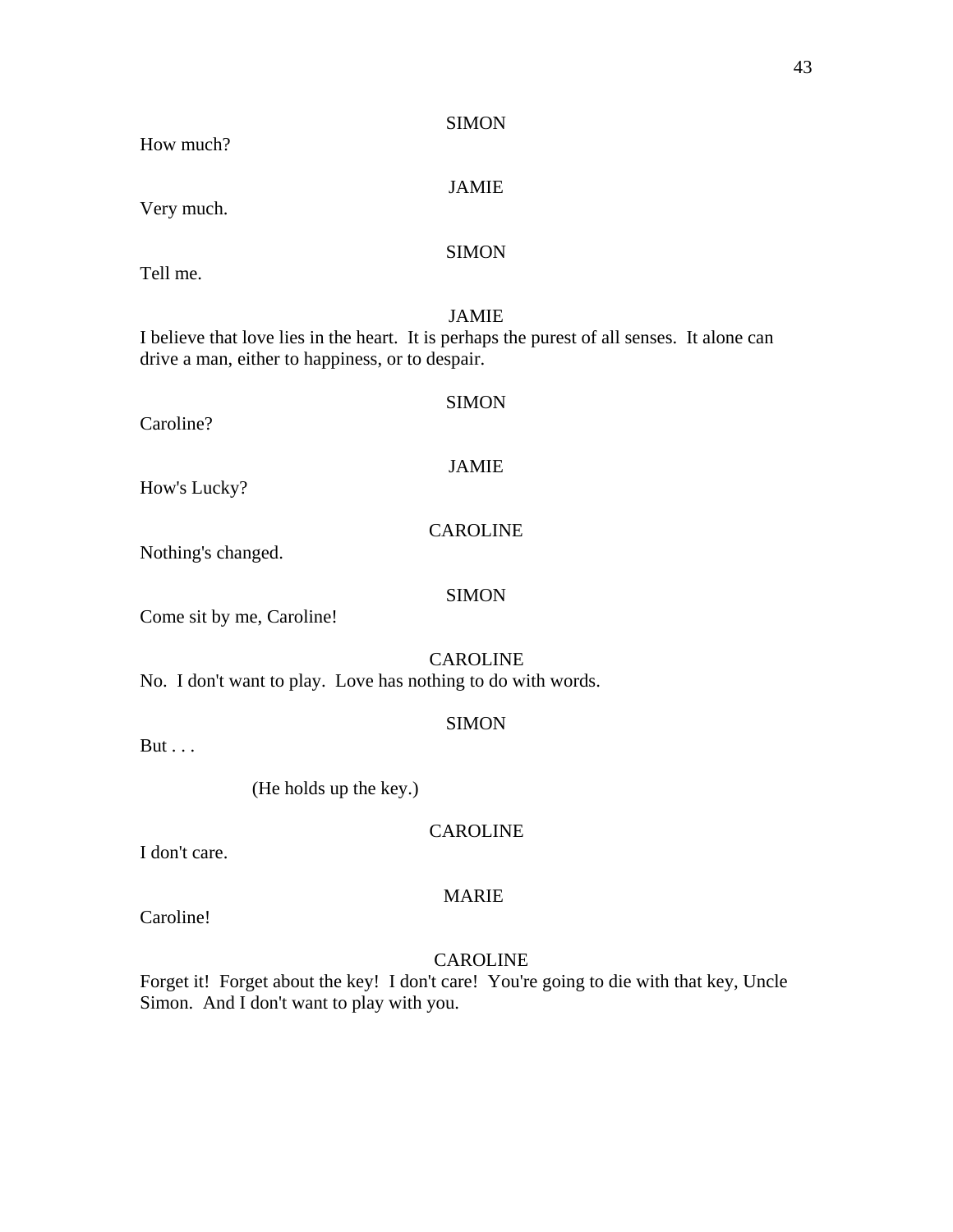SIMON

How much?

JAMIE

Very much.

SIMON

Tell me.

JAMIE

I believe that love lies in the heart. It is perhaps the purest of all senses. It alone can drive a man, either to happiness, or to despair.

SIMON

Caroline?

JAMIE

How's Lucky?

CAROLINE

Nothing's changed.

SIMON

Come sit by me, Caroline!

CAROLINE

No. I don't want to play. Love has nothing to do with words.

SIMON

But . . .

(He holds up the key.)

CAROLINE

I don't care.

MARIE

Caroline!

CAROLINE

Forget it! Forget about the key! I don't care! You're going to die with that key, Uncle Simon. And I don't want to play with you.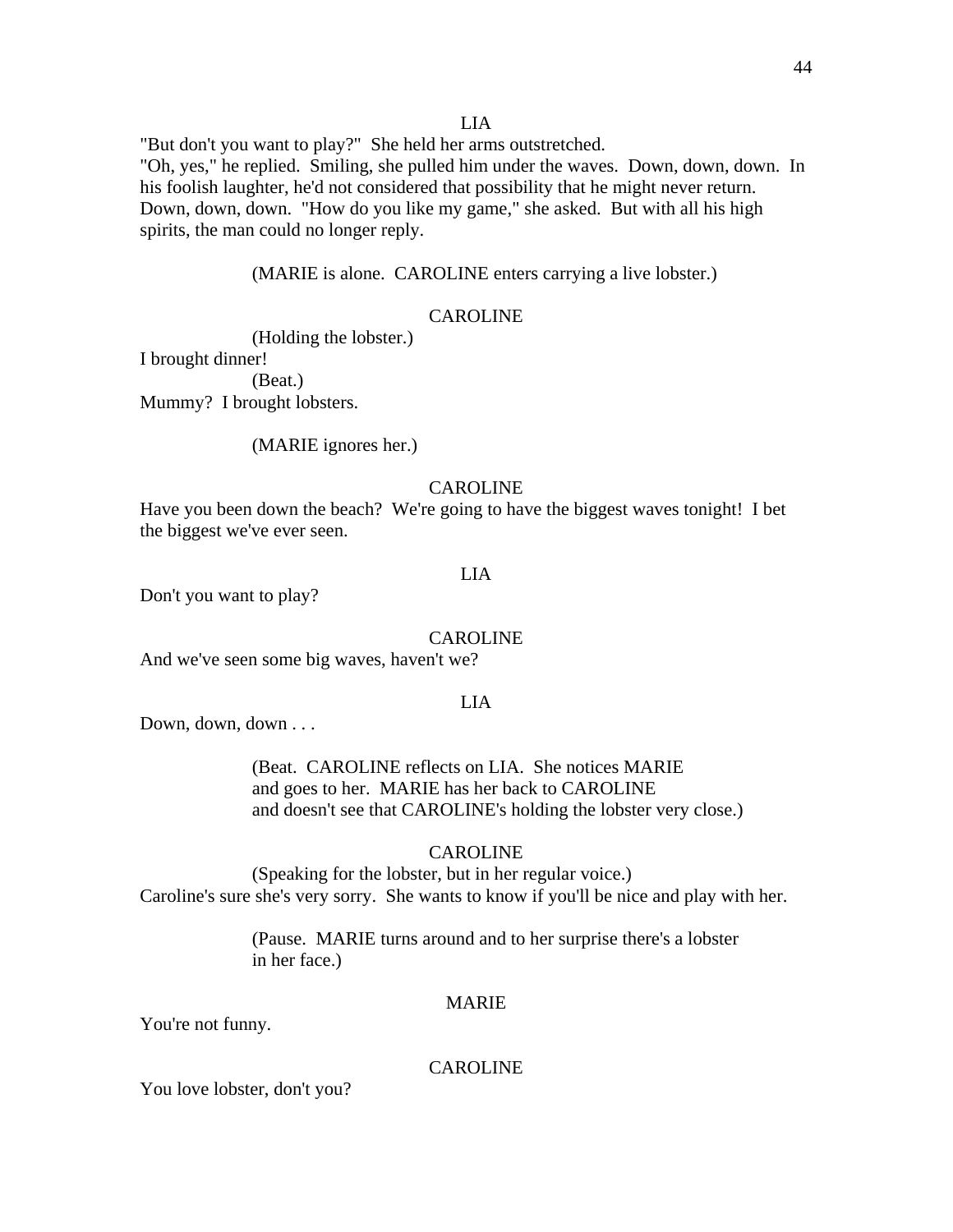LIA

"But don't you want to play?" She held her arms outstretched.
"Oh, yes," he replied. Smiling, she pulled him under the waves. Down, down, down. In his foolish laughter, he'd not considered that possibility that he might never return. Down, down, down. "How do you like my game," she asked. But with all his high spirits, the man could no longer reply.

(MARIE is alone. CAROLINE enters carrying a live lobster.)

CAROLINE

(Holding the lobster.)

I brought dinner!

(Beat.)

Mummy? I brought lobsters.

(MARIE ignores her.)

CAROLINE

Have you been down the beach? We're going to have the biggest waves tonight! I bet the biggest we've ever seen.

LIA

Don't you want to play?

CAROLINE

And we've seen some big waves, haven't we?

LIA

Down, down, down . . .

(Beat. CAROLINE reflects on LIA. She notices MARIE and goes to her. MARIE has her back to CAROLINE and doesn't see that CAROLINE's holding the lobster very close.)

CAROLINE

(Speaking for the lobster, but in her regular voice.)

Caroline's sure she's very sorry. She wants to know if you'll be nice and play with her.

(Pause. MARIE turns around and to her surprise there's a lobster in her face.)

MARIE

You're not funny.

CAROLINE

You love lobster, don't you?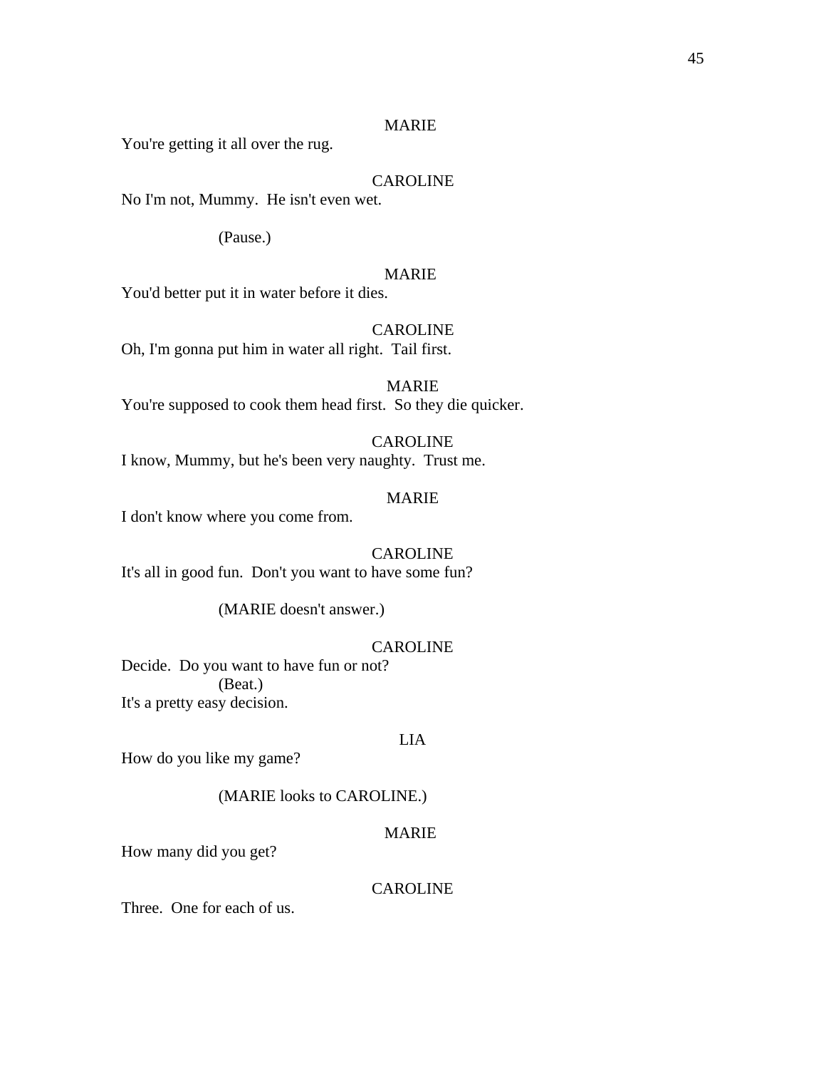MARIE

You're getting it all over the rug.

CAROLINE

No I'm not, Mummy.  He isn't even wet.

(Pause.)

MARIE

You'd better put it in water before it dies.

CAROLINE

Oh, I'm gonna put him in water all right.  Tail first.

MARIE

You're supposed to cook them head first.  So they die quicker.

CAROLINE

I know, Mummy, but he's been very naughty.  Trust me.

MARIE

I don't know where you come from.

CAROLINE

It's all in good fun.  Don't you want to have some fun?

(MARIE doesn't answer.)

CAROLINE

Decide.  Do you want to have fun or not?
(Beat.)
It's a pretty easy decision.

LIA

How do you like my game?

(MARIE looks to CAROLINE.)

MARIE

How many did you get?

CAROLINE

Three.  One for each of us.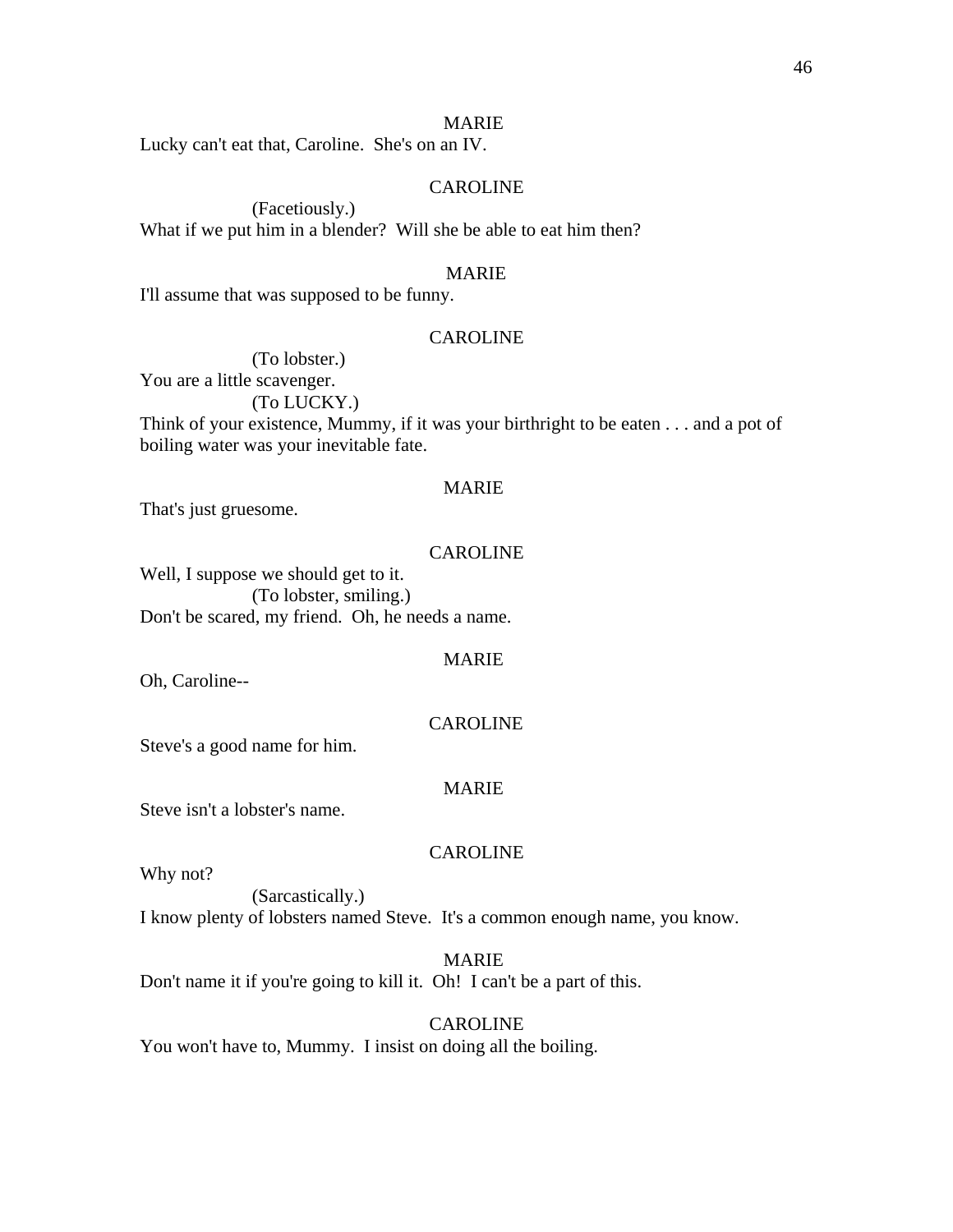MARIE

Lucky can't eat that, Caroline. She's on an IV.

CAROLINE

(Facetiously.)

What if we put him in a blender? Will she be able to eat him then?

MARIE

I'll assume that was supposed to be funny.

CAROLINE

(To lobster.)

You are a little scavenger.

(To LUCKY.)

Think of your existence, Mummy, if it was your birthright to be eaten . . . and a pot of boiling water was your inevitable fate.

MARIE

That's just gruesome.

CAROLINE

Well, I suppose we should get to it.

(To lobster, smiling.)

Don't be scared, my friend. Oh, he needs a name.

MARIE

Oh, Caroline--

CAROLINE

Steve's a good name for him.

MARIE

Steve isn't a lobster's name.

CAROLINE

Why not?

(Sarcastically.)

I know plenty of lobsters named Steve. It's a common enough name, you know.

MARIE

Don't name it if you're going to kill it. Oh! I can't be a part of this.

CAROLINE

You won't have to, Mummy. I insist on doing all the boiling.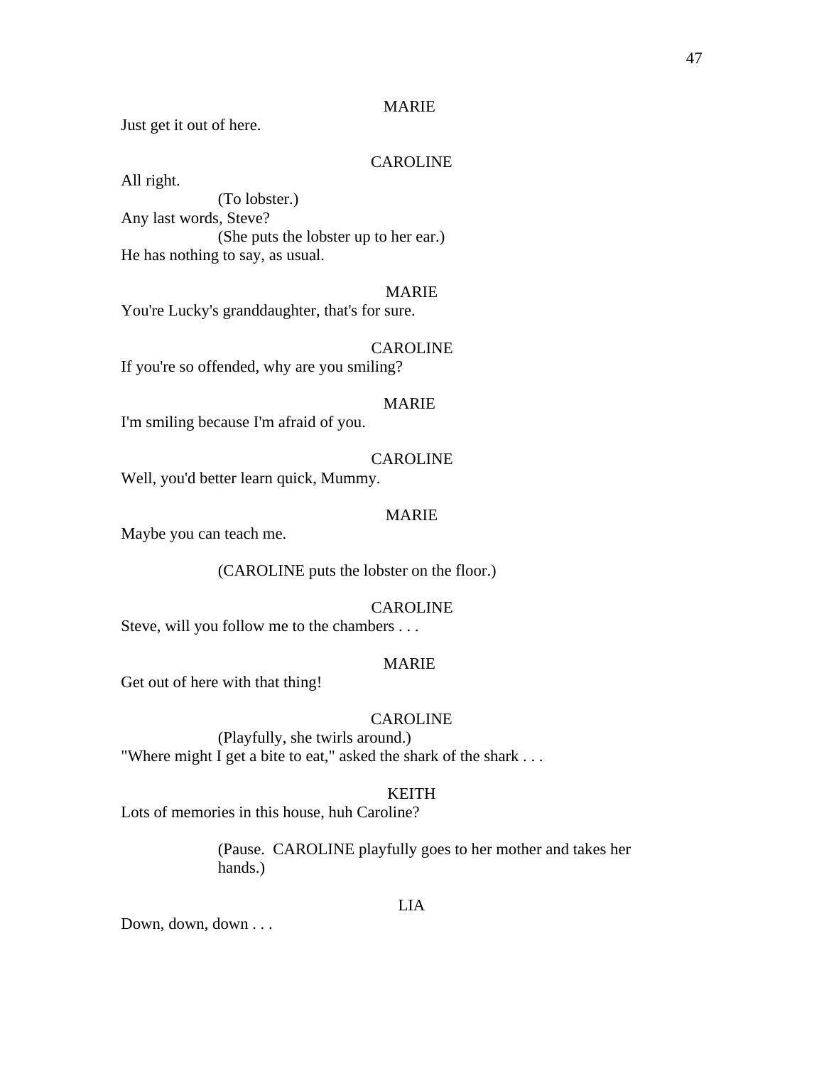MARIE

Just get it out of here.

CAROLINE

All right.

(To lobster.)

Any last words, Steve?

(She puts the lobster up to her ear.)

He has nothing to say, as usual.

MARIE

You're Lucky's granddaughter, that's for sure.

CAROLINE

If you're so offended, why are you smiling?

MARIE

I'm smiling because I'm afraid of you.

CAROLINE

Well, you'd better learn quick, Mummy.

MARIE

Maybe you can teach me.

(CAROLINE puts the lobster on the floor.)

CAROLINE

Steve, will you follow me to the chambers . . .

MARIE

Get out of here with that thing!

CAROLINE

(Playfully, she twirls around.)

"Where might I get a bite to eat," asked the shark of the shark . . .

KEITH

Lots of memories in this house, huh Caroline?

(Pause. CAROLINE playfully goes to her mother and takes her hands.)

LIA

Down, down, down . . .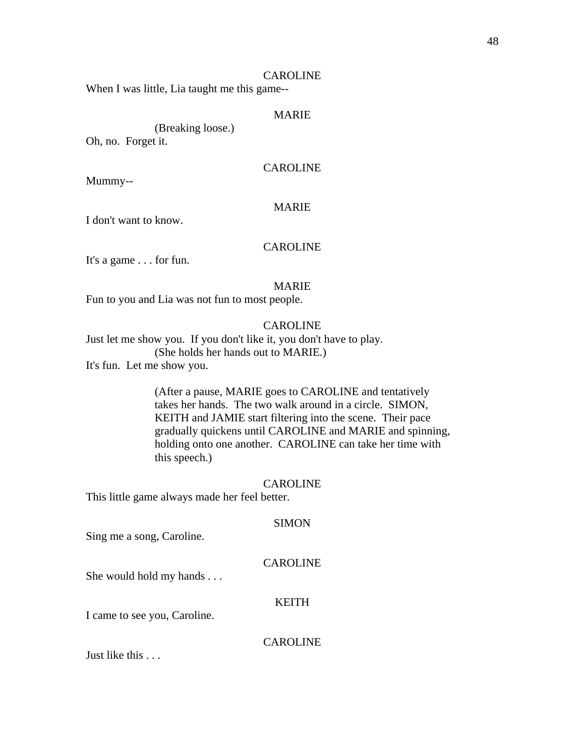CAROLINE

When I was little, Lia taught me this game--

MARIE

(Breaking loose.)

Oh, no. Forget it.

CAROLINE

Mummy--

MARIE

I don't want to know.

CAROLINE

It's a game . . . for fun.

MARIE

Fun to you and Lia was not fun to most people.

CAROLINE

Just let me show you. If you don't like it, you don't have to play.

(She holds her hands out to MARIE.)

It's fun. Let me show you.

(After a pause, MARIE goes to CAROLINE and tentatively takes her hands. The two walk around in a circle. SIMON, KEITH and JAMIE start filtering into the scene. Their pace gradually quickens until CAROLINE and MARIE and spinning, holding onto one another. CAROLINE can take her time with this speech.)

CAROLINE

This little game always made her feel better.

SIMON

Sing me a song, Caroline.

CAROLINE

She would hold my hands . . .

KEITH

I came to see you, Caroline.

CAROLINE

Just like this . . .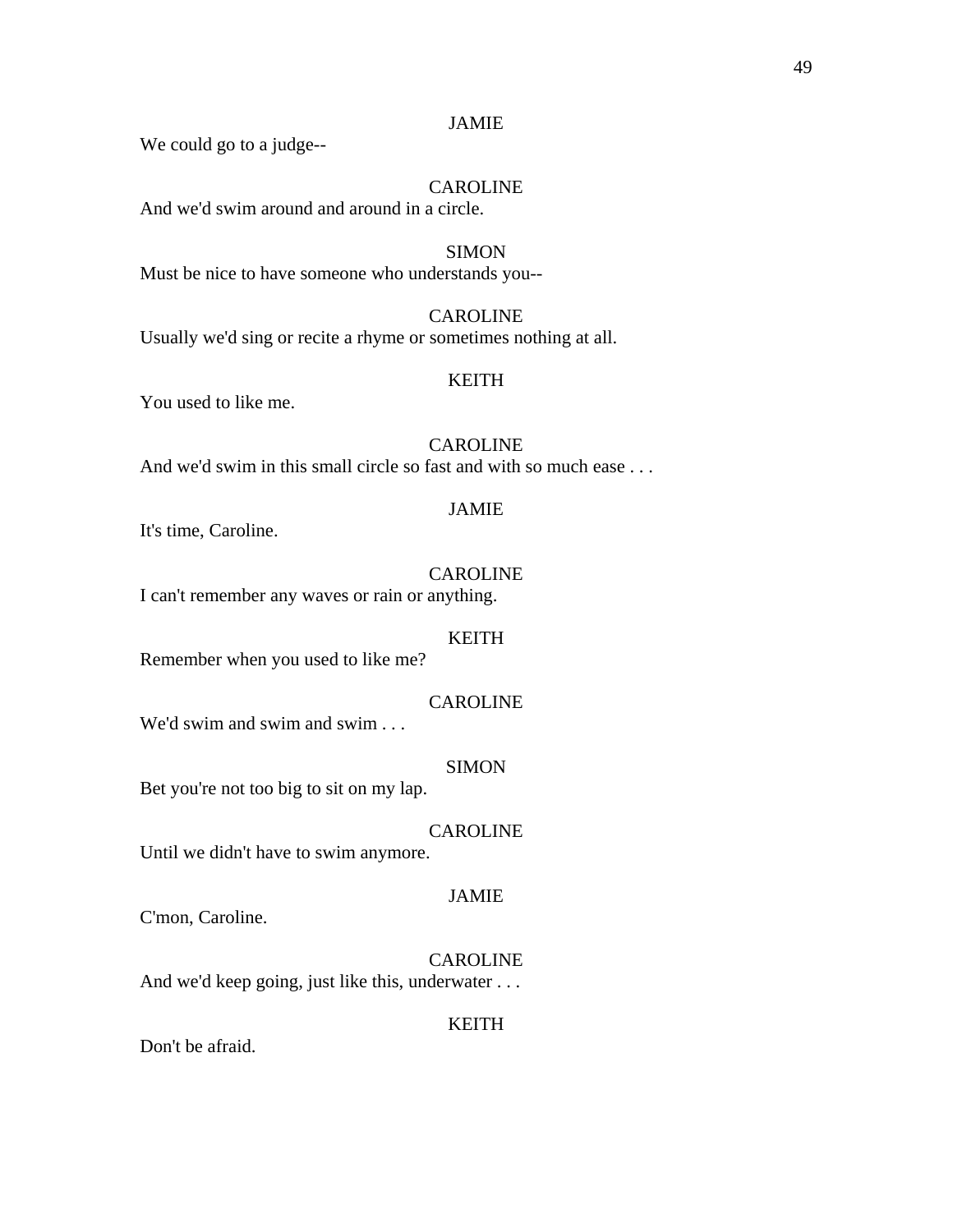JAMIE

We could go to a judge--

CAROLINE

And we'd swim around and around in a circle.

SIMON

Must be nice to have someone who understands you--

CAROLINE

Usually we'd sing or recite a rhyme or sometimes nothing at all.

KEITH

You used to like me.

CAROLINE

And we'd swim in this small circle so fast and with so much ease . . .

JAMIE

It's time, Caroline.

CAROLINE

I can't remember any waves or rain or anything.

KEITH

Remember when you used to like me?

CAROLINE

We'd swim and swim and swim . . .

SIMON

Bet you're not too big to sit on my lap.

CAROLINE

Until we didn't have to swim anymore.

JAMIE

C'mon, Caroline.

CAROLINE

And we'd keep going, just like this, underwater . . .

KEITH

Don't be afraid.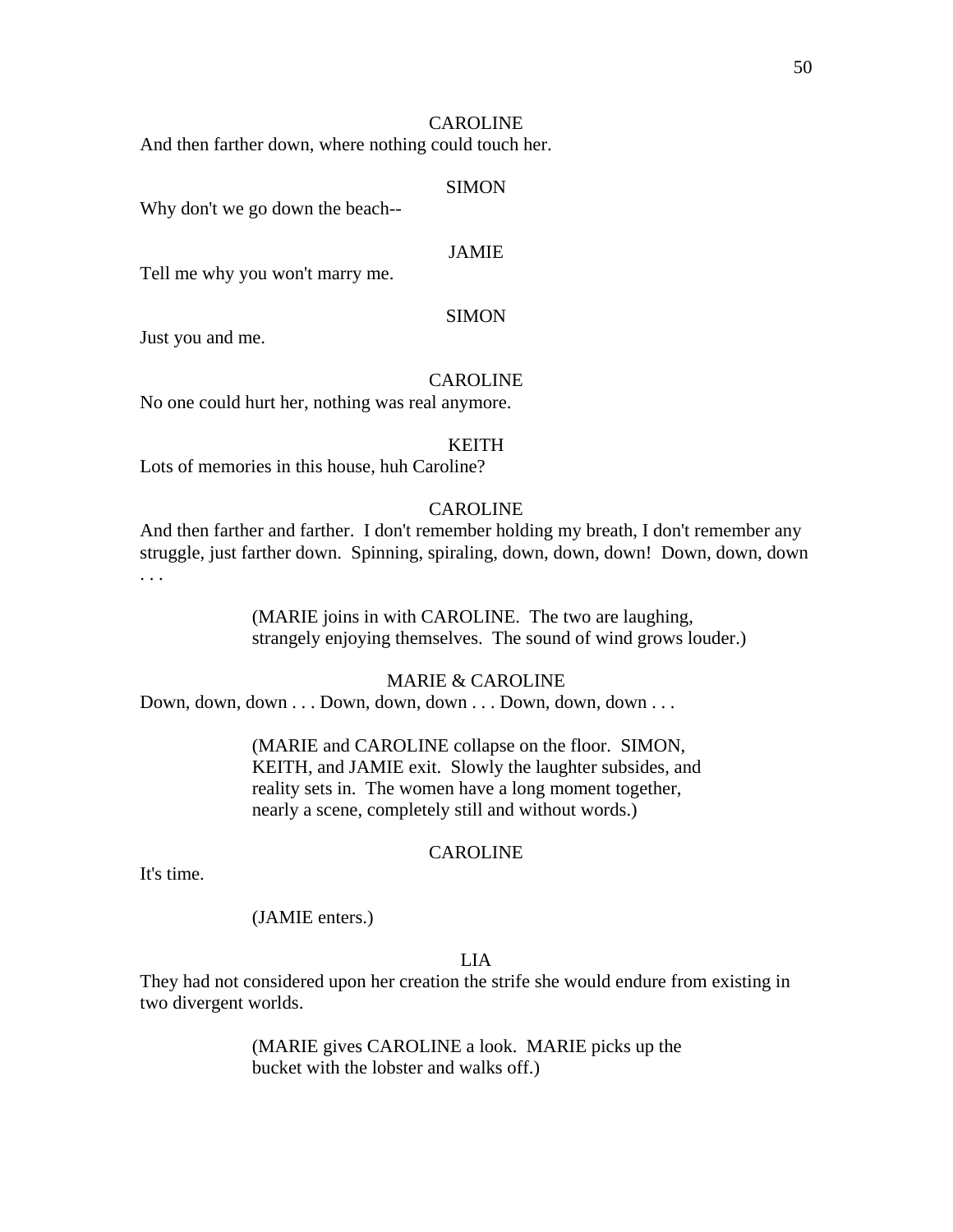CAROLINE

And then farther down, where nothing could touch her.

SIMON

Why don't we go down the beach--

JAMIE

Tell me why you won't marry me.

SIMON

Just you and me.

CAROLINE

No one could hurt her, nothing was real anymore.

KEITH

Lots of memories in this house, huh Caroline?

CAROLINE

And then farther and farther. I don't remember holding my breath, I don't remember any struggle, just farther down. Spinning, spiraling, down, down, down! Down, down, down . . .

(MARIE joins in with CAROLINE. The two are laughing, strangely enjoying themselves. The sound of wind grows louder.)

MARIE & CAROLINE

Down, down, down . . . Down, down, down . . . Down, down, down . . .

(MARIE and CAROLINE collapse on the floor. SIMON, KEITH, and JAMIE exit. Slowly the laughter subsides, and reality sets in. The women have a long moment together, nearly a scene, completely still and without words.)

CAROLINE

It's time.

(JAMIE enters.)

LIA

They had not considered upon her creation the strife she would endure from existing in two divergent worlds.

(MARIE gives CAROLINE a look. MARIE picks up the bucket with the lobster and walks off.)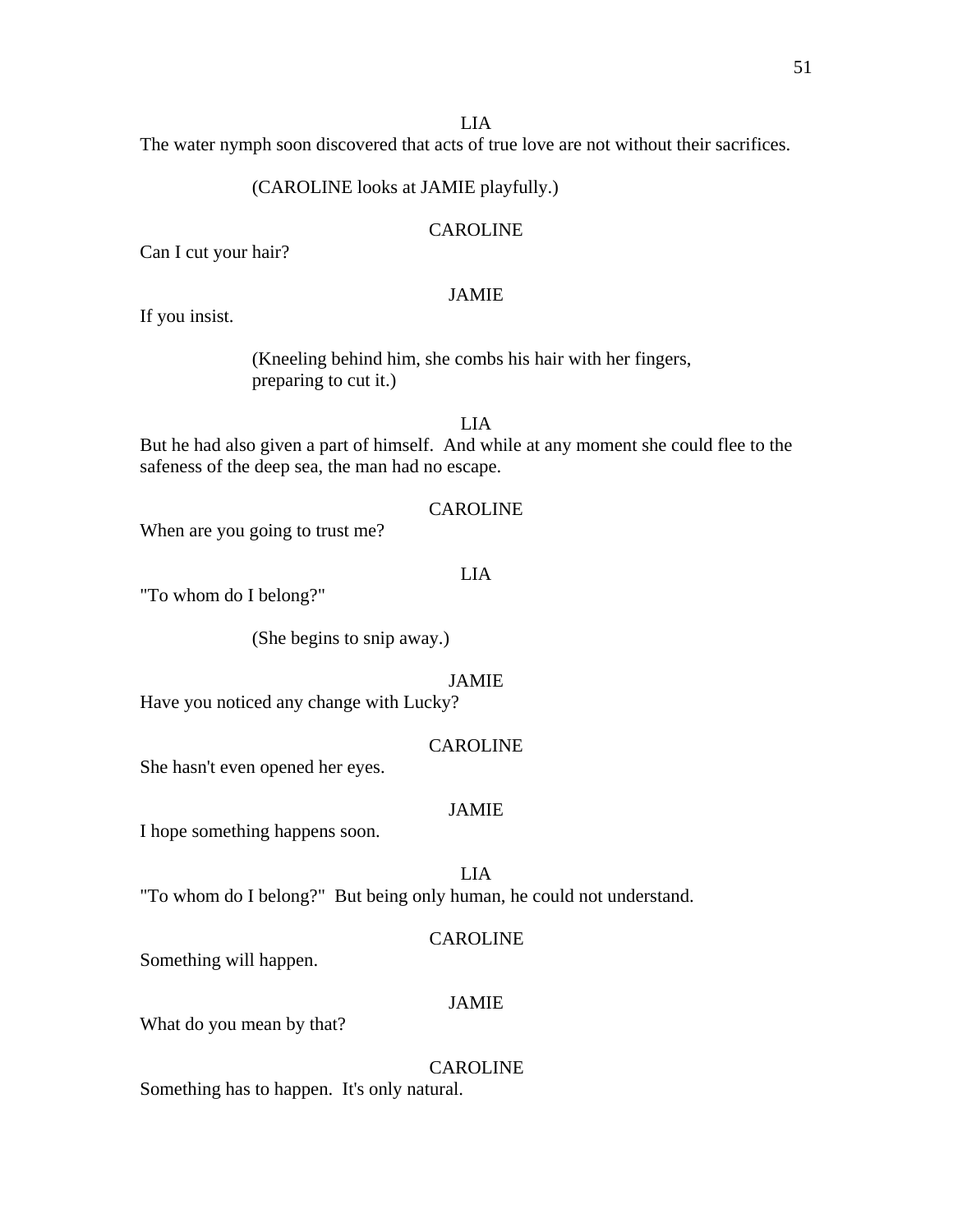LIA

The water nymph soon discovered that acts of true love are not without their sacrifices.

(CAROLINE looks at JAMIE playfully.)

CAROLINE

Can I cut your hair?

JAMIE

If you insist.

(Kneeling behind him, she combs his hair with her fingers, preparing to cut it.)

LIA

But he had also given a part of himself. And while at any moment she could flee to the safeness of the deep sea, the man had no escape.

CAROLINE

When are you going to trust me?

LIA

"To whom do I belong?"

(She begins to snip away.)

JAMIE

Have you noticed any change with Lucky?

CAROLINE

She hasn't even opened her eyes.

JAMIE

I hope something happens soon.

LIA

"To whom do I belong?" But being only human, he could not understand.

CAROLINE

Something will happen.

JAMIE

What do you mean by that?

CAROLINE

Something has to happen. It's only natural.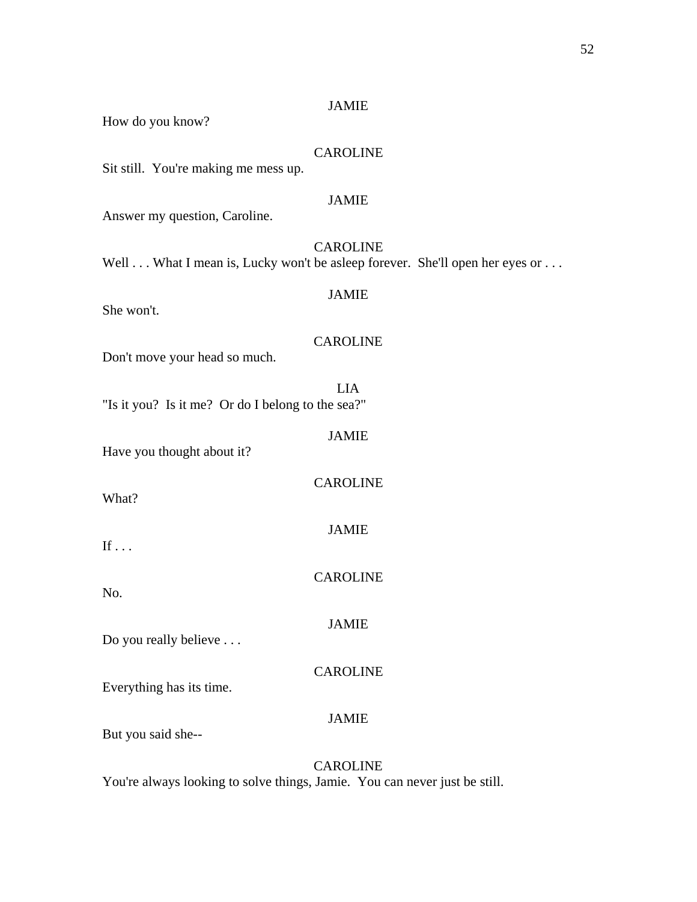JAMIE

How do you know?

CAROLINE

Sit still. You're making me mess up.

JAMIE

Answer my question, Caroline.

CAROLINE

Well . . . What I mean is, Lucky won't be asleep forever. She'll open her eyes or . . .

JAMIE

She won't.

CAROLINE

Don't move your head so much.

LIA

"Is it you? Is it me? Or do I belong to the sea?"

JAMIE

Have you thought about it?

CAROLINE

What?

JAMIE

If . . .

CAROLINE

No.

JAMIE

Do you really believe . . .

CAROLINE

Everything has its time.

JAMIE

But you said she--

CAROLINE

You're always looking to solve things, Jamie. You can never just be still.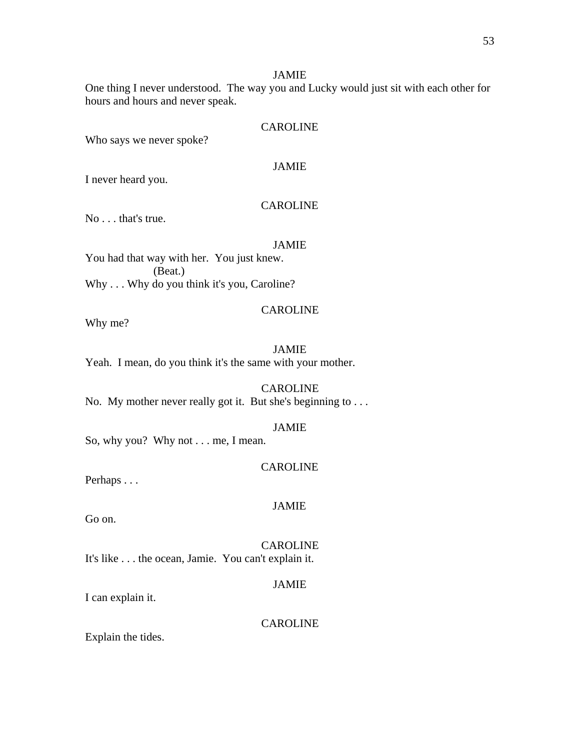JAMIE

One thing I never understood. The way you and Lucky would just sit with each other for hours and hours and never speak.

CAROLINE

Who says we never spoke?

JAMIE

I never heard you.

CAROLINE

No . . . that's true.

JAMIE

You had that way with her. You just knew.

(Beat.)

Why . . . Why do you think it's you, Caroline?

CAROLINE

Why me?

JAMIE

Yeah. I mean, do you think it's the same with your mother.

CAROLINE

No. My mother never really got it. But she's beginning to . . .

JAMIE

So, why you? Why not . . . me, I mean.

CAROLINE

Perhaps . . .

JAMIE

Go on.

CAROLINE

It's like . . . the ocean, Jamie. You can't explain it.

JAMIE

I can explain it.

CAROLINE

Explain the tides.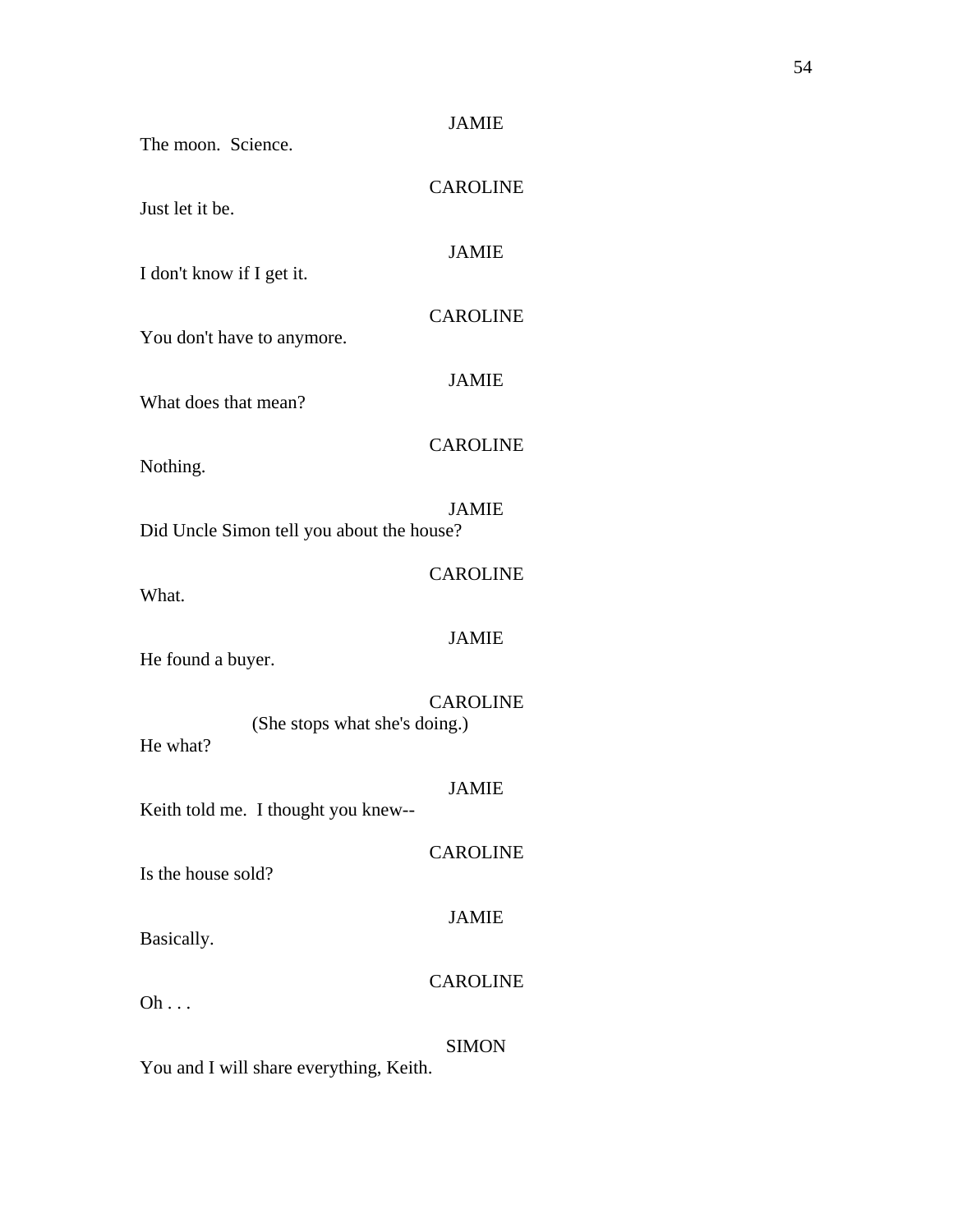JAMIE

The moon.  Science.

CAROLINE

Just let it be.

JAMIE

I don't know if I get it.

CAROLINE

You don't have to anymore.

JAMIE

What does that mean?

CAROLINE

Nothing.

JAMIE

Did Uncle Simon tell you about the house?

CAROLINE

What.

JAMIE

He found a buyer.

CAROLINE

(She stops what she's doing.)

He what?

JAMIE

Keith told me.  I thought you knew--

CAROLINE

Is the house sold?

JAMIE

Basically.

CAROLINE

Oh . . .

SIMON

You and I will share everything, Keith.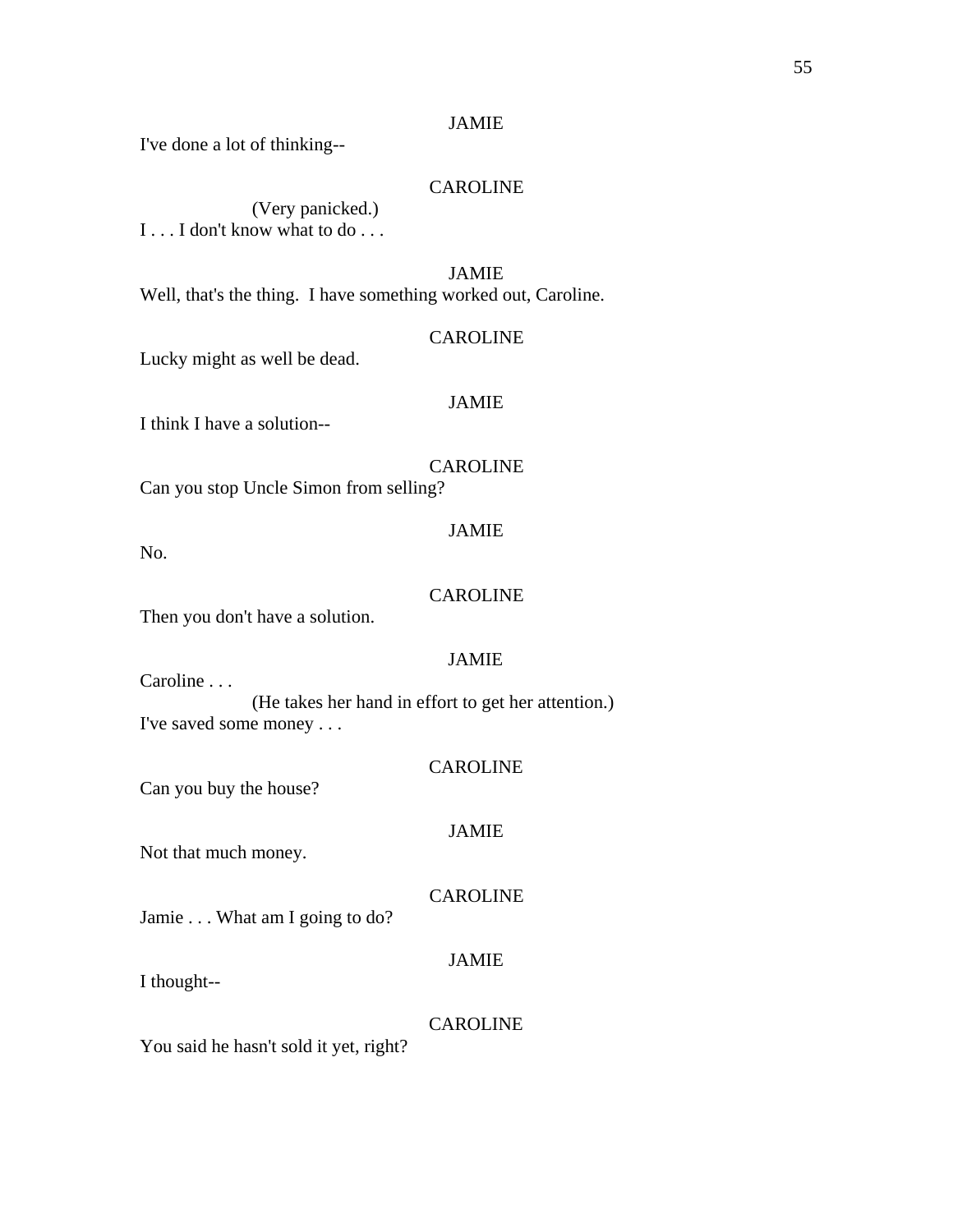JAMIE

I've done a lot of thinking--

CAROLINE

(Very panicked.)

I . . . I don't know what to do . . .

JAMIE

Well, that's the thing. I have something worked out, Caroline.

CAROLINE

Lucky might as well be dead.

JAMIE

I think I have a solution--

CAROLINE

Can you stop Uncle Simon from selling?

JAMIE

No.

CAROLINE

Then you don't have a solution.

JAMIE

Caroline . . .

(He takes her hand in effort to get her attention.)

I've saved some money . . .

CAROLINE

Can you buy the house?

JAMIE

Not that much money.

CAROLINE

Jamie . . . What am I going to do?

JAMIE

I thought--

CAROLINE

You said he hasn't sold it yet, right?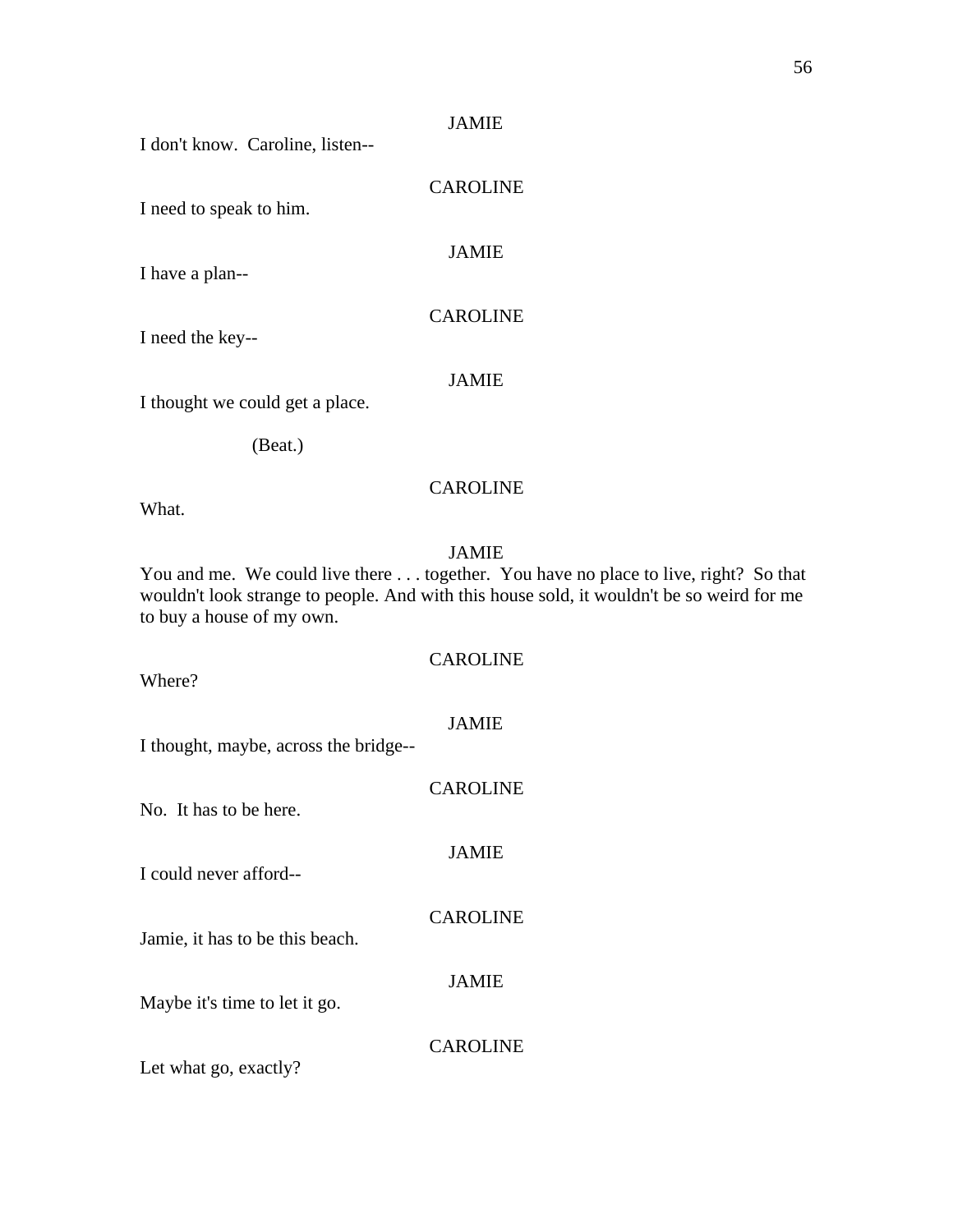JAMIE

I don't know. Caroline, listen--

CAROLINE

I need to speak to him.

JAMIE

I have a plan--

CAROLINE

I need the key--

JAMIE

I thought we could get a place.

(Beat.)

CAROLINE

What.

JAMIE

You and me. We could live there . . . together. You have no place to live, right? So that wouldn't look strange to people. And with this house sold, it wouldn't be so weird for me to buy a house of my own.

CAROLINE

Where?

JAMIE

I thought, maybe, across the bridge--

CAROLINE

No. It has to be here.

JAMIE

I could never afford--

CAROLINE

Jamie, it has to be this beach.

JAMIE

Maybe it's time to let it go.

CAROLINE

Let what go, exactly?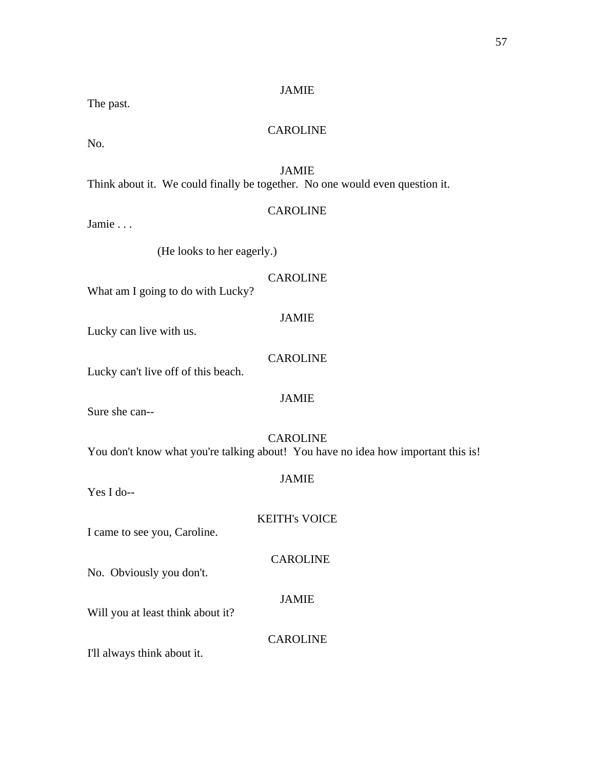JAMIE

The past.

CAROLINE

No.

JAMIE

Think about it.  We could finally be together.  No one would even question it.

CAROLINE

Jamie . . .

(He looks to her eagerly.)

CAROLINE

What am I going to do with Lucky?

JAMIE

Lucky can live with us.

CAROLINE

Lucky can't live off of this beach.

JAMIE

Sure she can--

CAROLINE

You don't know what you're talking about!  You have no idea how important this is!

JAMIE

Yes I do--

KEITH's VOICE

I came to see you, Caroline.

CAROLINE

No.  Obviously you don't.

JAMIE

Will you at least think about it?

CAROLINE

I'll always think about it.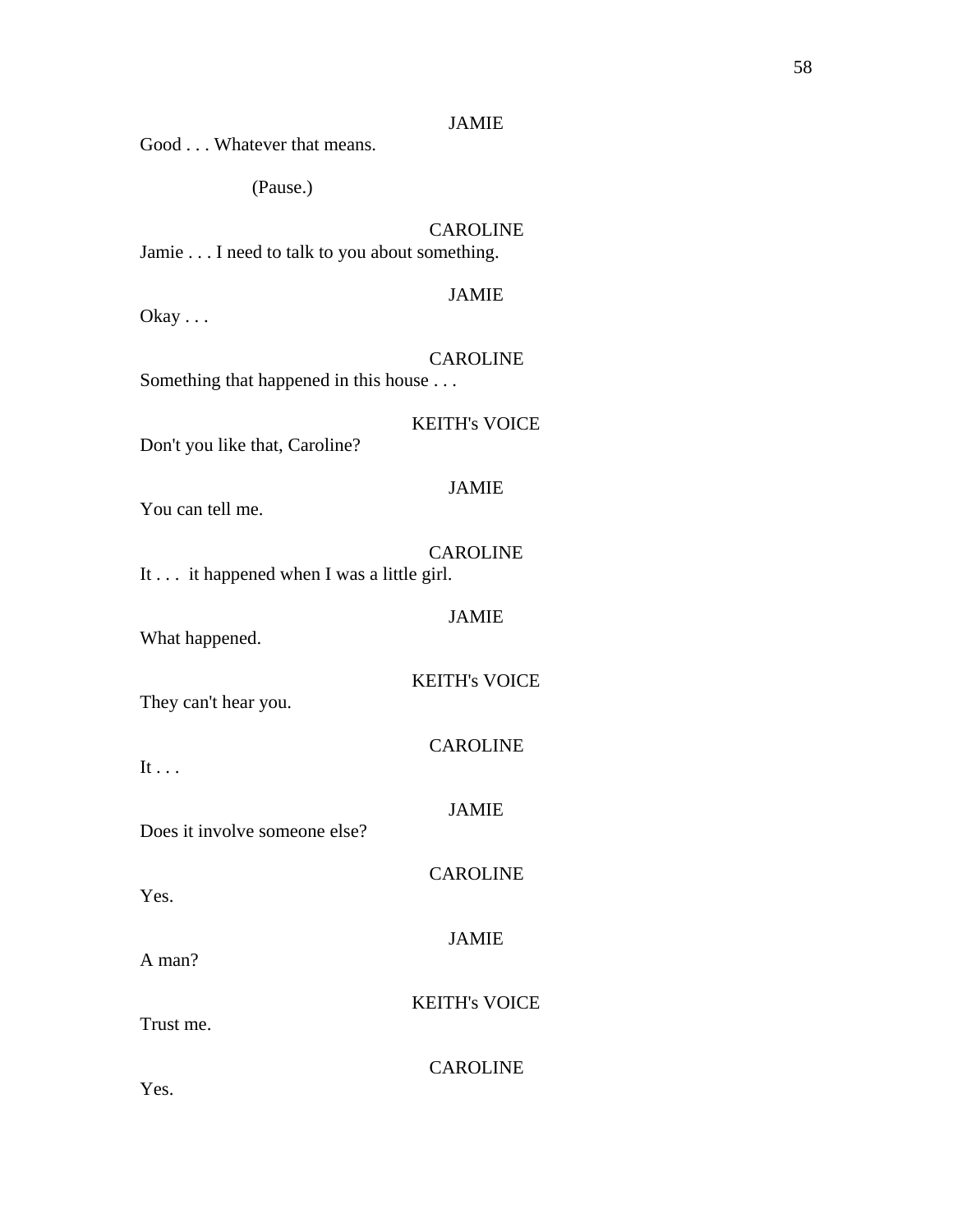JAMIE

Good . . . Whatever that means.

(Pause.)

CAROLINE

Jamie . . . I need to talk to you about something.

JAMIE

Okay . . .

CAROLINE

Something that happened in this house . . .

KEITH's VOICE

Don't you like that, Caroline?

JAMIE

You can tell me.

CAROLINE

It . . . it happened when I was a little girl.

JAMIE

What happened.

KEITH's VOICE

They can't hear you.

CAROLINE

It . . .

JAMIE

Does it involve someone else?

CAROLINE

Yes.

JAMIE

A man?

KEITH's VOICE

Trust me.

CAROLINE

Yes.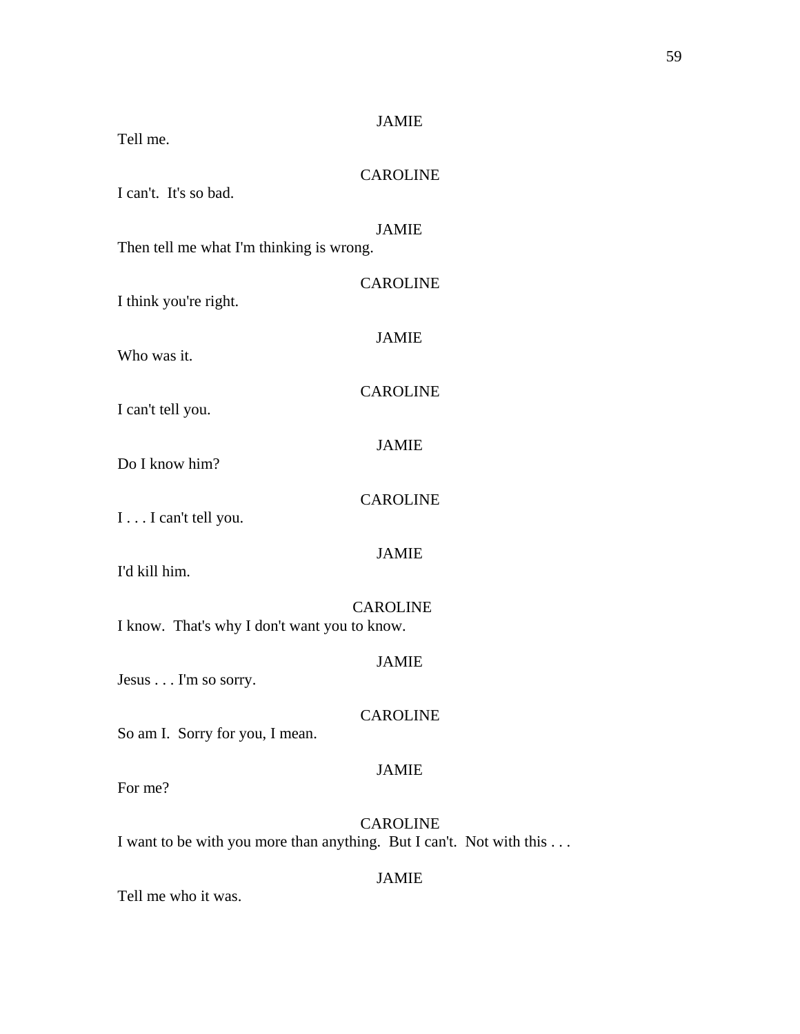JAMIE

Tell me.

CAROLINE

I can't.  It's so bad.

JAMIE

Then tell me what I'm thinking is wrong.

CAROLINE

I think you're right.

JAMIE

Who was it.

CAROLINE

I can't tell you.

JAMIE

Do I know him?

CAROLINE

I . . . I can't tell you.

JAMIE

I'd kill him.

CAROLINE

I know.  That's why I don't want you to know.

JAMIE

Jesus . . . I'm so sorry.

CAROLINE

So am I.  Sorry for you, I mean.

JAMIE

For me?

CAROLINE

I want to be with you more than anything.  But I can't.  Not with this . . .

JAMIE

Tell me who it was.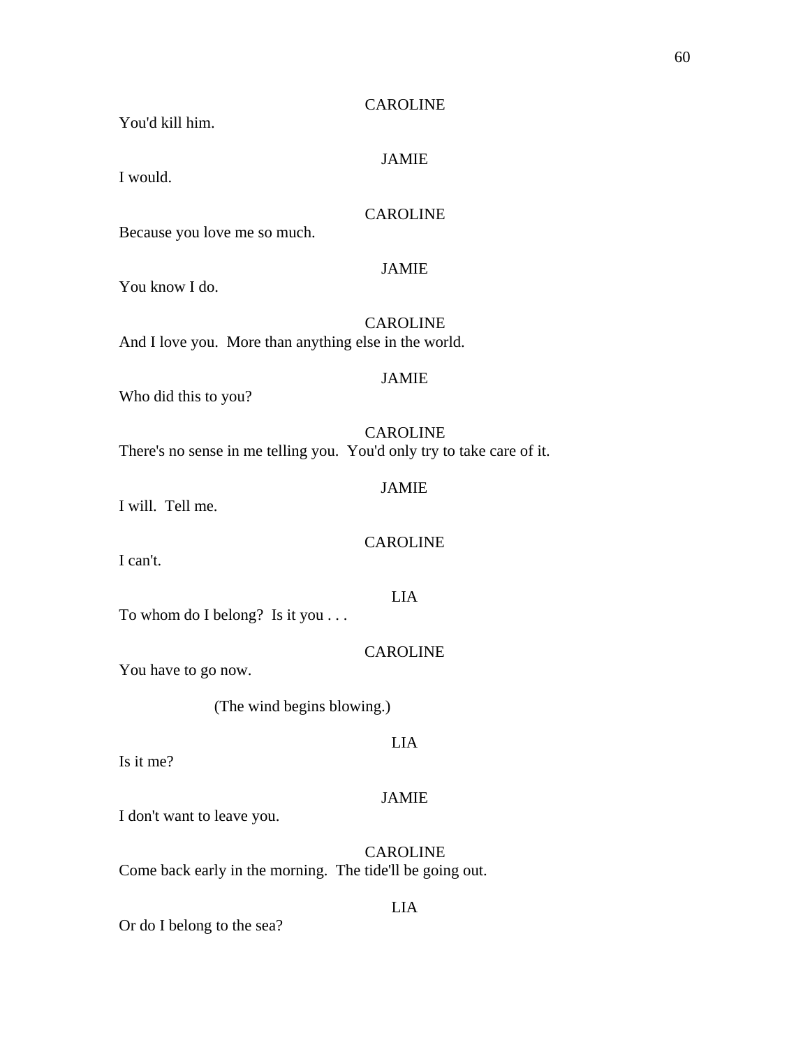CAROLINE

You'd kill him.

JAMIE

I would.

CAROLINE

Because you love me so much.

JAMIE

You know I do.

CAROLINE

And I love you. More than anything else in the world.

JAMIE

Who did this to you?

CAROLINE

There's no sense in me telling you. You'd only try to take care of it.

JAMIE

I will. Tell me.

CAROLINE

I can't.

LIA

To whom do I belong? Is it you . . .

CAROLINE

You have to go now.

(The wind begins blowing.)

LIA

Is it me?

JAMIE

I don't want to leave you.

CAROLINE

Come back early in the morning. The tide'll be going out.

LIA

Or do I belong to the sea?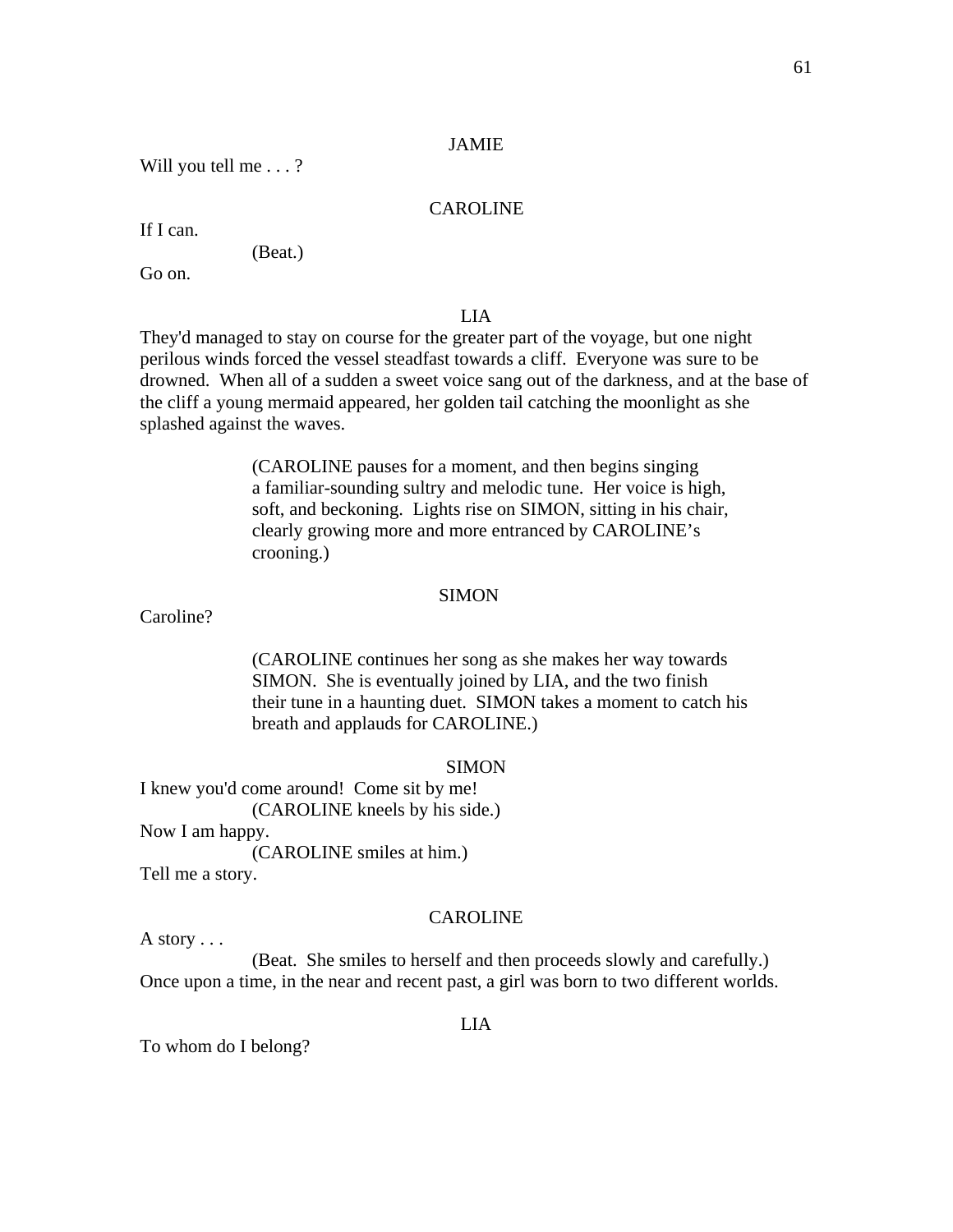JAMIE

Will you tell me . . . ?

CAROLINE

If I can.

(Beat.)

Go on.

LIA

They'd managed to stay on course for the greater part of the voyage, but one night perilous winds forced the vessel steadfast towards a cliff. Everyone was sure to be drowned. When all of a sudden a sweet voice sang out of the darkness, and at the base of the cliff a young mermaid appeared, her golden tail catching the moonlight as she splashed against the waves.

(CAROLINE pauses for a moment, and then begins singing a familiar-sounding sultry and melodic tune. Her voice is high, soft, and beckoning. Lights rise on SIMON, sitting in his chair, clearly growing more and more entranced by CAROLINE's crooning.)

SIMON

Caroline?

(CAROLINE continues her song as she makes her way towards SIMON. She is eventually joined by LIA, and the two finish their tune in a haunting duet. SIMON takes a moment to catch his breath and applauds for CAROLINE.)

SIMON

I knew you'd come around! Come sit by me!

(CAROLINE kneels by his side.)

Now I am happy.

(CAROLINE smiles at him.)

Tell me a story.

CAROLINE

A story . . .

(Beat. She smiles to herself and then proceeds slowly and carefully.)

Once upon a time, in the near and recent past, a girl was born to two different worlds.

LIA

To whom do I belong?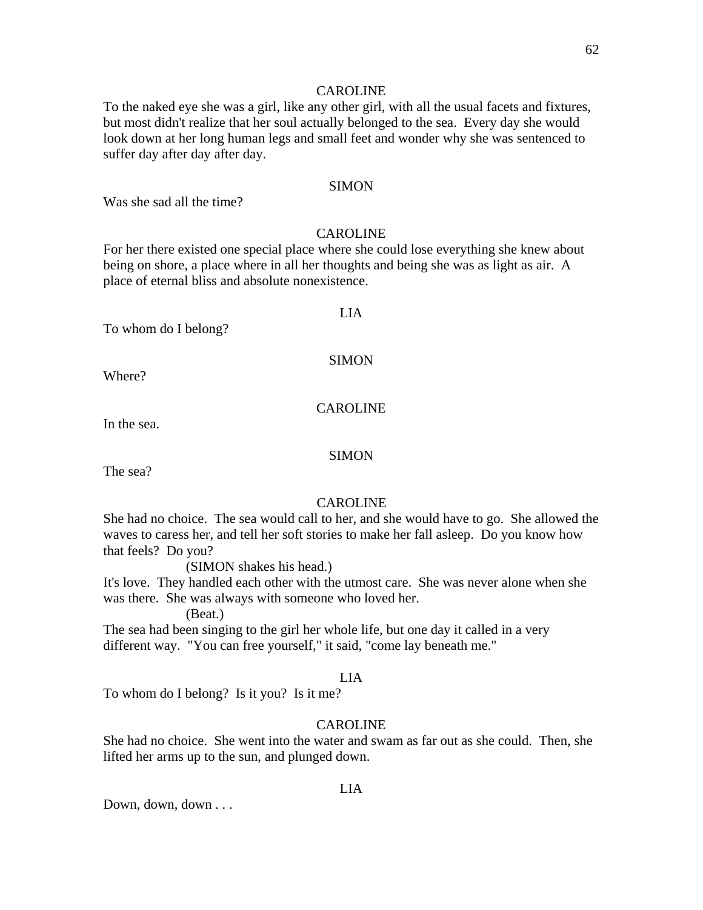CAROLINE

To the naked eye she was a girl, like any other girl, with all the usual facets and fixtures, but most didn't realize that her soul actually belonged to the sea. Every day she would look down at her long human legs and small feet and wonder why she was sentenced to suffer day after day after day.

SIMON

Was she sad all the time?

CAROLINE

For her there existed one special place where she could lose everything she knew about being on shore, a place where in all her thoughts and being she was as light as air. A place of eternal bliss and absolute nonexistence.

LIA

To whom do I belong?

SIMON

Where?

CAROLINE

In the sea.

SIMON

The sea?

CAROLINE

She had no choice. The sea would call to her, and she would have to go. She allowed the waves to caress her, and tell her soft stories to make her fall asleep. Do you know how that feels? Do you?

(SIMON shakes his head.)

It's love. They handled each other with the utmost care. She was never alone when she was there. She was always with someone who loved her.

(Beat.)

The sea had been singing to the girl her whole life, but one day it called in a very different way. "You can free yourself," it said, "come lay beneath me."

LIA

To whom do I belong? Is it you? Is it me?

CAROLINE

She had no choice. She went into the water and swam as far out as she could. Then, she lifted her arms up to the sun, and plunged down.

LIA

Down, down, down . . .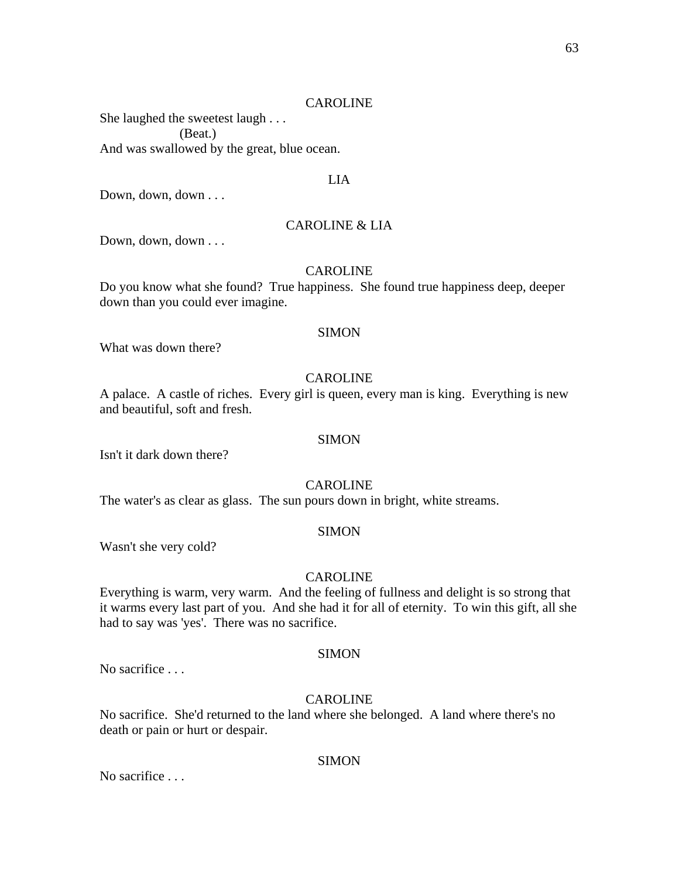CAROLINE

She laughed the sweetest laugh . . .

(Beat.)

And was swallowed by the great, blue ocean.

LIA

Down, down, down . . .

CAROLINE & LIA

Down, down, down . . .

CAROLINE

Do you know what she found? True happiness. She found true happiness deep, deeper down than you could ever imagine.

SIMON

What was down there?

CAROLINE

A palace. A castle of riches. Every girl is queen, every man is king. Everything is new and beautiful, soft and fresh.

SIMON

Isn't it dark down there?

CAROLINE

The water's as clear as glass. The sun pours down in bright, white streams.

SIMON

Wasn't she very cold?

CAROLINE

Everything is warm, very warm. And the feeling of fullness and delight is so strong that it warms every last part of you. And she had it for all of eternity. To win this gift, all she had to say was 'yes'. There was no sacrifice.

SIMON

No sacrifice . . .

CAROLINE

No sacrifice. She'd returned to the land where she belonged. A land where there's no death or pain or hurt or despair.

SIMON

No sacrifice . . .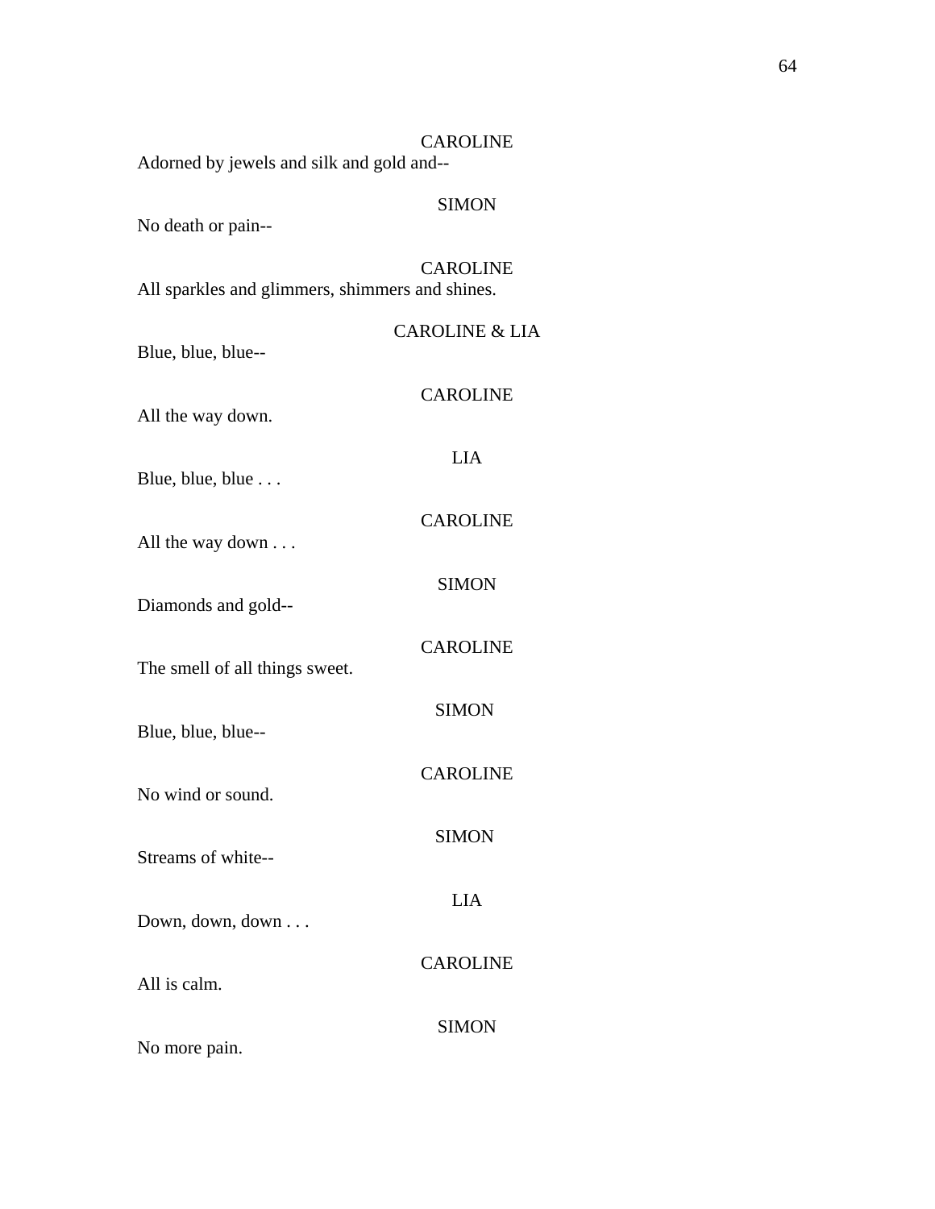CAROLINE
Adorned by jewels and silk and gold and--

SIMON
No death or pain--

CAROLINE
All sparkles and glimmers, shimmers and shines.

CAROLINE & LIA
Blue, blue, blue--

CAROLINE
All the way down.

LIA
Blue, blue, blue . . .

CAROLINE
All the way down . . .

SIMON
Diamonds and gold--

CAROLINE
The smell of all things sweet.

SIMON
Blue, blue, blue--

CAROLINE
No wind or sound.

SIMON
Streams of white--

LIA
Down, down, down . . .

CAROLINE
All is calm.

SIMON
No more pain.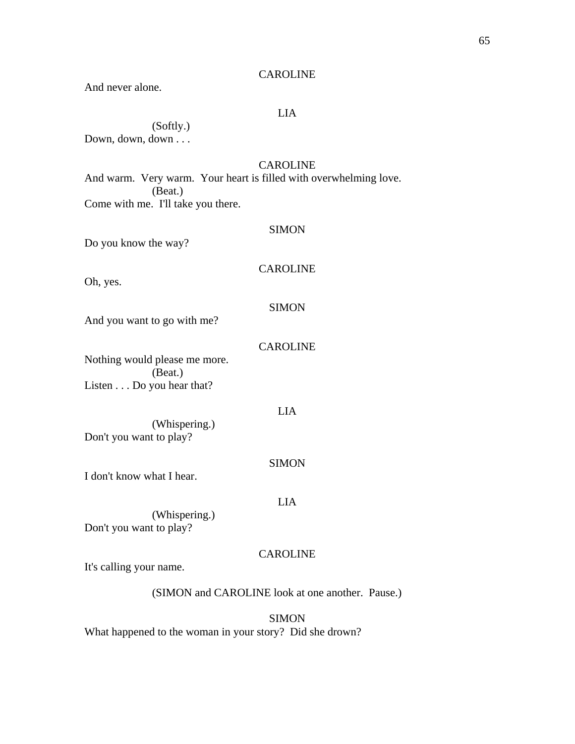CAROLINE

And never alone.

LIA

(Softly.)

Down, down, down . . .

CAROLINE

And warm. Very warm. Your heart is filled with overwhelming love.

(Beat.)

Come with me. I'll take you there.

SIMON

Do you know the way?

CAROLINE

Oh, yes.

SIMON

And you want to go with me?

CAROLINE

Nothing would please me more.

(Beat.)

Listen . . . Do you hear that?

LIA

(Whispering.)

Don't you want to play?

SIMON

I don't know what I hear.

LIA

(Whispering.)

Don't you want to play?

CAROLINE

It's calling your name.

(SIMON and CAROLINE look at one another. Pause.)

SIMON

What happened to the woman in your story? Did she drown?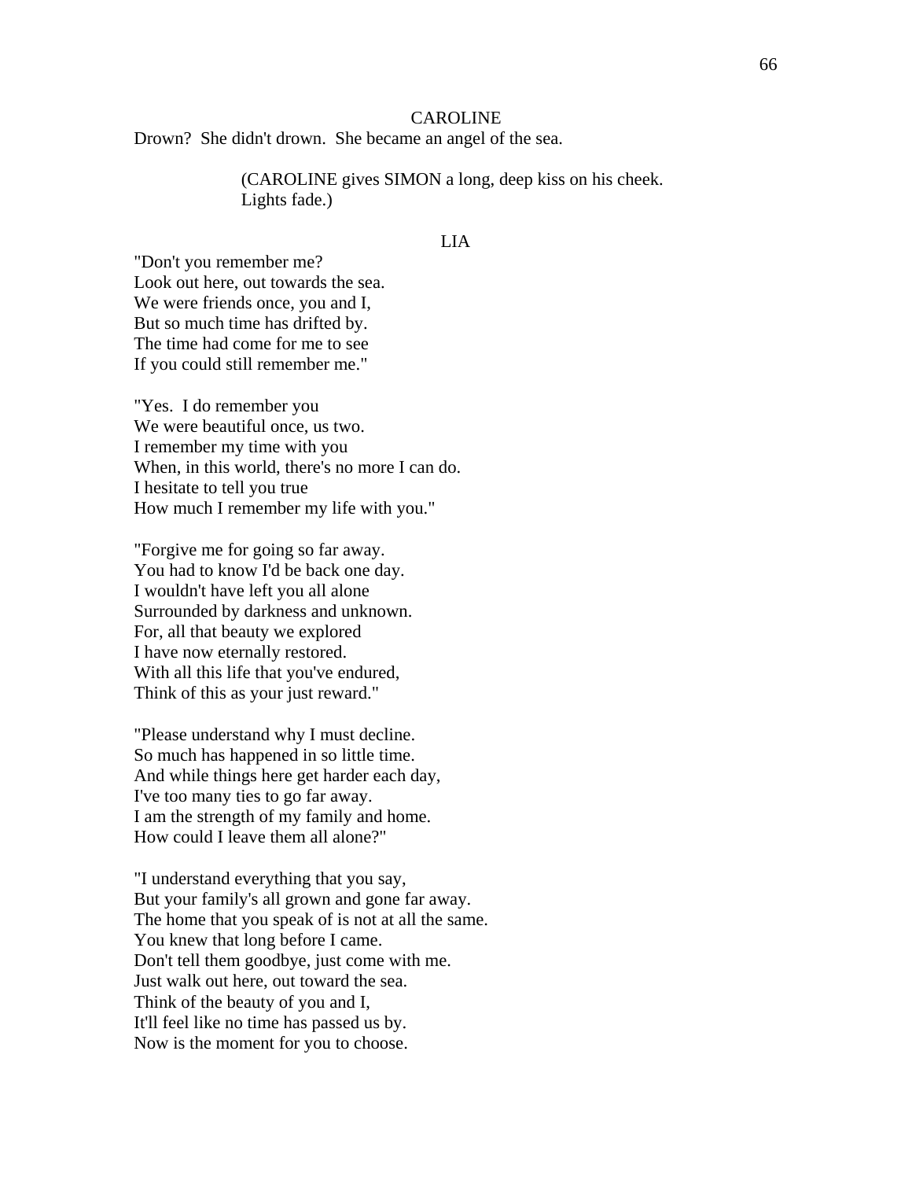CAROLINE

Drown? She didn't drown. She became an angel of the sea.

(CAROLINE gives SIMON a long, deep kiss on his cheek. Lights fade.)

LIA

"Don't you remember me?
Look out here, out towards the sea.
We were friends once, you and I,
But so much time has drifted by.
The time had come for me to see
If you could still remember me."

"Yes. I do remember you
We were beautiful once, us two.
I remember my time with you
When, in this world, there's no more I can do.
I hesitate to tell you true
How much I remember my life with you."

"Forgive me for going so far away.
You had to know I'd be back one day.
I wouldn't have left you all alone
Surrounded by darkness and unknown.
For, all that beauty we explored
I have now eternally restored.
With all this life that you've endured,
Think of this as your just reward."

"Please understand why I must decline.
So much has happened in so little time.
And while things here get harder each day,
I've too many ties to go far away.
I am the strength of my family and home.
How could I leave them all alone?"

"I understand everything that you say,
But your family's all grown and gone far away.
The home that you speak of is not at all the same.
You knew that long before I came.
Don't tell them goodbye, just come with me.
Just walk out here, out toward the sea.
Think of the beauty of you and I,
It'll feel like no time has passed us by.
Now is the moment for you to choose.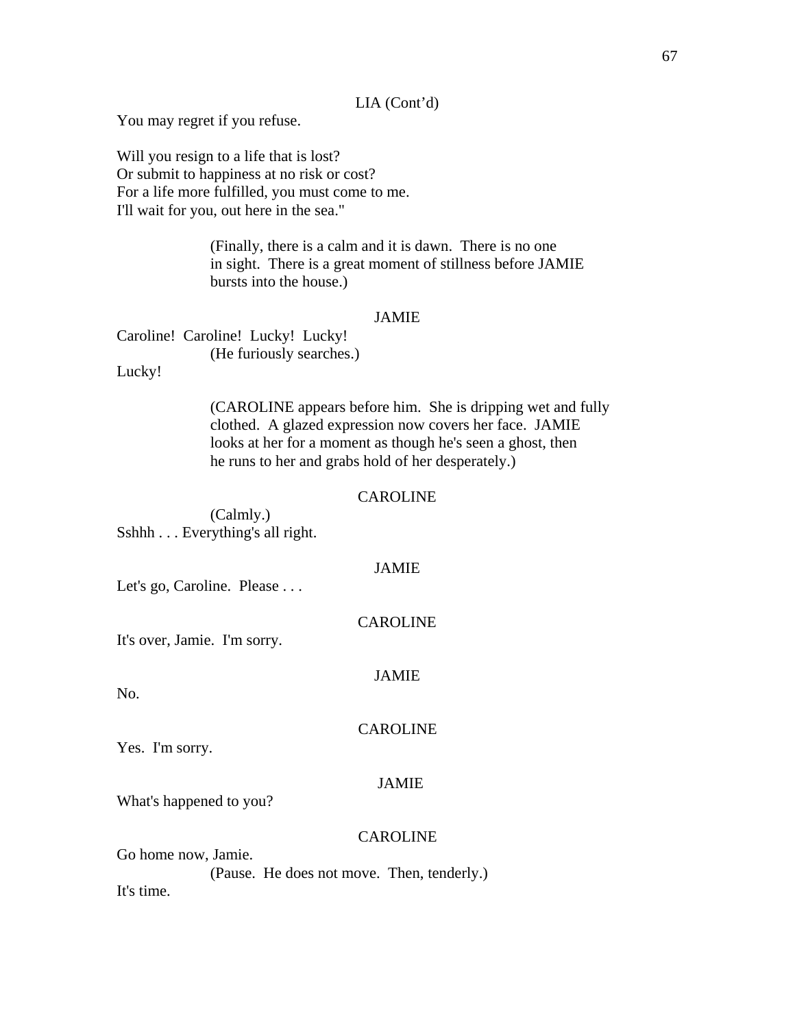LIA (Cont'd)

You may regret if you refuse.

Will you resign to a life that is lost?
Or submit to happiness at no risk or cost?
For a life more fulfilled, you must come to me.
I'll wait for you, out here in the sea."

(Finally, there is a calm and it is dawn. There is no one in sight. There is a great moment of stillness before JAMIE bursts into the house.)

JAMIE

Caroline! Caroline! Lucky! Lucky!

(He furiously searches.)

Lucky!

(CAROLINE appears before him. She is dripping wet and fully clothed. A glazed expression now covers her face. JAMIE looks at her for a moment as though he's seen a ghost, then he runs to her and grabs hold of her desperately.)

CAROLINE

(Calmly.)

Sshhh . . . Everything's all right.

JAMIE

Let's go, Caroline. Please . . .

CAROLINE

It's over, Jamie. I'm sorry.

JAMIE

No.

CAROLINE

Yes. I'm sorry.

JAMIE

What's happened to you?

CAROLINE

Go home now, Jamie.

(Pause. He does not move. Then, tenderly.)

It's time.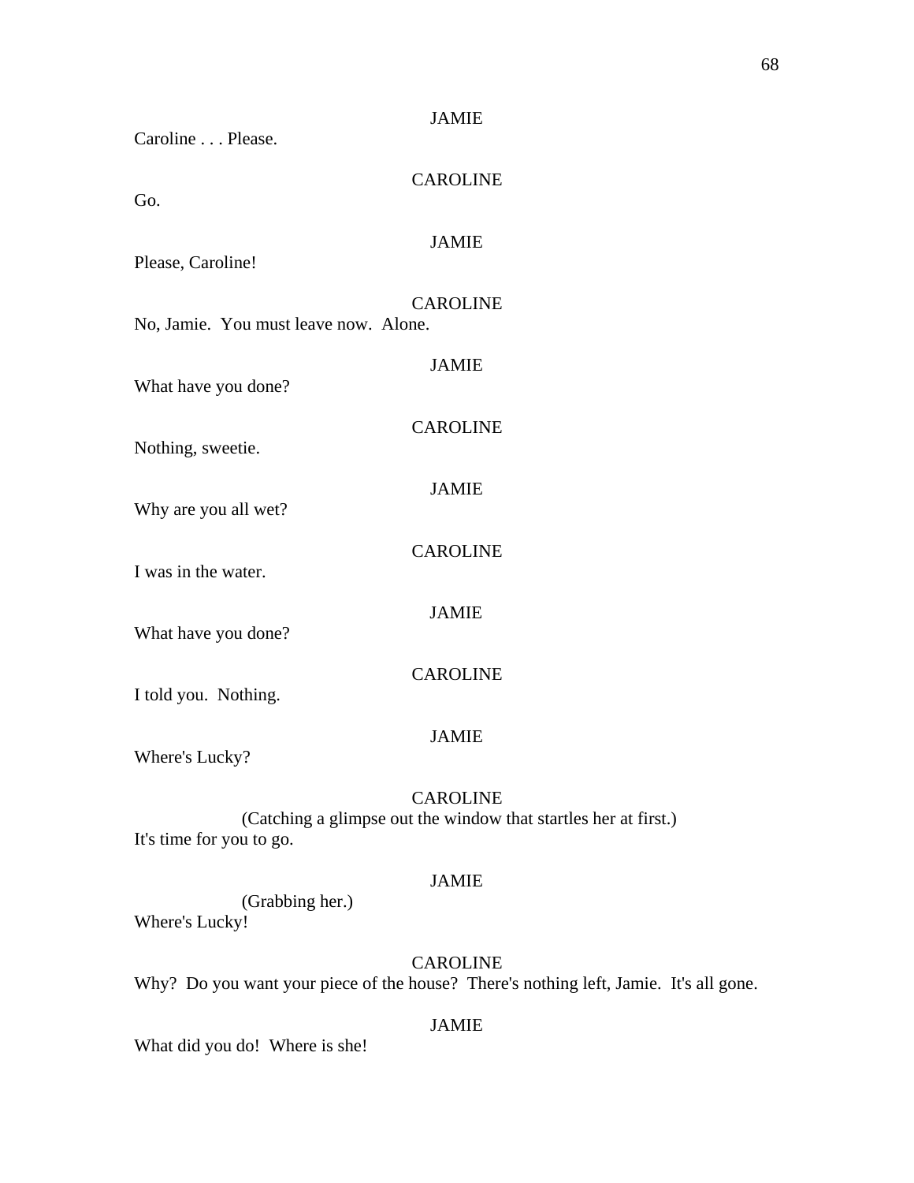JAMIE

Caroline . . . Please.

CAROLINE

Go.

JAMIE

Please, Caroline!

CAROLINE

No, Jamie. You must leave now. Alone.

JAMIE

What have you done?

CAROLINE

Nothing, sweetie.

JAMIE

Why are you all wet?

CAROLINE

I was in the water.

JAMIE

What have you done?

CAROLINE

I told you. Nothing.

JAMIE

Where's Lucky?

CAROLINE

(Catching a glimpse out the window that startles her at first.)

It's time for you to go.

JAMIE

(Grabbing her.)

Where's Lucky!

CAROLINE

Why? Do you want your piece of the house? There's nothing left, Jamie. It's all gone.

JAMIE

What did you do! Where is she!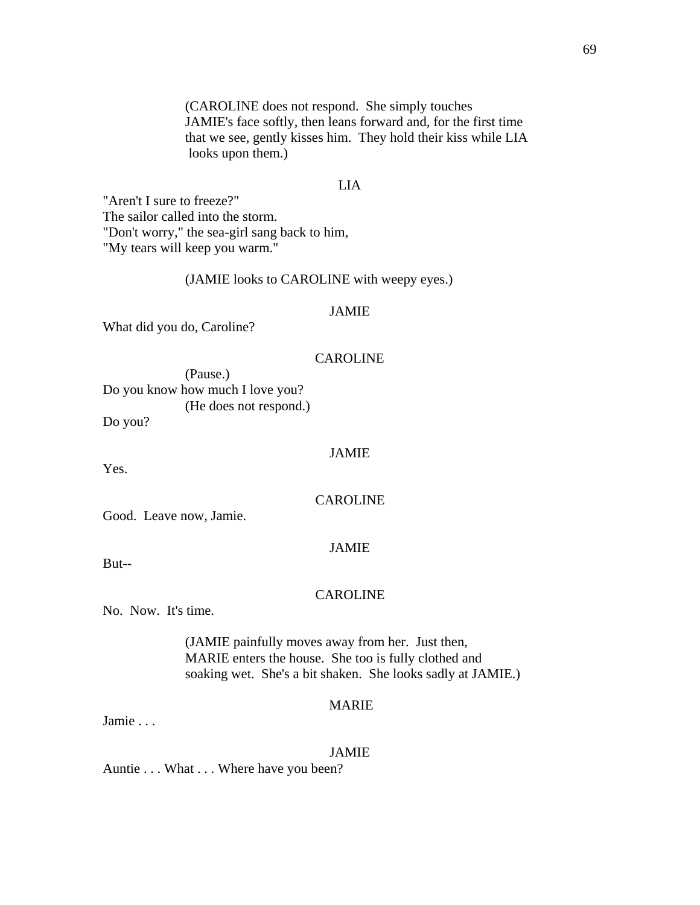(CAROLINE does not respond. She simply touches JAMIE's face softly, then leans forward and, for the first time that we see, gently kisses him. They hold their kiss while LIA looks upon them.)

LIA

"Aren't I sure to freeze?"
The sailor called into the storm.
"Don't worry," the sea-girl sang back to him,
"My tears will keep you warm."

(JAMIE looks to CAROLINE with weepy eyes.)

JAMIE

What did you do, Caroline?

CAROLINE

(Pause.)

Do you know how much I love you?

(He does not respond.)

Do you?

JAMIE

Yes.

CAROLINE

Good. Leave now, Jamie.

JAMIE

But--

CAROLINE

No. Now. It's time.

(JAMIE painfully moves away from her. Just then, MARIE enters the house. She too is fully clothed and soaking wet. She's a bit shaken. She looks sadly at JAMIE.)

MARIE

Jamie . . .

JAMIE

Auntie . . . What . . . Where have you been?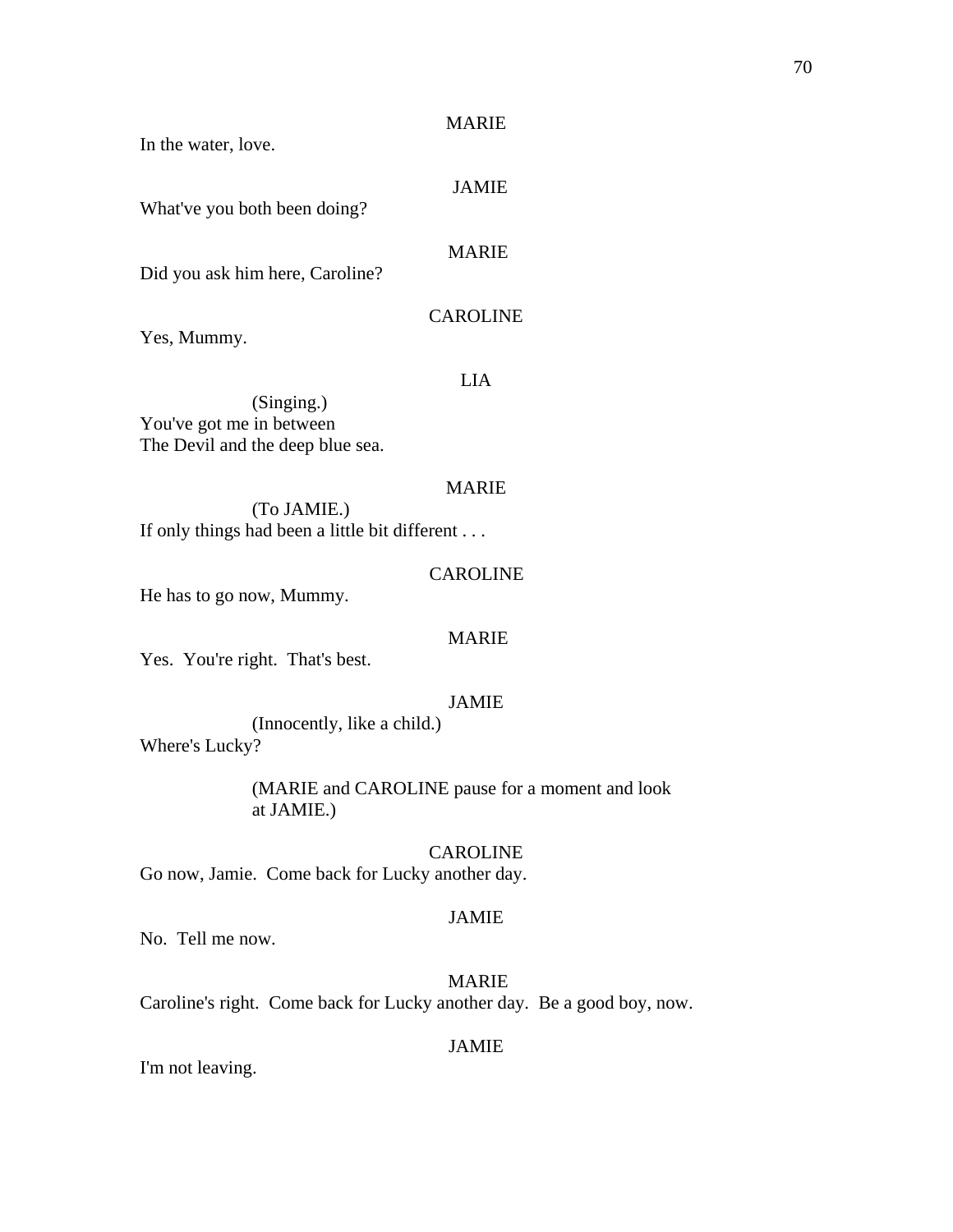MARIE

In the water, love.

JAMIE

What've you both been doing?

MARIE

Did you ask him here, Caroline?

CAROLINE

Yes, Mummy.

LIA

(Singing.)
You've got me in between
The Devil and the deep blue sea.

MARIE

(To JAMIE.)
If only things had been a little bit different . . .

CAROLINE

He has to go now, Mummy.

MARIE

Yes. You're right. That's best.

JAMIE

(Innocently, like a child.)
Where's Lucky?

(MARIE and CAROLINE pause for a moment and look at JAMIE.)

CAROLINE

Go now, Jamie. Come back for Lucky another day.

JAMIE

No. Tell me now.

MARIE

Caroline's right. Come back for Lucky another day. Be a good boy, now.

JAMIE

I'm not leaving.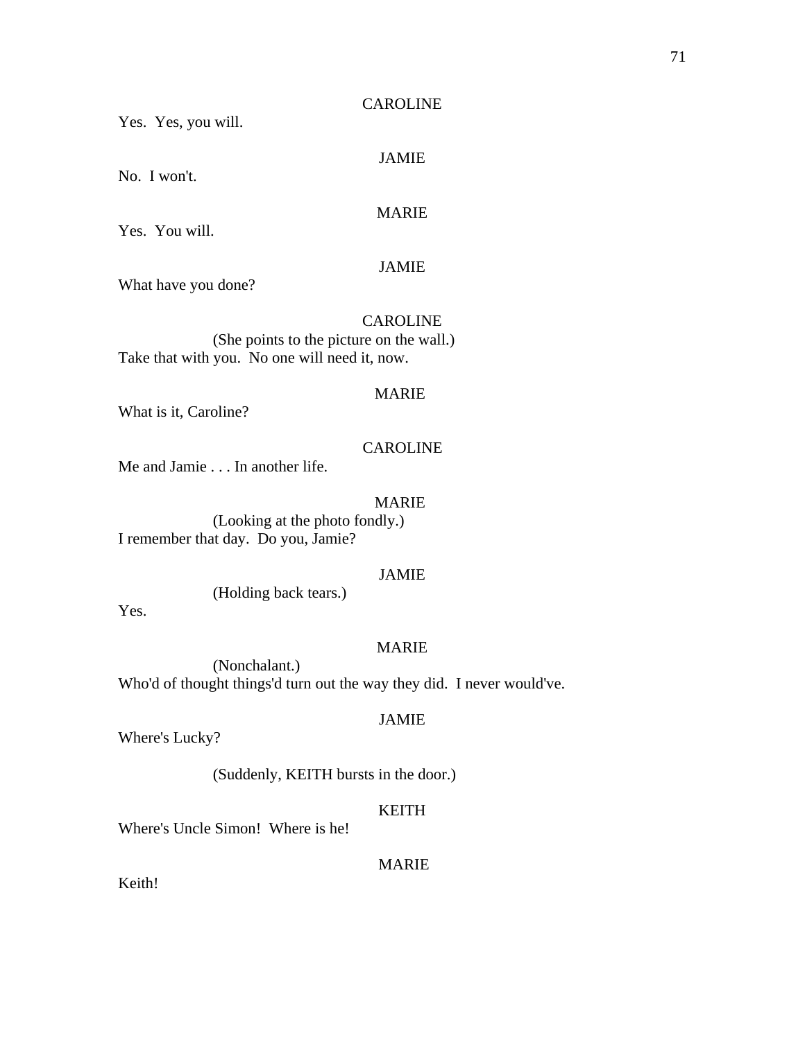CAROLINE

Yes. Yes, you will.

JAMIE

No. I won't.

MARIE

Yes. You will.

JAMIE

What have you done?

CAROLINE

(She points to the picture on the wall.)

Take that with you. No one will need it, now.

MARIE

What is it, Caroline?

CAROLINE

Me and Jamie . . . In another life.

MARIE

(Looking at the photo fondly.)

I remember that day. Do you, Jamie?

JAMIE

(Holding back tears.)

Yes.

MARIE

(Nonchalant.)

Who'd of thought things'd turn out the way they did. I never would've.

JAMIE

Where's Lucky?

(Suddenly, KEITH bursts in the door.)

KEITH

Where's Uncle Simon! Where is he!

MARIE

Keith!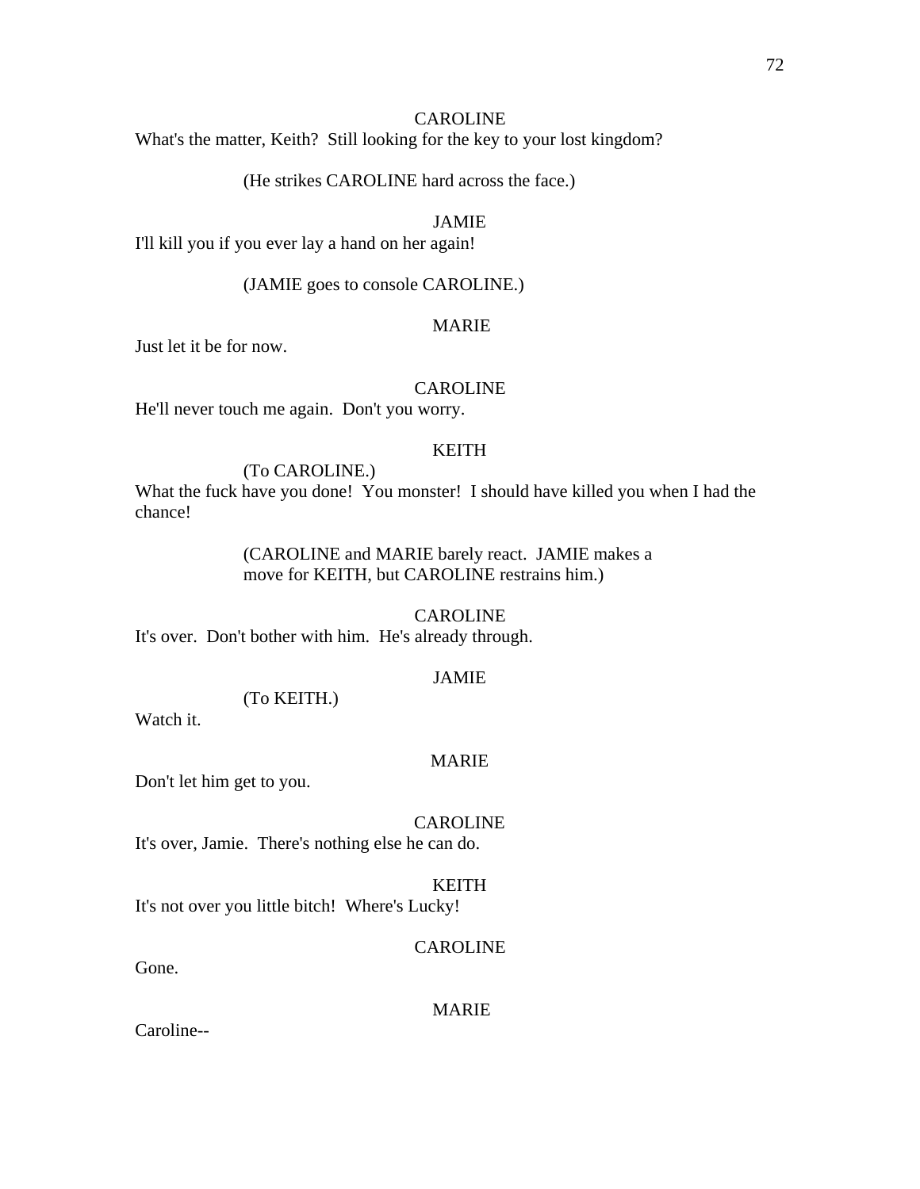CAROLINE

What's the matter, Keith? Still looking for the key to your lost kingdom?

(He strikes CAROLINE hard across the face.)

JAMIE

I'll kill you if you ever lay a hand on her again!

(JAMIE goes to console CAROLINE.)

MARIE

Just let it be for now.

CAROLINE

He'll never touch me again. Don't you worry.

KEITH

(To CAROLINE.)

What the fuck have you done! You monster! I should have killed you when I had the chance!

(CAROLINE and MARIE barely react. JAMIE makes a move for KEITH, but CAROLINE restrains him.)

CAROLINE

It's over. Don't bother with him. He's already through.

JAMIE

(To KEITH.)

Watch it.

MARIE

Don't let him get to you.

CAROLINE

It's over, Jamie. There's nothing else he can do.

KEITH

It's not over you little bitch! Where's Lucky!

CAROLINE

Gone.

MARIE

Caroline--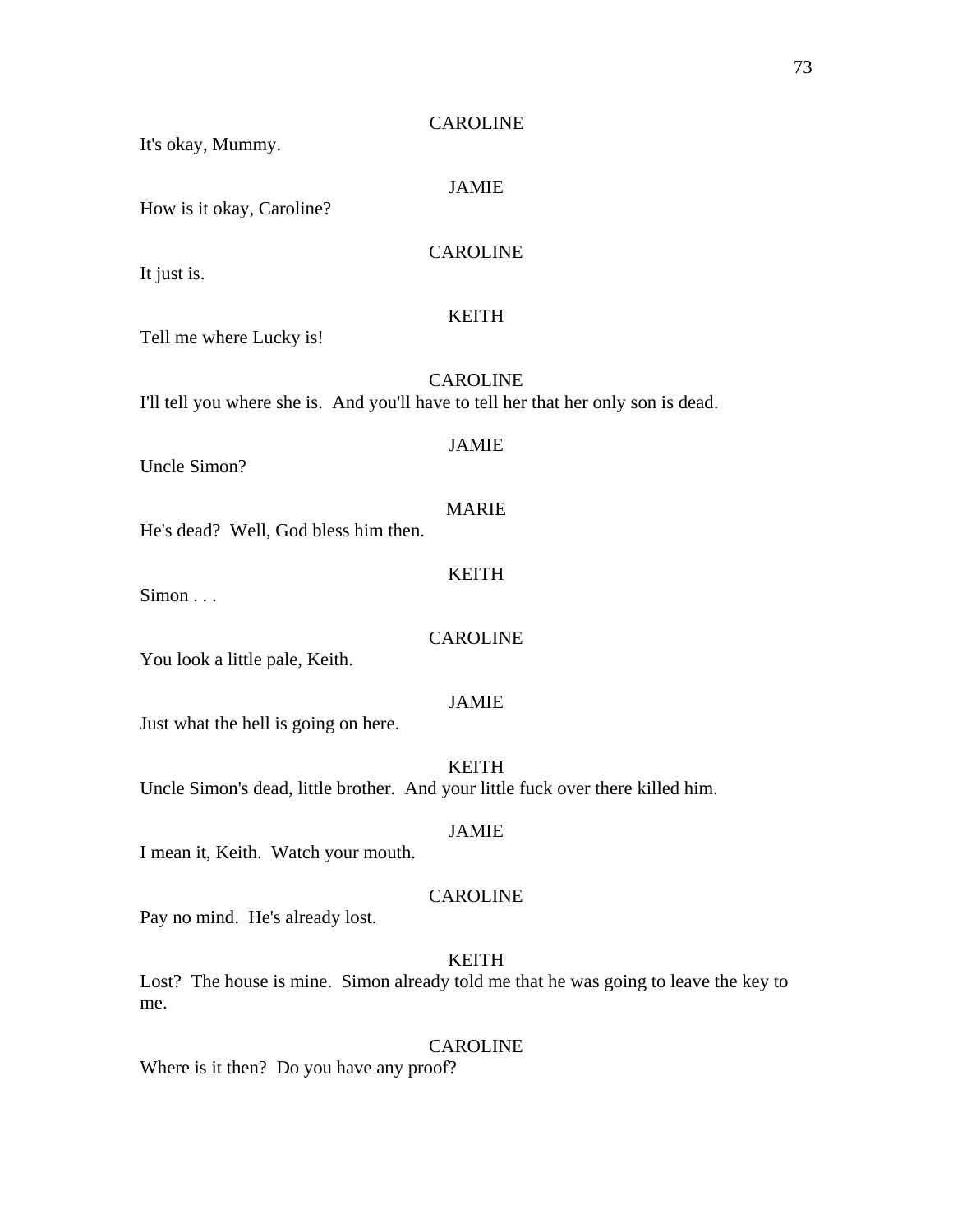CAROLINE

It's okay, Mummy.

JAMIE

How is it okay, Caroline?

CAROLINE

It just is.

KEITH

Tell me where Lucky is!

CAROLINE

I'll tell you where she is. And you'll have to tell her that her only son is dead.

JAMIE

Uncle Simon?

MARIE

He's dead? Well, God bless him then.

KEITH

Simon . . .

CAROLINE

You look a little pale, Keith.

JAMIE

Just what the hell is going on here.

KEITH

Uncle Simon's dead, little brother. And your little fuck over there killed him.

JAMIE

I mean it, Keith. Watch your mouth.

CAROLINE

Pay no mind. He's already lost.

KEITH

Lost? The house is mine. Simon already told me that he was going to leave the key to me.

CAROLINE

Where is it then? Do you have any proof?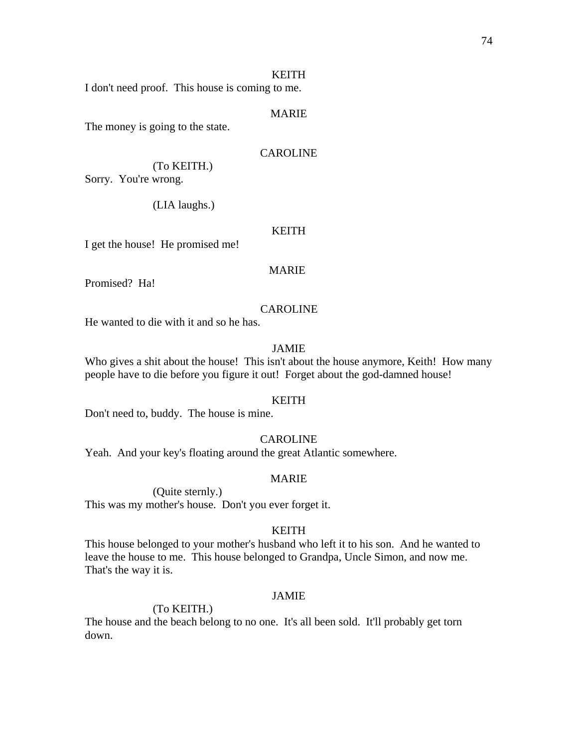KEITH

I don't need proof.  This house is coming to me.

MARIE

The money is going to the state.

CAROLINE

(To KEITH.)

Sorry.  You're wrong.

(LIA laughs.)

KEITH

I get the house!  He promised me!

MARIE

Promised?  Ha!

CAROLINE

He wanted to die with it and so he has.

JAMIE

Who gives a shit about the house!  This isn't about the house anymore, Keith!  How many people have to die before you figure it out!  Forget about the god-damned house!

KEITH

Don't need to, buddy.  The house is mine.

CAROLINE

Yeah.  And your key's floating around the great Atlantic somewhere.

MARIE

(Quite sternly.)

This was my mother's house.  Don't you ever forget it.

KEITH

This house belonged to your mother's husband who left it to his son.  And he wanted to leave the house to me.  This house belonged to Grandpa, Uncle Simon, and now me.  That's the way it is.

JAMIE

(To KEITH.)

The house and the beach belong to no one.  It's all been sold.  It'll probably get torn down.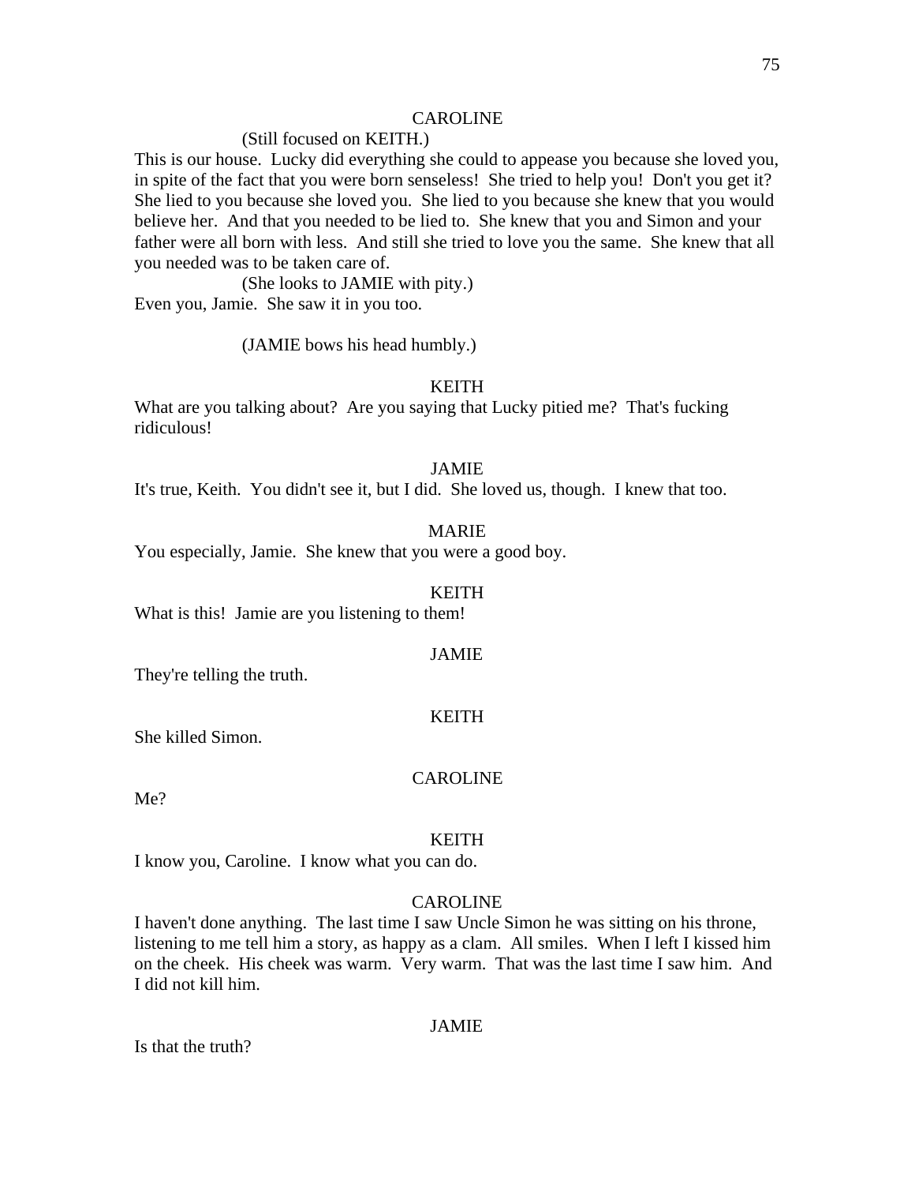CAROLINE

(Still focused on KEITH.)

This is our house. Lucky did everything she could to appease you because she loved you, in spite of the fact that you were born senseless! She tried to help you! Don't you get it? She lied to you because she loved you. She lied to you because she knew that you would believe her. And that you needed to be lied to. She knew that you and Simon and your father were all born with less. And still she tried to love you the same. She knew that all you needed was to be taken care of.

(She looks to JAMIE with pity.)

Even you, Jamie. She saw it in you too.

(JAMIE bows his head humbly.)

KEITH

What are you talking about? Are you saying that Lucky pitied me? That's fucking ridiculous!

JAMIE

It's true, Keith. You didn't see it, but I did. She loved us, though. I knew that too.

MARIE

You especially, Jamie. She knew that you were a good boy.

KEITH

What is this! Jamie are you listening to them!

JAMIE

They're telling the truth.

KEITH

She killed Simon.

CAROLINE

Me?

KEITH

I know you, Caroline. I know what you can do.

CAROLINE

I haven't done anything. The last time I saw Uncle Simon he was sitting on his throne, listening to me tell him a story, as happy as a clam. All smiles. When I left I kissed him on the cheek. His cheek was warm. Very warm. That was the last time I saw him. And I did not kill him.

JAMIE

Is that the truth?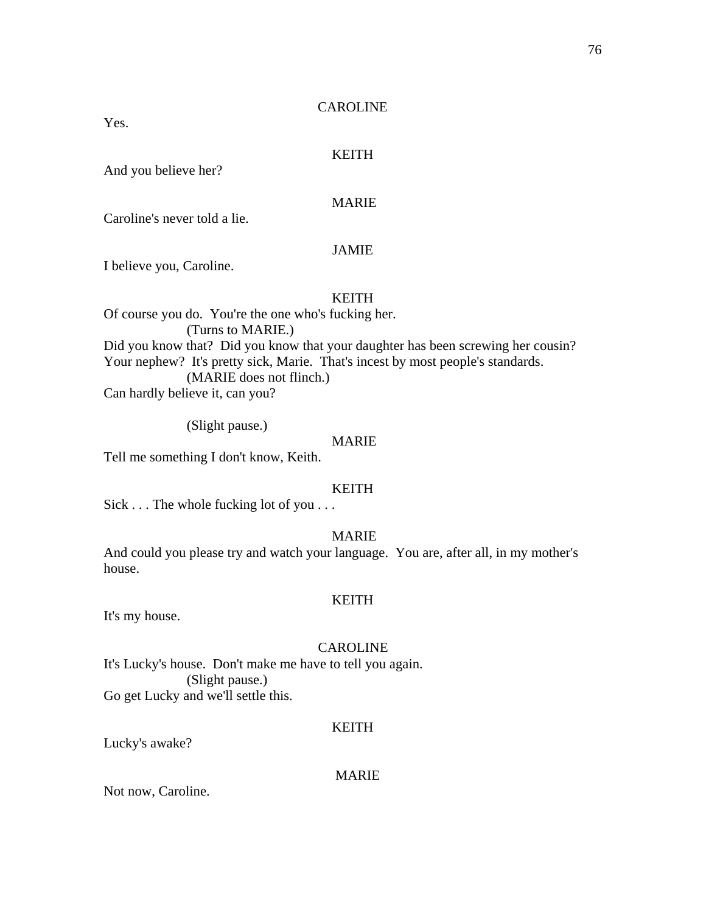CAROLINE

Yes.

KEITH

And you believe her?

MARIE

Caroline's never told a lie.

JAMIE

I believe you, Caroline.

KEITH

Of course you do. You're the one who's fucking her.
(Turns to MARIE.)
Did you know that? Did you know that your daughter has been screwing her cousin? Your nephew? It's pretty sick, Marie. That's incest by most people's standards.
(MARIE does not flinch.)
Can hardly believe it, can you?

(Slight pause.)

MARIE

Tell me something I don't know, Keith.

KEITH

Sick . . . The whole fucking lot of you . . .

MARIE

And could you please try and watch your language. You are, after all, in my mother's house.

KEITH

It's my house.

CAROLINE

It's Lucky's house. Don't make me have to tell you again.
(Slight pause.)
Go get Lucky and we'll settle this.

KEITH

Lucky's awake?

MARIE

Not now, Caroline.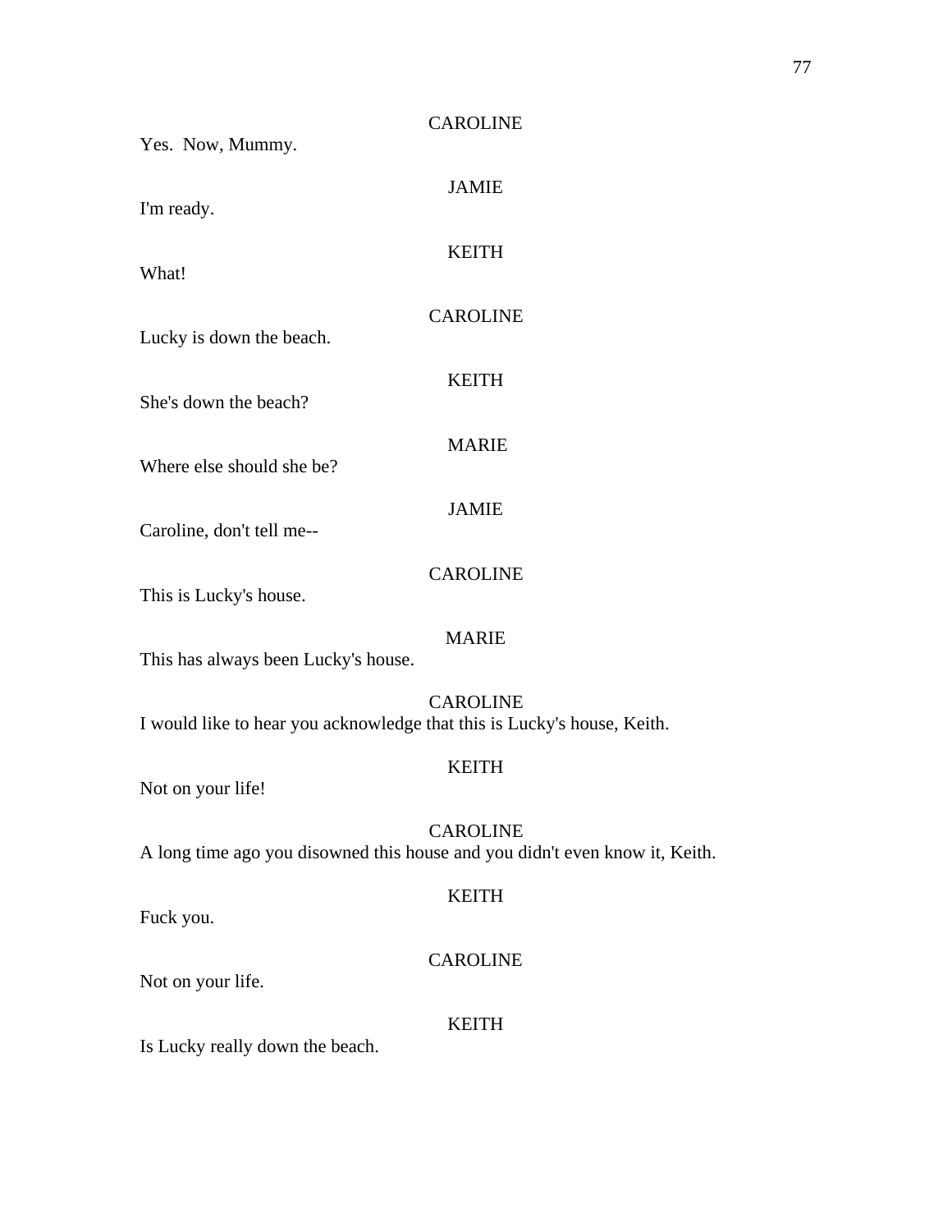CAROLINE

Yes. Now, Mummy.

JAMIE

I'm ready.

KEITH

What!

CAROLINE

Lucky is down the beach.

KEITH

She's down the beach?

MARIE

Where else should she be?

JAMIE

Caroline, don't tell me--

CAROLINE

This is Lucky's house.

MARIE

This has always been Lucky's house.

CAROLINE

I would like to hear you acknowledge that this is Lucky's house, Keith.

KEITH

Not on your life!

CAROLINE

A long time ago you disowned this house and you didn't even know it, Keith.

KEITH

Fuck you.

CAROLINE

Not on your life.

KEITH

Is Lucky really down the beach.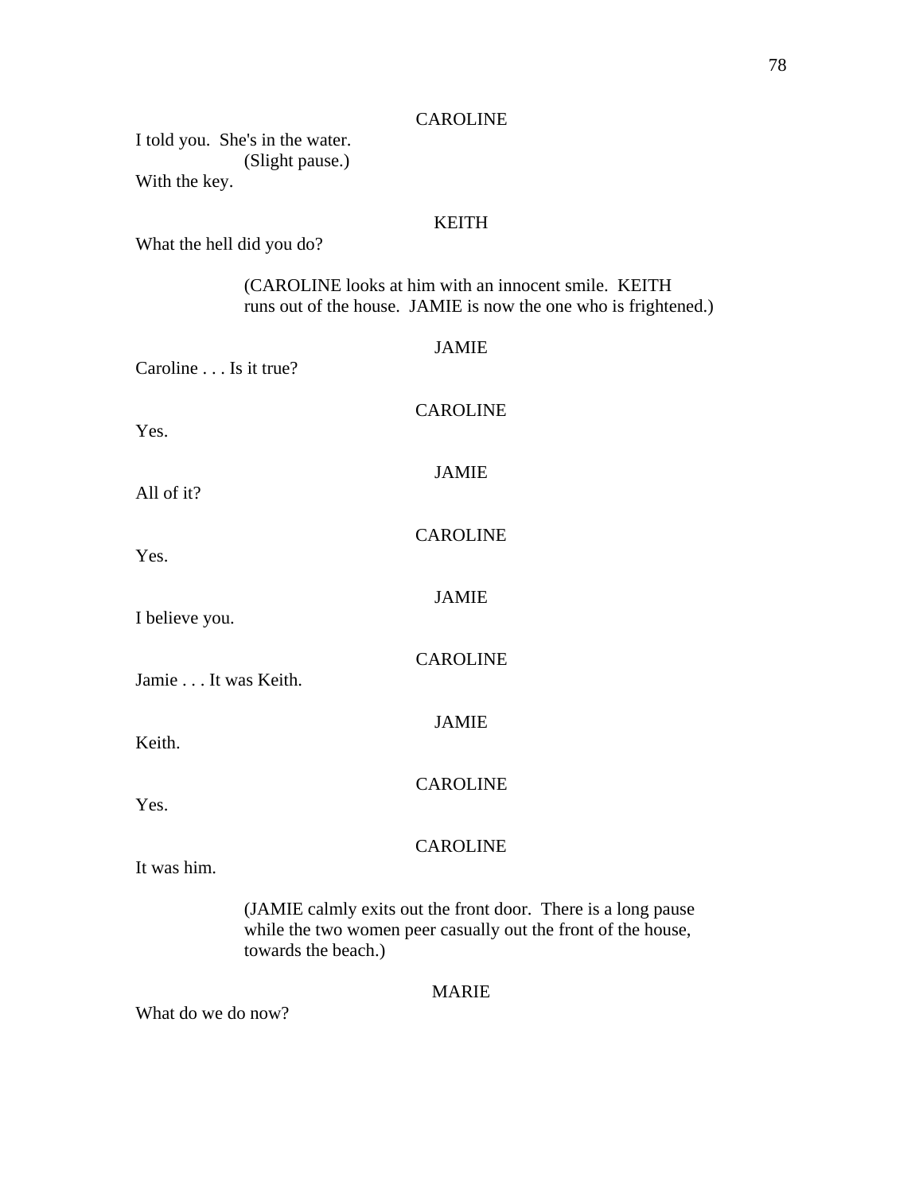CAROLINE

I told you. She's in the water.

(Slight pause.)

With the key.

KEITH

What the hell did you do?

(CAROLINE looks at him with an innocent smile. KEITH runs out of the house. JAMIE is now the one who is frightened.)

JAMIE

Caroline . . . Is it true?

CAROLINE

Yes.

JAMIE

All of it?

CAROLINE

Yes.

JAMIE

I believe you.

CAROLINE

Jamie . . . It was Keith.

JAMIE

Keith.

CAROLINE

Yes.

CAROLINE

It was him.

(JAMIE calmly exits out the front door. There is a long pause while the two women peer casually out the front of the house, towards the beach.)

MARIE

What do we do now?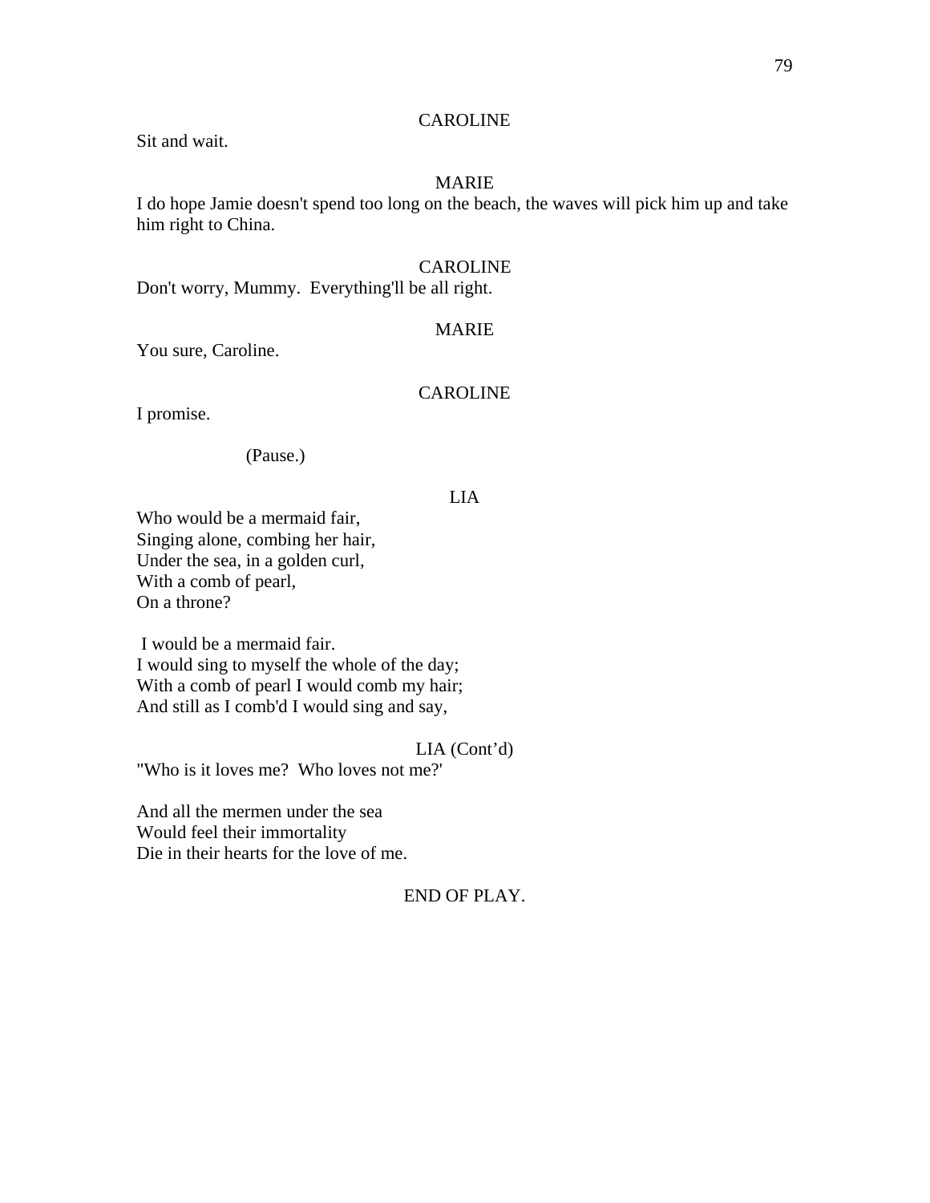CAROLINE

Sit and wait.

MARIE

I do hope Jamie doesn't spend too long on the beach, the waves will pick him up and take him right to China.

CAROLINE

Don't worry, Mummy. Everything'll be all right.

MARIE

You sure, Caroline.

CAROLINE

I promise.

(Pause.)

LIA

Who would be a mermaid fair,
Singing alone, combing her hair,
Under the sea, in a golden curl,
With a comb of pearl,
On a throne?

I would be a mermaid fair.
I would sing to myself the whole of the day;
With a comb of pearl I would comb my hair;
And still as I comb'd I would sing and say,

LIA (Cont'd)

"Who is it loves me? Who loves not me?'

And all the mermen under the sea
Would feel their immortality
Die in their hearts for the love of me.

END OF PLAY.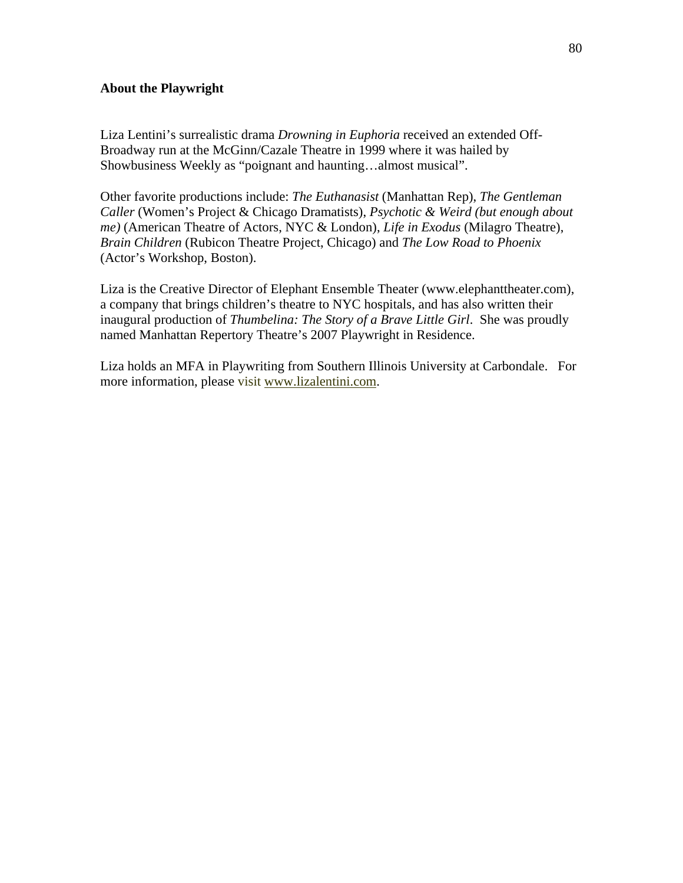**About the Playwright**

Liza Lentini's surrealistic drama *Drowning in Euphoria* received an extended Off-Broadway run at the McGinn/Cazale Theatre in 1999 where it was hailed by Showbusiness Weekly as "poignant and haunting…almost musical".

Other favorite productions include: *The Euthanasist* (Manhattan Rep), *The Gentleman Caller* (Women's Project & Chicago Dramatists), *Psychotic & Weird (but enough about me)* (American Theatre of Actors, NYC & London), *Life in Exodus* (Milagro Theatre), *Brain Children* (Rubicon Theatre Project, Chicago) and *The Low Road to Phoenix* (Actor's Workshop, Boston).

Liza is the Creative Director of Elephant Ensemble Theater (www.elephanttheater.com), a company that brings children's theatre to NYC hospitals, and has also written their inaugural production of *Thumbelina: The Story of a Brave Little Girl*. She was proudly named Manhattan Repertory Theatre's 2007 Playwright in Residence.

Liza holds an MFA in Playwriting from Southern Illinois University at Carbondale. For more information, please visit www.lizalentini.com.